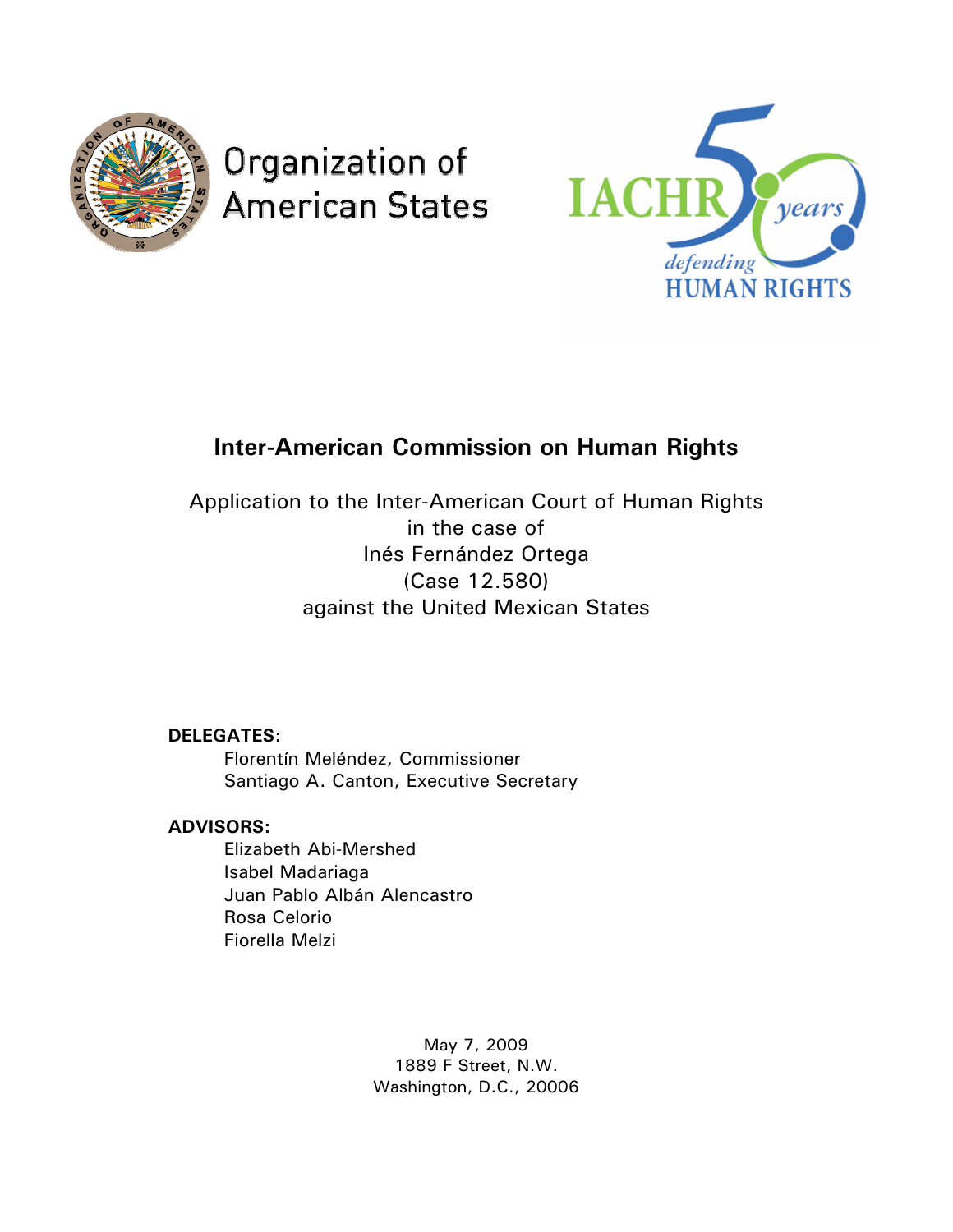Organization of American States

IACHR 50 years defending HUMAN RIGHTS

## Inter-American Commission on Human Rights

Application to the Inter-American Court of Human Rights
in the case of
Inés Fernández Ortega
(Case 12.580)
against the United Mexican States

**DELEGATES:**

Florentín Meléndez, Commissioner
Santiago A. Canton, Executive Secretary

**ADVISORS:**

Elizabeth Abi-Mershed
Isabel Madariaga
Juan Pablo Albán Alencastro
Rosa Celorio
Fiorella Melzi

May 7, 2009
1889 F Street, N.W.
Washington, D.C., 20006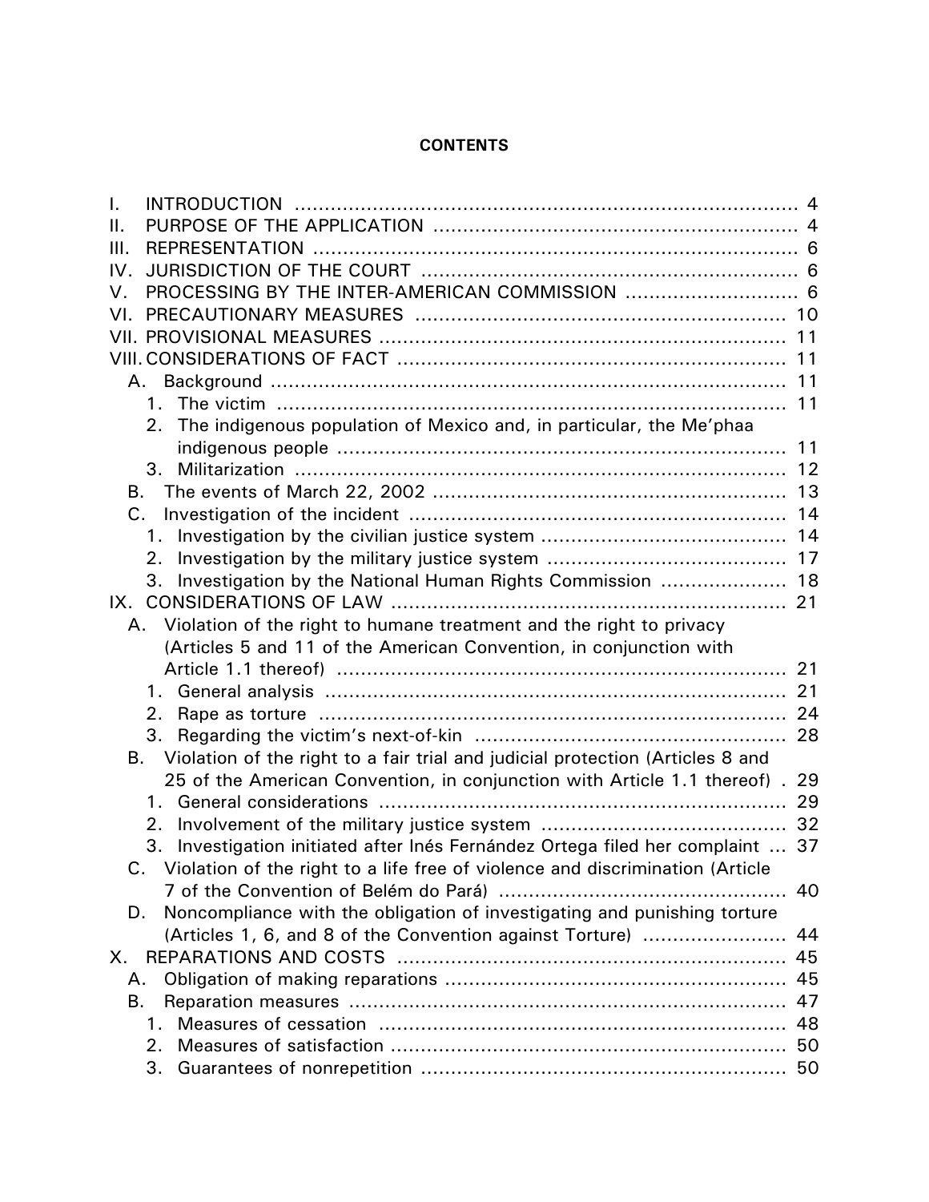**CONTENTS**

I. INTRODUCTION .................................................................................. 4
II. PURPOSE OF THE APPLICATION ........................................................... 4
III. REPRESENTATION .............................................................................. 6
IV. JURISDICTION OF THE COURT ............................................................. 6
V. PROCESSING BY THE INTER-AMERICAN COMMISSION ............................ 6
VI. PRECAUTIONARY MEASURES ............................................................ 10
VII. PROVISIONAL MEASURES .................................................................. 11
VIII. CONSIDERATIONS OF FACT .............................................................. 11
  A. Background ..................................................................................... 11
    1. The victim .................................................................................... 11
    2. The indigenous population of Mexico and, in particular, the Me'phaa indigenous people .......................................................................... 11
    3. Militarization ................................................................................. 12
  B. The events of March 22, 2002 .......................................................... 13
  C. Investigation of the incident ............................................................. 14
    1. Investigation by the civilian justice system ........................................ 14
    2. Investigation by the military justice system ....................................... 17
    3. Investigation by the National Human Rights Commission .................... 18
IX. CONSIDERATIONS OF LAW ................................................................. 21
  A. Violation of the right to humane treatment and the right to privacy (Articles 5 and 11 of the American Convention, in conjunction with Article 1.1 thereof) .......................................................................... 21
    1. General analysis ............................................................................ 21
    2. Rape as torture ............................................................................. 24
    3. Regarding the victim's next-of-kin ................................................... 28
  B. Violation of the right to a fair trial and judicial protection (Articles 8 and 25 of the American Convention, in conjunction with Article 1.1 thereof) . 29
    1. General considerations ................................................................... 29
    2. Involvement of the military justice system ........................................ 32
    3. Investigation initiated after Inés Fernández Ortega filed her complaint ... 37
  C. Violation of the right to a life free of violence and discrimination (Article 7 of the Convention of Belém do Pará) ............................................... 40
  D. Noncompliance with the obligation of investigating and punishing torture (Articles 1, 6, and 8 of the Convention against Torture) ........................ 44
X. REPARATIONS AND COSTS ................................................................ 45
  A. Obligation of making reparations ........................................................ 45
  B. Reparation measures ....................................................................... 47
    1. Measures of cessation ................................................................... 48
    2. Measures of satisfaction ................................................................. 50
    3. Guarantees of nonrepetition ............................................................ 50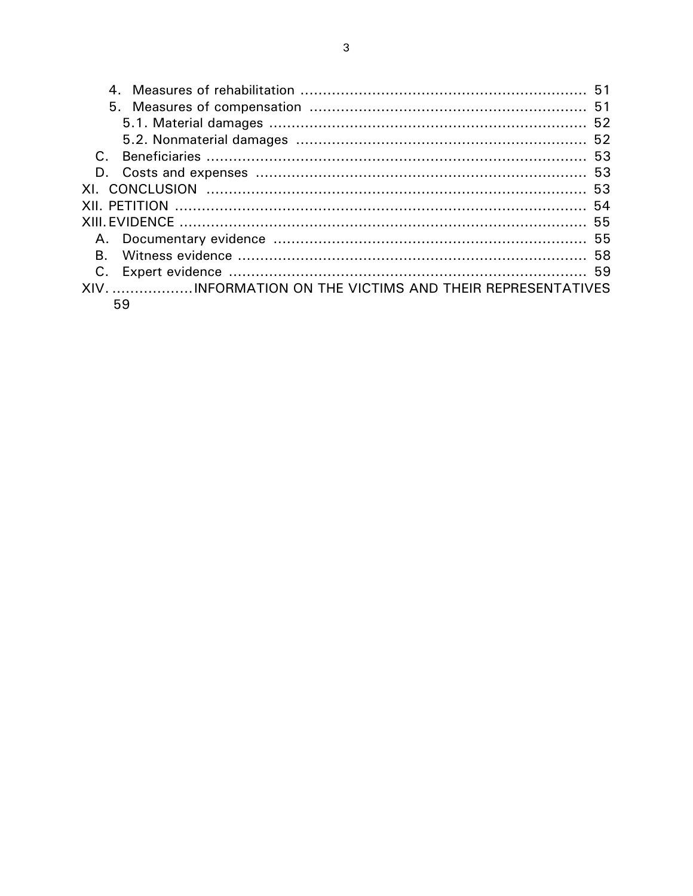4. Measures of rehabilitation ............................................................. 51

5. Measures of compensation ............................................................. 51

5.1. Material damages ............................................................. 52

5.2. Nonmaterial damages ............................................................. 52

C. Beneficiaries ............................................................. 53

D. Costs and expenses ............................................................. 53

XI. CONCLUSION ............................................................. 53

XII. PETITION ............................................................. 54

XIII. EVIDENCE ............................................................. 55

A. Documentary evidence ............................................................. 55

B. Witness evidence ............................................................. 58

C. Expert evidence ............................................................. 59

XIV. ..................INFORMATION ON THE VICTIMS AND THEIR REPRESENTATIVES 59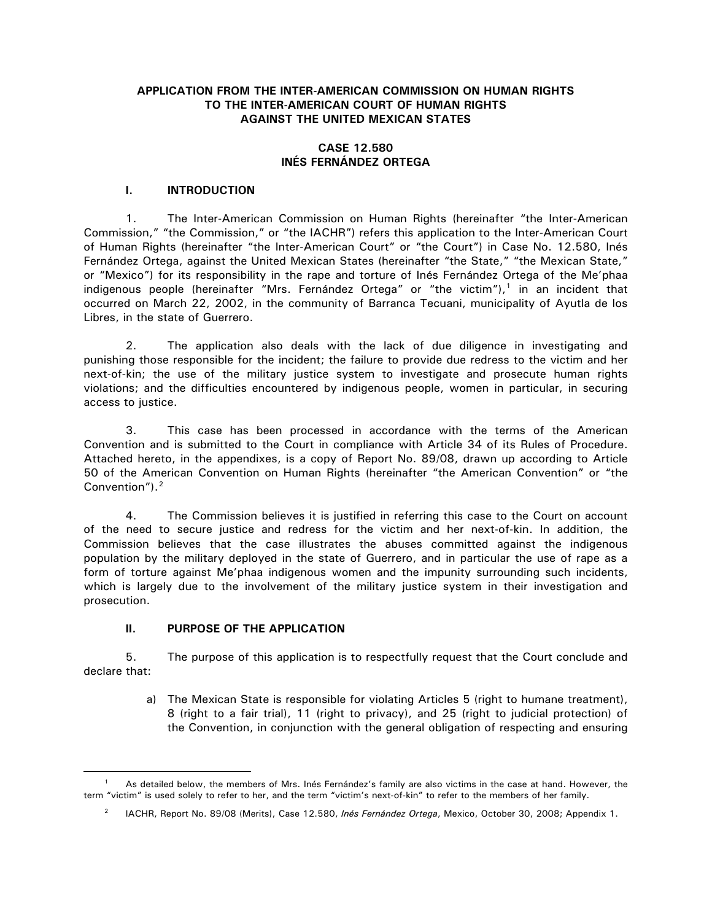**APPLICATION FROM THE INTER-AMERICAN COMMISSION ON HUMAN RIGHTS TO THE INTER-AMERICAN COURT OF HUMAN RIGHTS AGAINST THE UNITED MEXICAN STATES**

**CASE 12.580**
**INÉS FERNÁNDEZ ORTEGA**

## I. INTRODUCTION

1. The Inter-American Commission on Human Rights (hereinafter "the Inter-American Commission," "the Commission," or "the IACHR") refers this application to the Inter-American Court of Human Rights (hereinafter "the Inter-American Court" or "the Court") in Case No. 12.580, Inés Fernández Ortega, against the United Mexican States (hereinafter "the State," "the Mexican State," or "Mexico") for its responsibility in the rape and torture of Inés Fernández Ortega of the Me'phaa indigenous people (hereinafter "Mrs. Fernández Ortega" or "the victim"),[1] in an incident that occurred on March 22, 2002, in the community of Barranca Tecuani, municipality of Ayutla de los Libres, in the state of Guerrero.

2. The application also deals with the lack of due diligence in investigating and punishing those responsible for the incident; the failure to provide due redress to the victim and her next-of-kin; the use of the military justice system to investigate and prosecute human rights violations; and the difficulties encountered by indigenous people, women in particular, in securing access to justice.

3. This case has been processed in accordance with the terms of the American Convention and is submitted to the Court in compliance with Article 34 of its Rules of Procedure. Attached hereto, in the appendixes, is a copy of Report No. 89/08, drawn up according to Article 50 of the American Convention on Human Rights (hereinafter "the American Convention" or "the Convention").[2]

4. The Commission believes it is justified in referring this case to the Court on account of the need to secure justice and redress for the victim and her next-of-kin. In addition, the Commission believes that the case illustrates the abuses committed against the indigenous population by the military deployed in the state of Guerrero, and in particular the use of rape as a form of torture against Me'phaa indigenous women and the impunity surrounding such incidents, which is largely due to the involvement of the military justice system in their investigation and prosecution.

## II. PURPOSE OF THE APPLICATION

5. The purpose of this application is to respectfully request that the Court conclude and declare that:

a) The Mexican State is responsible for violating Articles 5 (right to humane treatment), 8 (right to a fair trial), 11 (right to privacy), and 25 (right to judicial protection) of the Convention, in conjunction with the general obligation of respecting and ensuring

---

[1] As detailed below, the members of Mrs. Inés Fernández's family are also victims in the case at hand. However, the term "victim" is used solely to refer to her, and the term "victim's next-of-kin" to refer to the members of her family.

[2] IACHR, Report No. 89/08 (Merits), Case 12.580, *Inés Fernández Ortega*, Mexico, October 30, 2008; Appendix 1.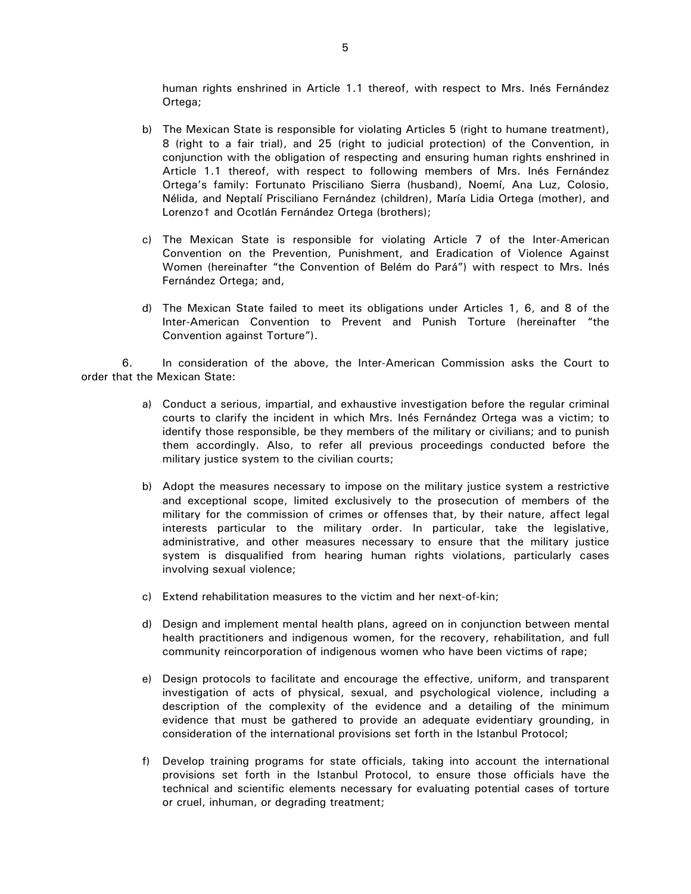human rights enshrined in Article 1.1 thereof, with respect to Mrs. Inés Fernández Ortega;

b) The Mexican State is responsible for violating Articles 5 (right to humane treatment), 8 (right to a fair trial), and 25 (right to judicial protection) of the Convention, in conjunction with the obligation of respecting and ensuring human rights enshrined in Article 1.1 thereof, with respect to following members of Mrs. Inés Fernández Ortega's family: Fortunato Prisciliano Sierra (husband), Noemí, Ana Luz, Colosio, Nélida, and Neptalí Prisciliano Fernández (children), María Lidia Ortega (mother), and Lorenzo† and Ocotlán Fernández Ortega (brothers);

c) The Mexican State is responsible for violating Article 7 of the Inter-American Convention on the Prevention, Punishment, and Eradication of Violence Against Women (hereinafter "the Convention of Belém do Pará") with respect to Mrs. Inés Fernández Ortega; and,

d) The Mexican State failed to meet its obligations under Articles 1, 6, and 8 of the Inter-American Convention to Prevent and Punish Torture (hereinafter "the Convention against Torture").

6. In consideration of the above, the Inter-American Commission asks the Court to order that the Mexican State:

a) Conduct a serious, impartial, and exhaustive investigation before the regular criminal courts to clarify the incident in which Mrs. Inés Fernández Ortega was a victim; to identify those responsible, be they members of the military or civilians; and to punish them accordingly. Also, to refer all previous proceedings conducted before the military justice system to the civilian courts;

b) Adopt the measures necessary to impose on the military justice system a restrictive and exceptional scope, limited exclusively to the prosecution of members of the military for the commission of crimes or offenses that, by their nature, affect legal interests particular to the military order. In particular, take the legislative, administrative, and other measures necessary to ensure that the military justice system is disqualified from hearing human rights violations, particularly cases involving sexual violence;

c) Extend rehabilitation measures to the victim and her next-of-kin;

d) Design and implement mental health plans, agreed on in conjunction between mental health practitioners and indigenous women, for the recovery, rehabilitation, and full community reincorporation of indigenous women who have been victims of rape;

e) Design protocols to facilitate and encourage the effective, uniform, and transparent investigation of acts of physical, sexual, and psychological violence, including a description of the complexity of the evidence and a detailing of the minimum evidence that must be gathered to provide an adequate evidentiary grounding, in consideration of the international provisions set forth in the Istanbul Protocol;

f) Develop training programs for state officials, taking into account the international provisions set forth in the Istanbul Protocol, to ensure those officials have the technical and scientific elements necessary for evaluating potential cases of torture or cruel, inhuman, or degrading treatment;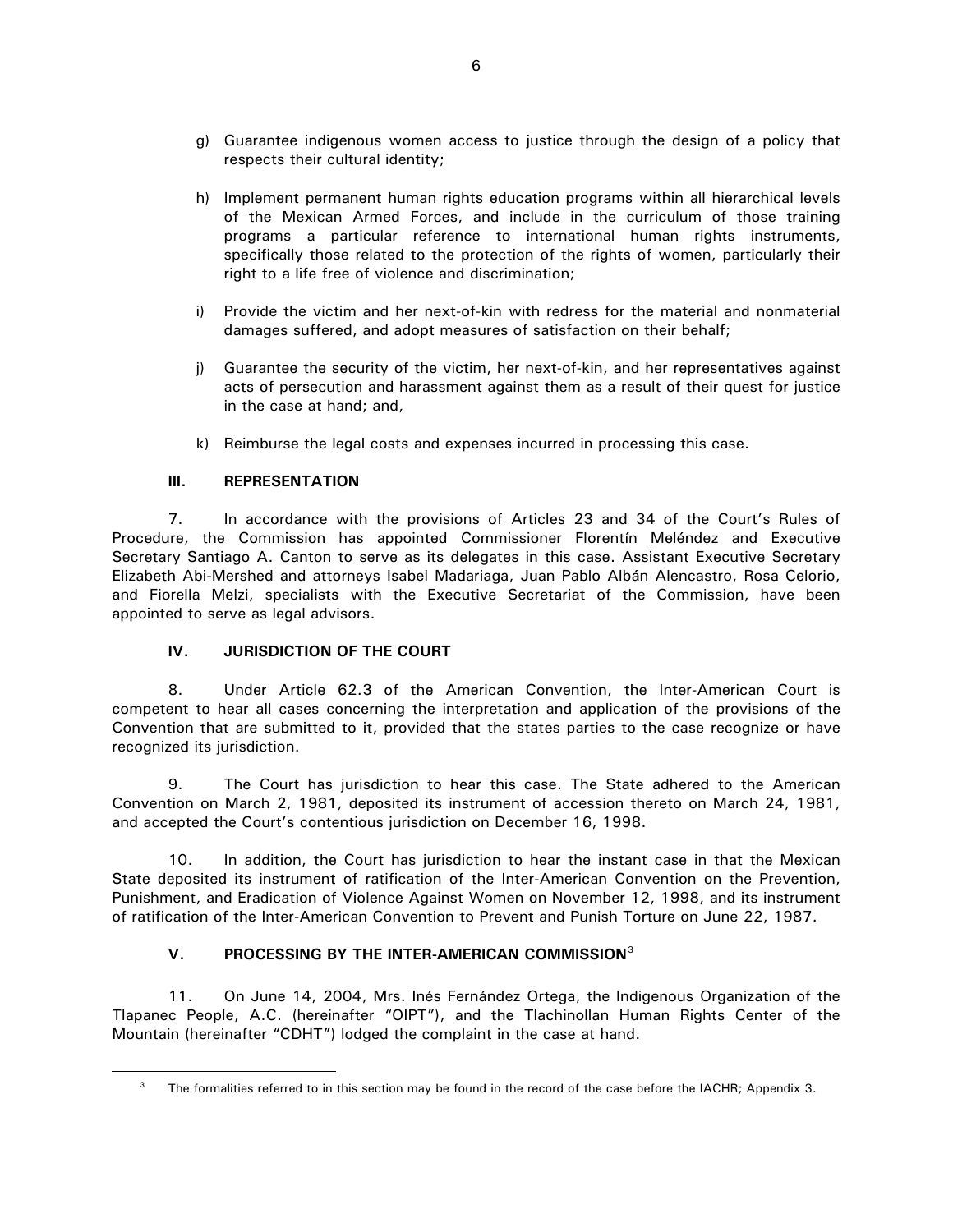g) Guarantee indigenous women access to justice through the design of a policy that respects their cultural identity;

h) Implement permanent human rights education programs within all hierarchical levels of the Mexican Armed Forces, and include in the curriculum of those training programs a particular reference to international human rights instruments, specifically those related to the protection of the rights of women, particularly their right to a life free of violence and discrimination;

i) Provide the victim and her next-of-kin with redress for the material and nonmaterial damages suffered, and adopt measures of satisfaction on their behalf;

j) Guarantee the security of the victim, her next-of-kin, and her representatives against acts of persecution and harassment against them as a result of their quest for justice in the case at hand; and,

k) Reimburse the legal costs and expenses incurred in processing this case.

## III. REPRESENTATION

7. In accordance with the provisions of Articles 23 and 34 of the Court's Rules of Procedure, the Commission has appointed Commissioner Florentín Meléndez and Executive Secretary Santiago A. Canton to serve as its delegates in this case. Assistant Executive Secretary Elizabeth Abi-Mershed and attorneys Isabel Madariaga, Juan Pablo Albán Alencastro, Rosa Celorio, and Fiorella Melzi, specialists with the Executive Secretariat of the Commission, have been appointed to serve as legal advisors.

## IV. JURISDICTION OF THE COURT

8. Under Article 62.3 of the American Convention, the Inter-American Court is competent to hear all cases concerning the interpretation and application of the provisions of the Convention that are submitted to it, provided that the states parties to the case recognize or have recognized its jurisdiction.

9. The Court has jurisdiction to hear this case. The State adhered to the American Convention on March 2, 1981, deposited its instrument of accession thereto on March 24, 1981, and accepted the Court's contentious jurisdiction on December 16, 1998.

10. In addition, the Court has jurisdiction to hear the instant case in that the Mexican State deposited its instrument of ratification of the Inter-American Convention on the Prevention, Punishment, and Eradication of Violence Against Women on November 12, 1998, and its instrument of ratification of the Inter-American Convention to Prevent and Punish Torture on June 22, 1987.

## V. PROCESSING BY THE INTER-AMERICAN COMMISSION[3]

11. On June 14, 2004, Mrs. Inés Fernández Ortega, the Indigenous Organization of the Tlapanec People, A.C. (hereinafter "OIPT"), and the Tlachinollan Human Rights Center of the Mountain (hereinafter "CDHT") lodged the complaint in the case at hand.

[3] The formalities referred to in this section may be found in the record of the case before the IACHR; Appendix 3.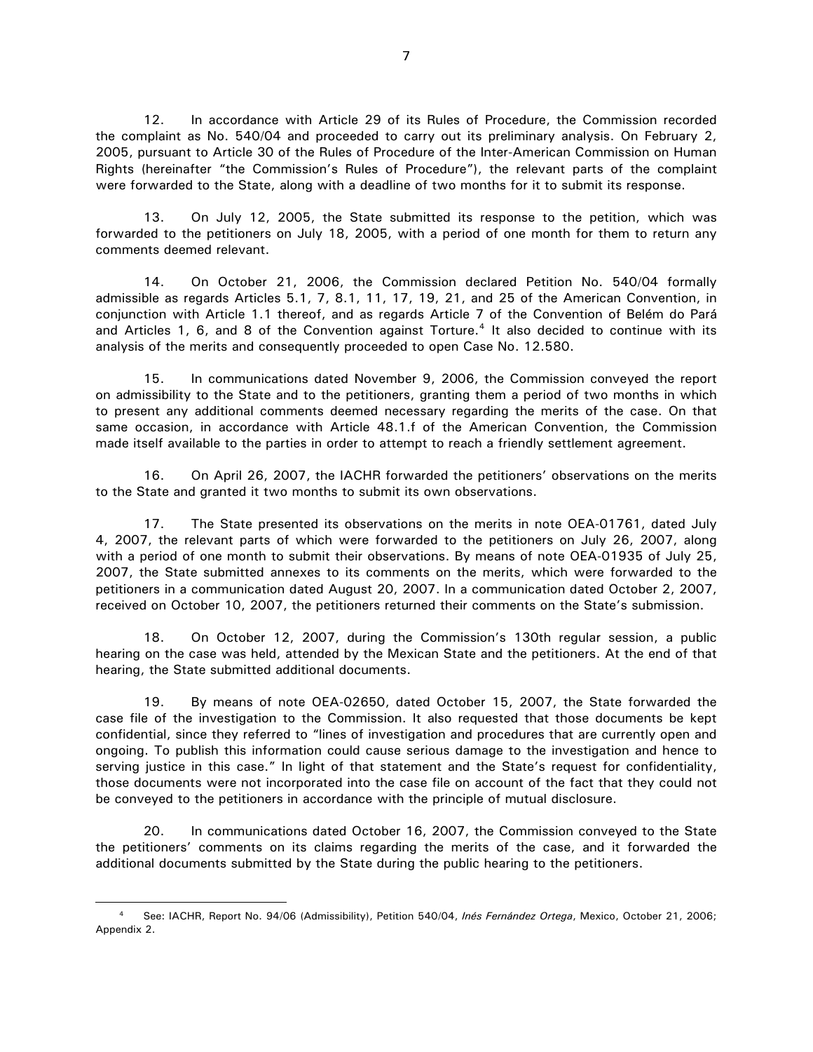12. In accordance with Article 29 of its Rules of Procedure, the Commission recorded the complaint as No. 540/04 and proceeded to carry out its preliminary analysis. On February 2, 2005, pursuant to Article 30 of the Rules of Procedure of the Inter-American Commission on Human Rights (hereinafter "the Commission's Rules of Procedure"), the relevant parts of the complaint were forwarded to the State, along with a deadline of two months for it to submit its response.

13. On July 12, 2005, the State submitted its response to the petition, which was forwarded to the petitioners on July 18, 2005, with a period of one month for them to return any comments deemed relevant.

14. On October 21, 2006, the Commission declared Petition No. 540/04 formally admissible as regards Articles 5.1, 7, 8.1, 11, 17, 19, 21, and 25 of the American Convention, in conjunction with Article 1.1 thereof, and as regards Article 7 of the Convention of Belém do Pará and Articles 1, 6, and 8 of the Convention against Torture.[4] It also decided to continue with its analysis of the merits and consequently proceeded to open Case No. 12.580.

15. In communications dated November 9, 2006, the Commission conveyed the report on admissibility to the State and to the petitioners, granting them a period of two months in which to present any additional comments deemed necessary regarding the merits of the case. On that same occasion, in accordance with Article 48.1.f of the American Convention, the Commission made itself available to the parties in order to attempt to reach a friendly settlement agreement.

16. On April 26, 2007, the IACHR forwarded the petitioners' observations on the merits to the State and granted it two months to submit its own observations.

17. The State presented its observations on the merits in note OEA-01761, dated July 4, 2007, the relevant parts of which were forwarded to the petitioners on July 26, 2007, along with a period of one month to submit their observations. By means of note OEA-01935 of July 25, 2007, the State submitted annexes to its comments on the merits, which were forwarded to the petitioners in a communication dated August 20, 2007. In a communication dated October 2, 2007, received on October 10, 2007, the petitioners returned their comments on the State's submission.

18. On October 12, 2007, during the Commission's 130th regular session, a public hearing on the case was held, attended by the Mexican State and the petitioners. At the end of that hearing, the State submitted additional documents.

19. By means of note OEA-02650, dated October 15, 2007, the State forwarded the case file of the investigation to the Commission. It also requested that those documents be kept confidential, since they referred to "lines of investigation and procedures that are currently open and ongoing. To publish this information could cause serious damage to the investigation and hence to serving justice in this case." In light of that statement and the State's request for confidentiality, those documents were not incorporated into the case file on account of the fact that they could not be conveyed to the petitioners in accordance with the principle of mutual disclosure.

20. In communications dated October 16, 2007, the Commission conveyed to the State the petitioners' comments on its claims regarding the merits of the case, and it forwarded the additional documents submitted by the State during the public hearing to the petitioners.

---

[4] See: IACHR, Report No. 94/06 (Admissibility), Petition 540/04, *Inés Fernández Ortega*, Mexico, October 21, 2006; Appendix 2.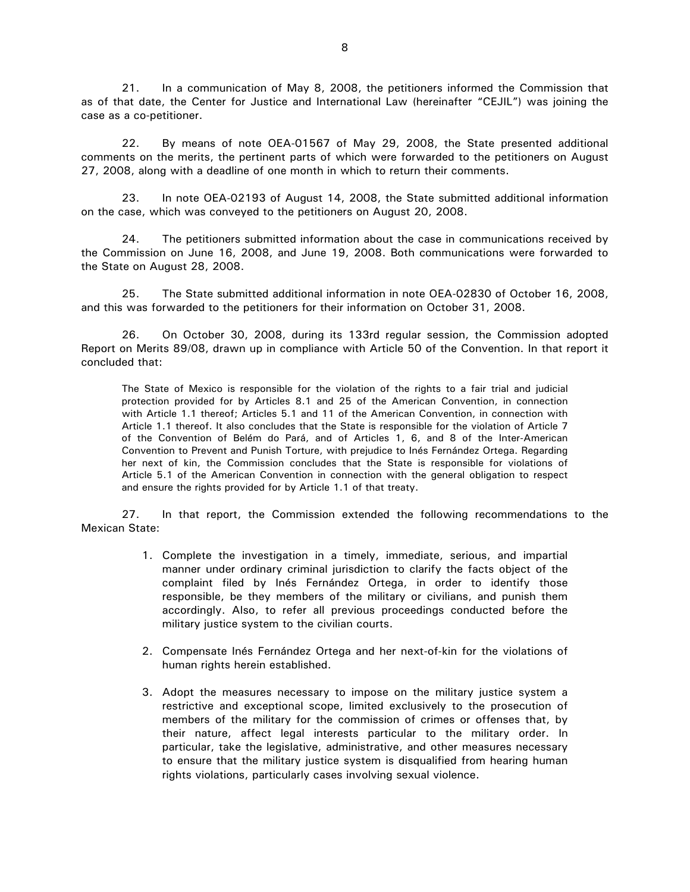21. In a communication of May 8, 2008, the petitioners informed the Commission that as of that date, the Center for Justice and International Law (hereinafter "CEJIL") was joining the case as a co-petitioner.

22. By means of note OEA-01567 of May 29, 2008, the State presented additional comments on the merits, the pertinent parts of which were forwarded to the petitioners on August 27, 2008, along with a deadline of one month in which to return their comments.

23. In note OEA-02193 of August 14, 2008, the State submitted additional information on the case, which was conveyed to the petitioners on August 20, 2008.

24. The petitioners submitted information about the case in communications received by the Commission on June 16, 2008, and June 19, 2008. Both communications were forwarded to the State on August 28, 2008.

25. The State submitted additional information in note OEA-02830 of October 16, 2008, and this was forwarded to the petitioners for their information on October 31, 2008.

26. On October 30, 2008, during its 133rd regular session, the Commission adopted Report on Merits 89/08, drawn up in compliance with Article 50 of the Convention. In that report it concluded that:

> The State of Mexico is responsible for the violation of the rights to a fair trial and judicial protection provided for by Articles 8.1 and 25 of the American Convention, in connection with Article 1.1 thereof; Articles 5.1 and 11 of the American Convention, in connection with Article 1.1 thereof. It also concludes that the State is responsible for the violation of Article 7 of the Convention of Belém do Pará, and of Articles 1, 6, and 8 of the Inter-American Convention to Prevent and Punish Torture, with prejudice to Inés Fernández Ortega. Regarding her next of kin, the Commission concludes that the State is responsible for violations of Article 5.1 of the American Convention in connection with the general obligation to respect and ensure the rights provided for by Article 1.1 of that treaty.

27. In that report, the Commission extended the following recommendations to the Mexican State:

1. Complete the investigation in a timely, immediate, serious, and impartial manner under ordinary criminal jurisdiction to clarify the facts object of the complaint filed by Inés Fernández Ortega, in order to identify those responsible, be they members of the military or civilians, and punish them accordingly. Also, to refer all previous proceedings conducted before the military justice system to the civilian courts.

2. Compensate Inés Fernández Ortega and her next-of-kin for the violations of human rights herein established.

3. Adopt the measures necessary to impose on the military justice system a restrictive and exceptional scope, limited exclusively to the prosecution of members of the military for the commission of crimes or offenses that, by their nature, affect legal interests particular to the military order. In particular, take the legislative, administrative, and other measures necessary to ensure that the military justice system is disqualified from hearing human rights violations, particularly cases involving sexual violence.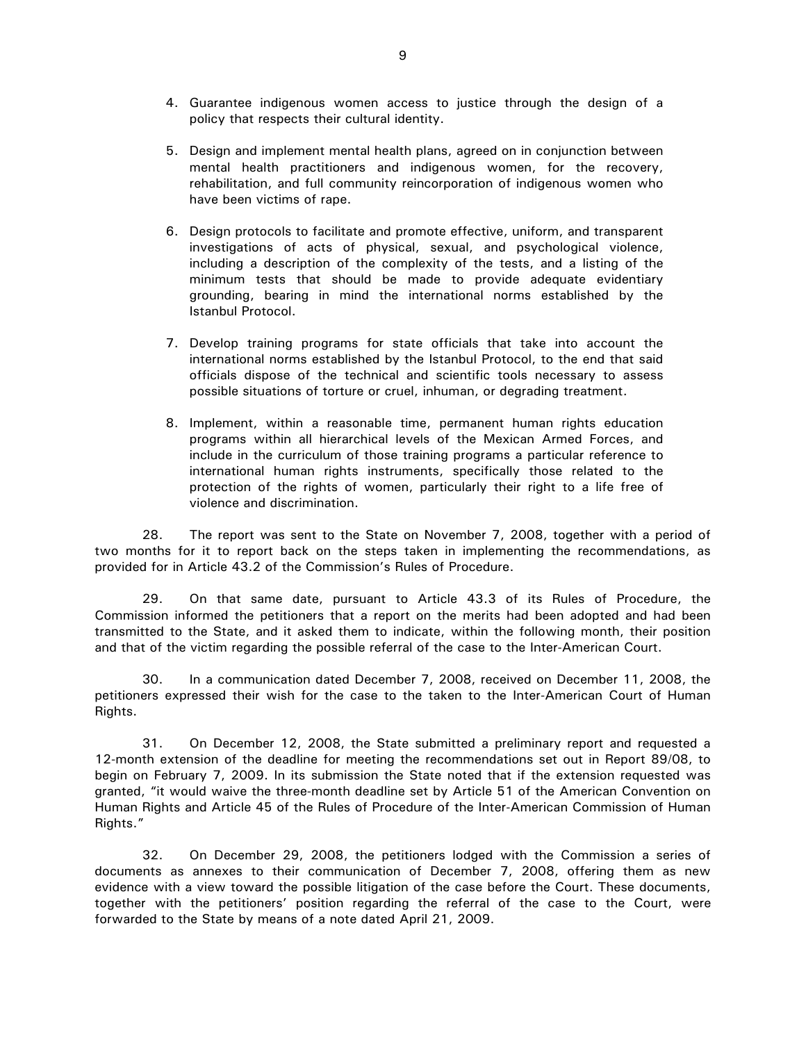4. Guarantee indigenous women access to justice through the design of a policy that respects their cultural identity.

5. Design and implement mental health plans, agreed on in conjunction between mental health practitioners and indigenous women, for the recovery, rehabilitation, and full community reincorporation of indigenous women who have been victims of rape.

6. Design protocols to facilitate and promote effective, uniform, and transparent investigations of acts of physical, sexual, and psychological violence, including a description of the complexity of the tests, and a listing of the minimum tests that should be made to provide adequate evidentiary grounding, bearing in mind the international norms established by the Istanbul Protocol.

7. Develop training programs for state officials that take into account the international norms established by the Istanbul Protocol, to the end that said officials dispose of the technical and scientific tools necessary to assess possible situations of torture or cruel, inhuman, or degrading treatment.

8. Implement, within a reasonable time, permanent human rights education programs within all hierarchical levels of the Mexican Armed Forces, and include in the curriculum of those training programs a particular reference to international human rights instruments, specifically those related to the protection of the rights of women, particularly their right to a life free of violence and discrimination.

28. The report was sent to the State on November 7, 2008, together with a period of two months for it to report back on the steps taken in implementing the recommendations, as provided for in Article 43.2 of the Commission's Rules of Procedure.

29. On that same date, pursuant to Article 43.3 of its Rules of Procedure, the Commission informed the petitioners that a report on the merits had been adopted and had been transmitted to the State, and it asked them to indicate, within the following month, their position and that of the victim regarding the possible referral of the case to the Inter-American Court.

30. In a communication dated December 7, 2008, received on December 11, 2008, the petitioners expressed their wish for the case to the taken to the Inter-American Court of Human Rights.

31. On December 12, 2008, the State submitted a preliminary report and requested a 12-month extension of the deadline for meeting the recommendations set out in Report 89/08, to begin on February 7, 2009. In its submission the State noted that if the extension requested was granted, "it would waive the three-month deadline set by Article 51 of the American Convention on Human Rights and Article 45 of the Rules of Procedure of the Inter-American Commission of Human Rights."

32. On December 29, 2008, the petitioners lodged with the Commission a series of documents as annexes to their communication of December 7, 2008, offering them as new evidence with a view toward the possible litigation of the case before the Court. These documents, together with the petitioners' position regarding the referral of the case to the Court, were forwarded to the State by means of a note dated April 21, 2009.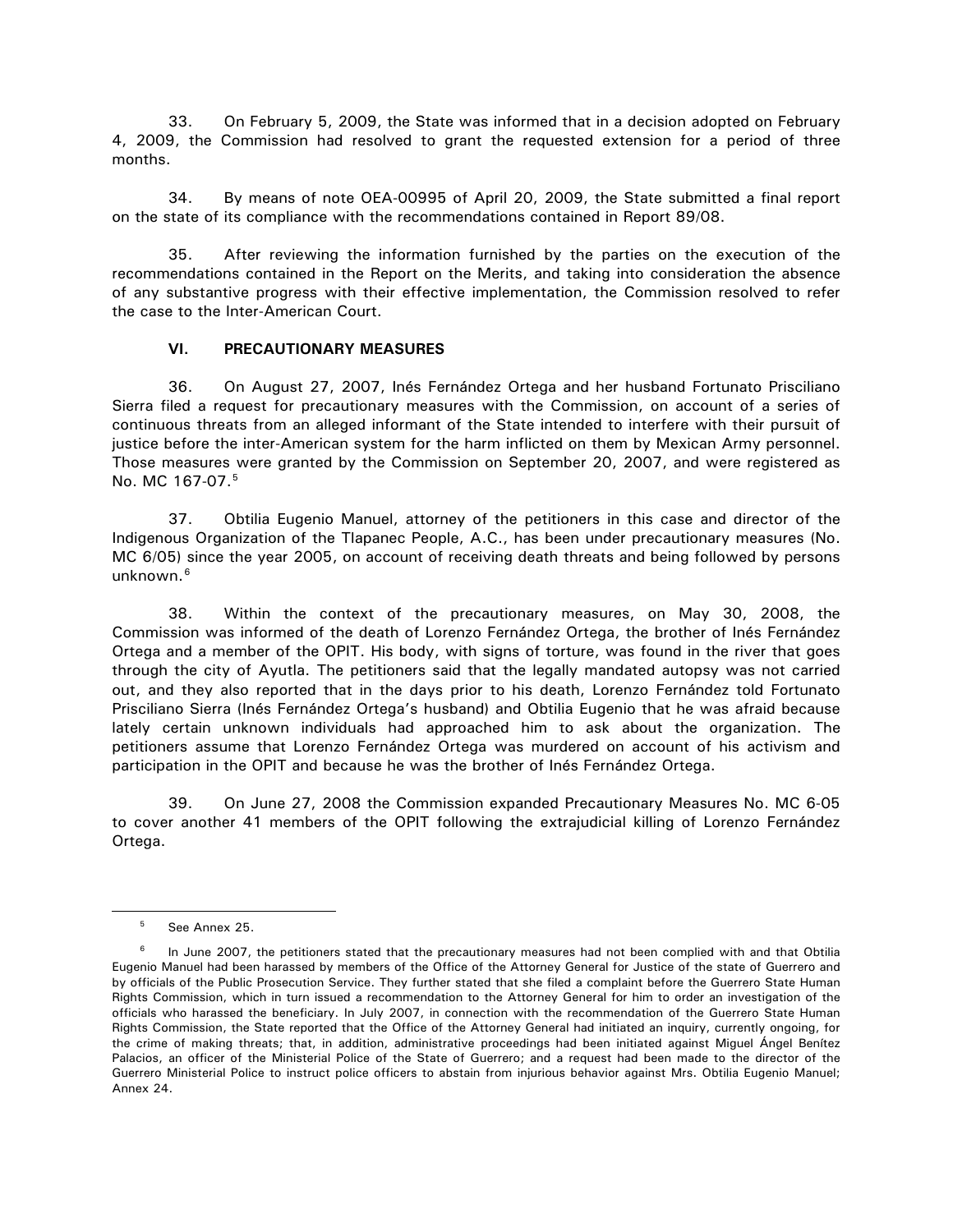33. On February 5, 2009, the State was informed that in a decision adopted on February 4, 2009, the Commission had resolved to grant the requested extension for a period of three months.

34. By means of note OEA-00995 of April 20, 2009, the State submitted a final report on the state of its compliance with the recommendations contained in Report 89/08.

35. After reviewing the information furnished by the parties on the execution of the recommendations contained in the Report on the Merits, and taking into consideration the absence of any substantive progress with their effective implementation, the Commission resolved to refer the case to the Inter-American Court.

## VI. PRECAUTIONARY MEASURES

36. On August 27, 2007, Inés Fernández Ortega and her husband Fortunato Prisciliano Sierra filed a request for precautionary measures with the Commission, on account of a series of continuous threats from an alleged informant of the State intended to interfere with their pursuit of justice before the inter-American system for the harm inflicted on them by Mexican Army personnel. Those measures were granted by the Commission on September 20, 2007, and were registered as No. MC 167-07.[5]

37. Obtilia Eugenio Manuel, attorney of the petitioners in this case and director of the Indigenous Organization of the Tlapanec People, A.C., has been under precautionary measures (No. MC 6/05) since the year 2005, on account of receiving death threats and being followed by persons unknown.[6]

38. Within the context of the precautionary measures, on May 30, 2008, the Commission was informed of the death of Lorenzo Fernández Ortega, the brother of Inés Fernández Ortega and a member of the OPIT. His body, with signs of torture, was found in the river that goes through the city of Ayutla. The petitioners said that the legally mandated autopsy was not carried out, and they also reported that in the days prior to his death, Lorenzo Fernández told Fortunato Prisciliano Sierra (Inés Fernández Ortega's husband) and Obtilia Eugenio that he was afraid because lately certain unknown individuals had approached him to ask about the organization. The petitioners assume that Lorenzo Fernández Ortega was murdered on account of his activism and participation in the OPIT and because he was the brother of Inés Fernández Ortega.

39. On June 27, 2008 the Commission expanded Precautionary Measures No. MC 6-05 to cover another 41 members of the OPIT following the extrajudicial killing of Lorenzo Fernández Ortega.

---

[5] See Annex 25.

[6] In June 2007, the petitioners stated that the precautionary measures had not been complied with and that Obtilia Eugenio Manuel had been harassed by members of the Office of the Attorney General for Justice of the state of Guerrero and by officials of the Public Prosecution Service. They further stated that she filed a complaint before the Guerrero State Human Rights Commission, which in turn issued a recommendation to the Attorney General for him to order an investigation of the officials who harassed the beneficiary. In July 2007, in connection with the recommendation of the Guerrero State Human Rights Commission, the State reported that the Office of the Attorney General had initiated an inquiry, currently ongoing, for the crime of making threats; that, in addition, administrative proceedings had been initiated against Miguel Ángel Benítez Palacios, an officer of the Ministerial Police of the State of Guerrero; and a request had been made to the director of the Guerrero Ministerial Police to instruct police officers to abstain from injurious behavior against Mrs. Obtilia Eugenio Manuel; Annex 24.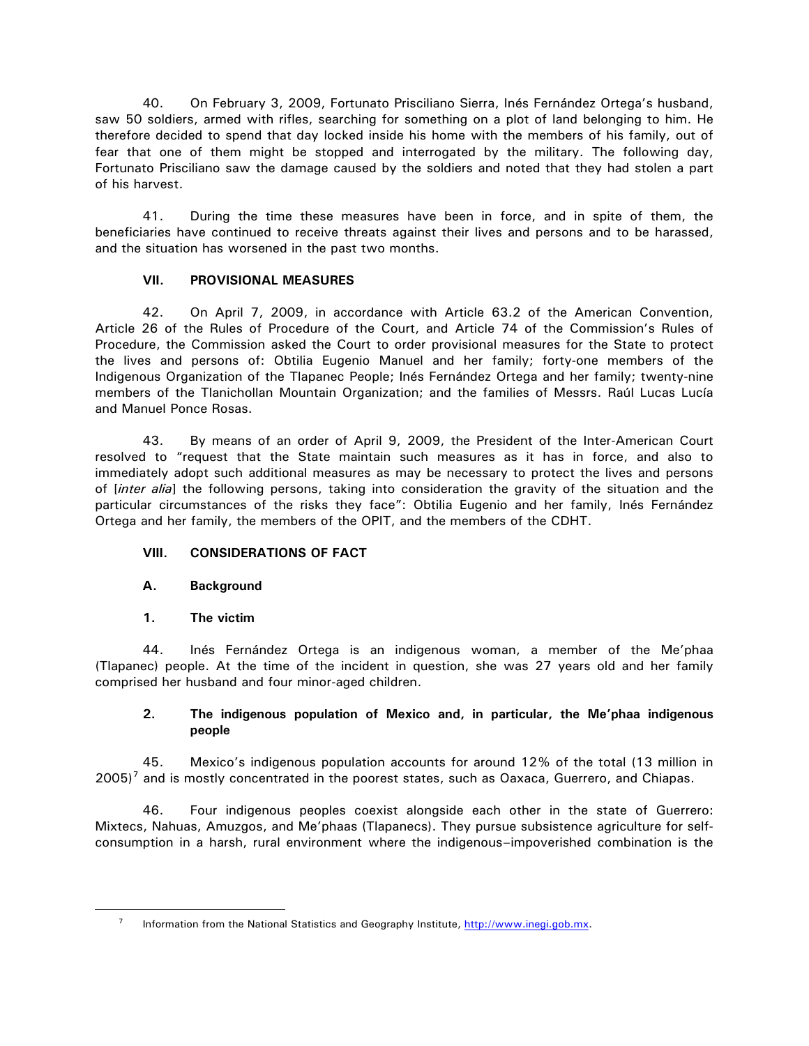40. On February 3, 2009, Fortunato Prisciliano Sierra, Inés Fernández Ortega's husband, saw 50 soldiers, armed with rifles, searching for something on a plot of land belonging to him. He therefore decided to spend that day locked inside his home with the members of his family, out of fear that one of them might be stopped and interrogated by the military. The following day, Fortunato Prisciliano saw the damage caused by the soldiers and noted that they had stolen a part of his harvest.

41. During the time these measures have been in force, and in spite of them, the beneficiaries have continued to receive threats against their lives and persons and to be harassed, and the situation has worsened in the past two months.

## VII. PROVISIONAL MEASURES

42. On April 7, 2009, in accordance with Article 63.2 of the American Convention, Article 26 of the Rules of Procedure of the Court, and Article 74 of the Commission's Rules of Procedure, the Commission asked the Court to order provisional measures for the State to protect the lives and persons of: Obtilia Eugenio Manuel and her family; forty-one members of the Indigenous Organization of the Tlapanec People; Inés Fernández Ortega and her family; twenty-nine members of the Tlanichollan Mountain Organization; and the families of Messrs. Raúl Lucas Lucía and Manuel Ponce Rosas.

43. By means of an order of April 9, 2009, the President of the Inter-American Court resolved to "request that the State maintain such measures as it has in force, and also to immediately adopt such additional measures as may be necessary to protect the lives and persons of [*inter alia*] the following persons, taking into consideration the gravity of the situation and the particular circumstances of the risks they face": Obtilia Eugenio and her family, Inés Fernández Ortega and her family, the members of the OPIT, and the members of the CDHT.

## VIII. CONSIDERATIONS OF FACT

### A. Background

#### 1. The victim

44. Inés Fernández Ortega is an indigenous woman, a member of the Me'phaa (Tlapanec) people. At the time of the incident in question, she was 27 years old and her family comprised her husband and four minor-aged children.

#### 2. The indigenous population of Mexico and, in particular, the Me'phaa indigenous people

45. Mexico's indigenous population accounts for around 12% of the total (13 million in 2005)[7] and is mostly concentrated in the poorest states, such as Oaxaca, Guerrero, and Chiapas.

46. Four indigenous peoples coexist alongside each other in the state of Guerrero: Mixtecs, Nahuas, Amuzgos, and Me'phaas (Tlapanecs). They pursue subsistence agriculture for self-consumption in a harsh, rural environment where the indigenous–impoverished combination is the

---

[7] Information from the National Statistics and Geography Institute, http://www.inegi.gob.mx.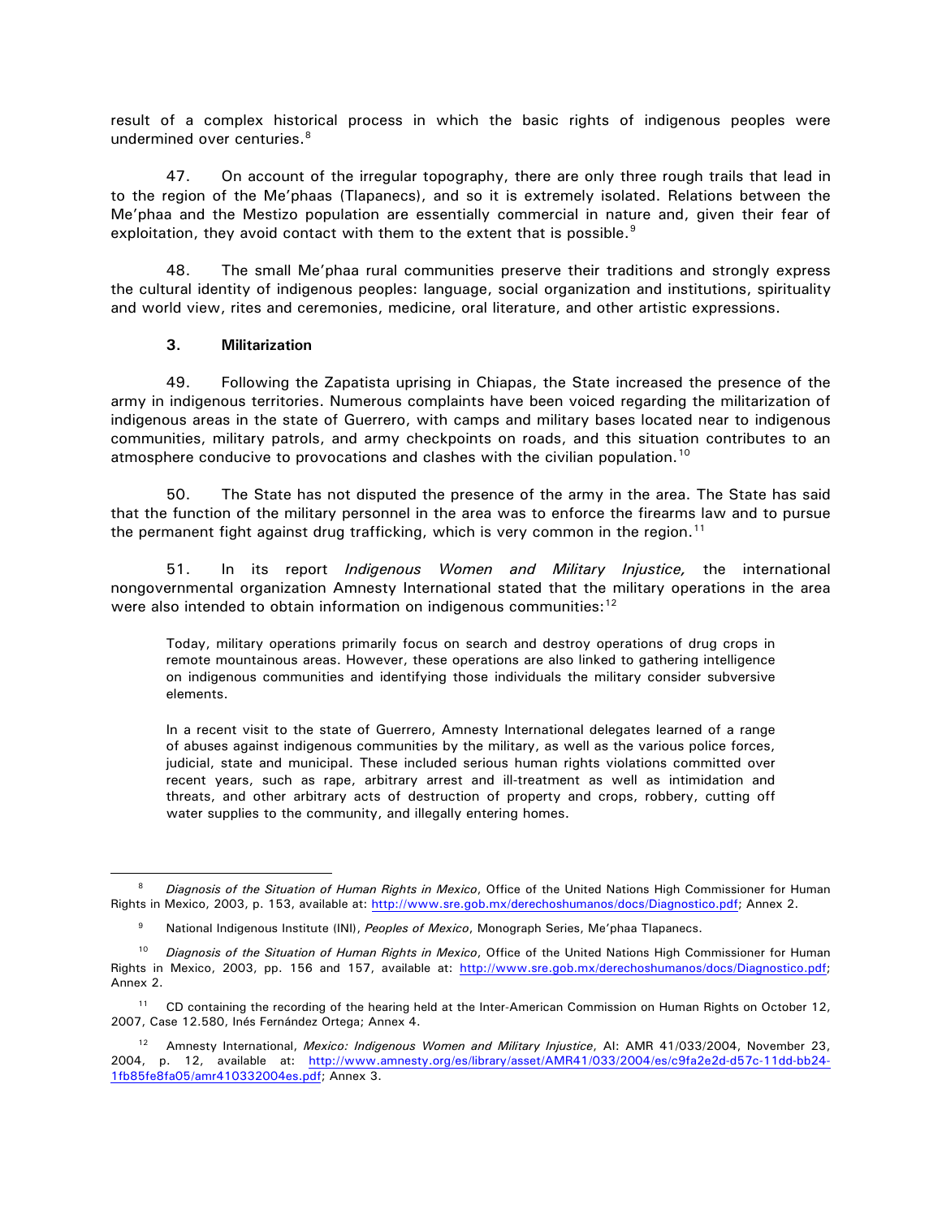result of a complex historical process in which the basic rights of indigenous peoples were undermined over centuries.[8]

47. On account of the irregular topography, there are only three rough trails that lead in to the region of the Me'phaas (Tlapanecs), and so it is extremely isolated. Relations between the Me'phaa and the Mestizo population are essentially commercial in nature and, given their fear of exploitation, they avoid contact with them to the extent that is possible.[9]

48. The small Me'phaa rural communities preserve their traditions and strongly express the cultural identity of indigenous peoples: language, social organization and institutions, spirituality and world view, rites and ceremonies, medicine, oral literature, and other artistic expressions.

### 3. Militarization

49. Following the Zapatista uprising in Chiapas, the State increased the presence of the army in indigenous territories. Numerous complaints have been voiced regarding the militarization of indigenous areas in the state of Guerrero, with camps and military bases located near to indigenous communities, military patrols, and army checkpoints on roads, and this situation contributes to an atmosphere conducive to provocations and clashes with the civilian population.[10]

50. The State has not disputed the presence of the army in the area. The State has said that the function of the military personnel in the area was to enforce the firearms law and to pursue the permanent fight against drug trafficking, which is very common in the region.[11]

51. In its report *Indigenous Women and Military Injustice,* the international nongovernmental organization Amnesty International stated that the military operations in the area were also intended to obtain information on indigenous communities:[12]

> Today, military operations primarily focus on search and destroy operations of drug crops in remote mountainous areas. However, these operations are also linked to gathering intelligence on indigenous communities and identifying those individuals the military consider subversive elements.
>
> In a recent visit to the state of Guerrero, Amnesty International delegates learned of a range of abuses against indigenous communities by the military, as well as the various police forces, judicial, state and municipal. These included serious human rights violations committed over recent years, such as rape, arbitrary arrest and ill-treatment as well as intimidation and threats, and other arbitrary acts of destruction of property and crops, robbery, cutting off water supplies to the community, and illegally entering homes.

---

[8] *Diagnosis of the Situation of Human Rights in Mexico*, Office of the United Nations High Commissioner for Human Rights in Mexico, 2003, p. 153, available at: http://www.sre.gob.mx/derechoshumanos/docs/Diagnostico.pdf; Annex 2.

[9] National Indigenous Institute (INI), *Peoples of Mexico*, Monograph Series, Me'phaa Tlapanecs.

[10] *Diagnosis of the Situation of Human Rights in Mexico*, Office of the United Nations High Commissioner for Human Rights in Mexico, 2003, pp. 156 and 157, available at: http://www.sre.gob.mx/derechoshumanos/docs/Diagnostico.pdf; Annex 2.

[11] CD containing the recording of the hearing held at the Inter-American Commission on Human Rights on October 12, 2007, Case 12.580, Inés Fernández Ortega; Annex 4.

[12] Amnesty International, *Mexico: Indigenous Women and Military Injustice*, AI: AMR 41/033/2004, November 23, 2004, p. 12, available at: http://www.amnesty.org/es/library/asset/AMR41/033/2004/es/c9fa2e2d-d57c-11dd-bb24-1fb85fe8fa05/amr410332004es.pdf; Annex 3.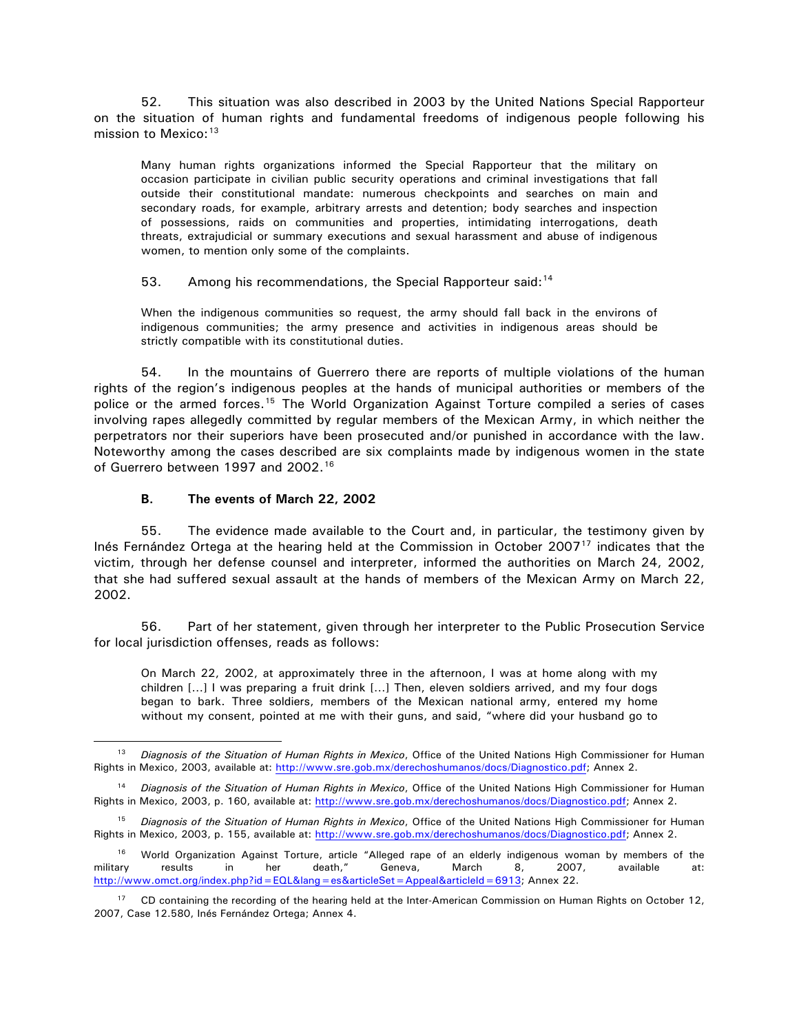52. This situation was also described in 2003 by the United Nations Special Rapporteur on the situation of human rights and fundamental freedoms of indigenous people following his mission to Mexico:[13]

> Many human rights organizations informed the Special Rapporteur that the military on occasion participate in civilian public security operations and criminal investigations that fall outside their constitutional mandate: numerous checkpoints and searches on main and secondary roads, for example, arbitrary arrests and detention; body searches and inspection of possessions, raids on communities and properties, intimidating interrogations, death threats, extrajudicial or summary executions and sexual harassment and abuse of indigenous women, to mention only some of the complaints.

53. Among his recommendations, the Special Rapporteur said:[14]

> When the indigenous communities so request, the army should fall back in the environs of indigenous communities; the army presence and activities in indigenous areas should be strictly compatible with its constitutional duties.

54. In the mountains of Guerrero there are reports of multiple violations of the human rights of the region's indigenous peoples at the hands of municipal authorities or members of the police or the armed forces.[15] The World Organization Against Torture compiled a series of cases involving rapes allegedly committed by regular members of the Mexican Army, in which neither the perpetrators nor their superiors have been prosecuted and/or punished in accordance with the law. Noteworthy among the cases described are six complaints made by indigenous women in the state of Guerrero between 1997 and 2002.[16]

### B. The events of March 22, 2002

55. The evidence made available to the Court and, in particular, the testimony given by Inés Fernández Ortega at the hearing held at the Commission in October 2007[17] indicates that the victim, through her defense counsel and interpreter, informed the authorities on March 24, 2002, that she had suffered sexual assault at the hands of members of the Mexican Army on March 22, 2002.

56. Part of her statement, given through her interpreter to the Public Prosecution Service for local jurisdiction offenses, reads as follows:

> On March 22, 2002, at approximately three in the afternoon, I was at home along with my children [...] I was preparing a fruit drink [...] Then, eleven soldiers arrived, and my four dogs began to bark. Three soldiers, members of the Mexican national army, entered my home without my consent, pointed at me with their guns, and said, "where did your husband go to

---

[13] *Diagnosis of the Situation of Human Rights in Mexico*, Office of the United Nations High Commissioner for Human Rights in Mexico, 2003, available at: http://www.sre.gob.mx/derechoshumanos/docs/Diagnostico.pdf; Annex 2.

[14] *Diagnosis of the Situation of Human Rights in Mexico*, Office of the United Nations High Commissioner for Human Rights in Mexico, 2003, p. 160, available at: http://www.sre.gob.mx/derechoshumanos/docs/Diagnostico.pdf; Annex 2.

[15] *Diagnosis of the Situation of Human Rights in Mexico*, Office of the United Nations High Commissioner for Human Rights in Mexico, 2003, p. 155, available at: http://www.sre.gob.mx/derechoshumanos/docs/Diagnostico.pdf; Annex 2.

[16] World Organization Against Torture, article "Alleged rape of an elderly indigenous woman by members of the military results in her death," Geneva, March 8, 2007, available at: http://www.omct.org/index.php?id=EQL&lang=es&articleSet=Appeal&articleId=6913; Annex 22.

[17] CD containing the recording of the hearing held at the Inter-American Commission on Human Rights on October 12, 2007, Case 12.580, Inés Fernández Ortega; Annex 4.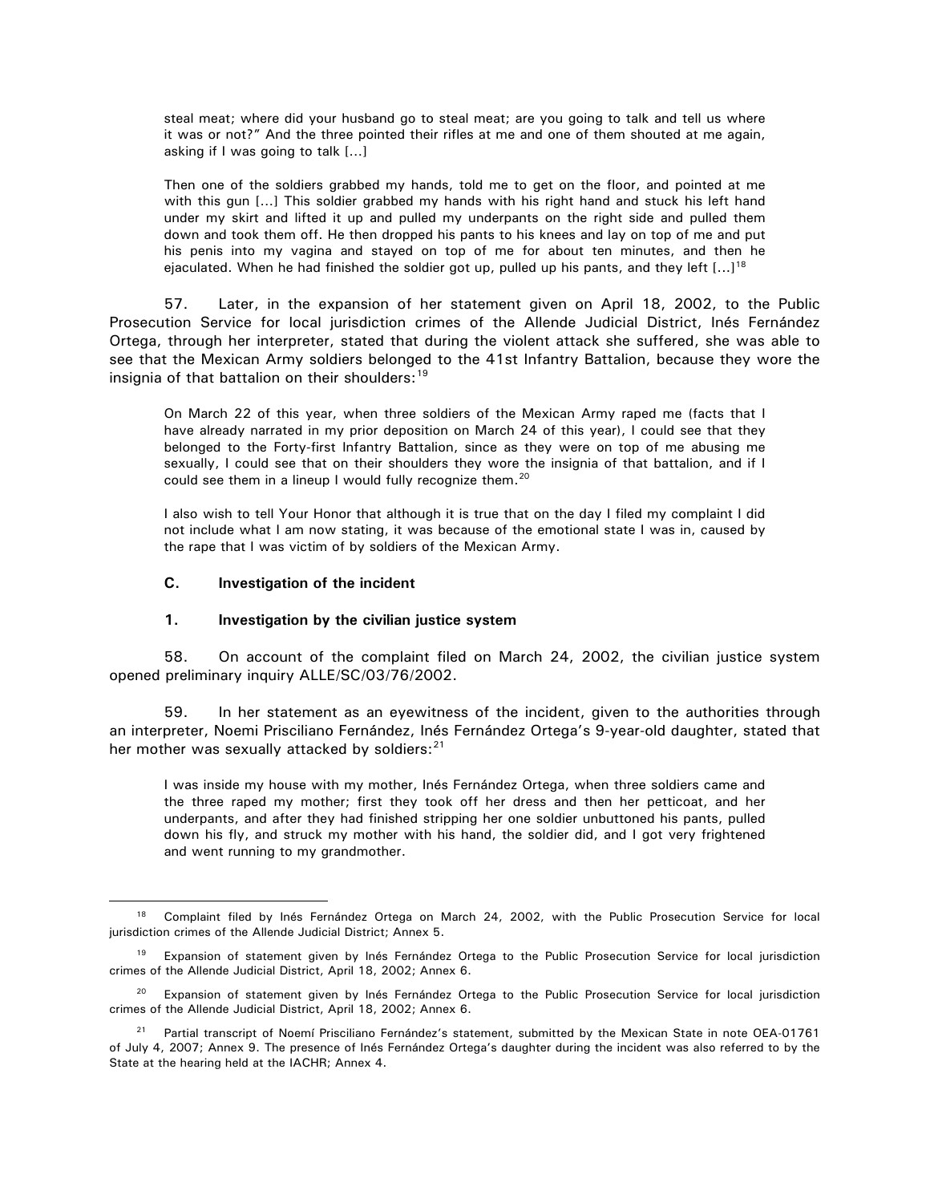> steal meat; where did your husband go to steal meat; are you going to talk and tell us where it was or not?" And the three pointed their rifles at me and one of them shouted at me again, asking if I was going to talk [...]
>
> Then one of the soldiers grabbed my hands, told me to get on the floor, and pointed at me with this gun [...] This soldier grabbed my hands with his right hand and stuck his left hand under my skirt and lifted it up and pulled my underpants on the right side and pulled them down and took them off. He then dropped his pants to his knees and lay on top of me and put his penis into my vagina and stayed on top of me for about ten minutes, and then he ejaculated. When he had finished the soldier got up, pulled up his pants, and they left [...][18]

57. Later, in the expansion of her statement given on April 18, 2002, to the Public Prosecution Service for local jurisdiction crimes of the Allende Judicial District, Inés Fernández Ortega, through her interpreter, stated that during the violent attack she suffered, she was able to see that the Mexican Army soldiers belonged to the 41st Infantry Battalion, because they wore the insignia of that battalion on their shoulders:[19]

> On March 22 of this year, when three soldiers of the Mexican Army raped me (facts that I have already narrated in my prior deposition on March 24 of this year), I could see that they belonged to the Forty-first Infantry Battalion, since as they were on top of me abusing me sexually, I could see that on their shoulders they wore the insignia of that battalion, and if I could see them in a lineup I would fully recognize them.[20]
>
> I also wish to tell Your Honor that although it is true that on the day I filed my complaint I did not include what I am now stating, it was because of the emotional state I was in, caused by the rape that I was victim of by soldiers of the Mexican Army.

### C. Investigation of the incident

#### 1. Investigation by the civilian justice system

58. On account of the complaint filed on March 24, 2002, the civilian justice system opened preliminary inquiry ALLE/SC/03/76/2002.

59. In her statement as an eyewitness of the incident, given to the authorities through an interpreter, Noemi Prisciliano Fernández, Inés Fernández Ortega's 9-year-old daughter, stated that her mother was sexually attacked by soldiers:[21]

> I was inside my house with my mother, Inés Fernández Ortega, when three soldiers came and the three raped my mother; first they took off her dress and then her petticoat, and her underpants, and after they had finished stripping her one soldier unbuttoned his pants, pulled down his fly, and struck my mother with his hand, the soldier did, and I got very frightened and went running to my grandmother.

---

[18] Complaint filed by Inés Fernández Ortega on March 24, 2002, with the Public Prosecution Service for local jurisdiction crimes of the Allende Judicial District; Annex 5.

[19] Expansion of statement given by Inés Fernández Ortega to the Public Prosecution Service for local jurisdiction crimes of the Allende Judicial District, April 18, 2002; Annex 6.

[20] Expansion of statement given by Inés Fernández Ortega to the Public Prosecution Service for local jurisdiction crimes of the Allende Judicial District, April 18, 2002; Annex 6.

[21] Partial transcript of Noemí Prisciliano Fernández's statement, submitted by the Mexican State in note OEA-01761 of July 4, 2007; Annex 9. The presence of Inés Fernández Ortega's daughter during the incident was also referred to by the State at the hearing held at the IACHR; Annex 4.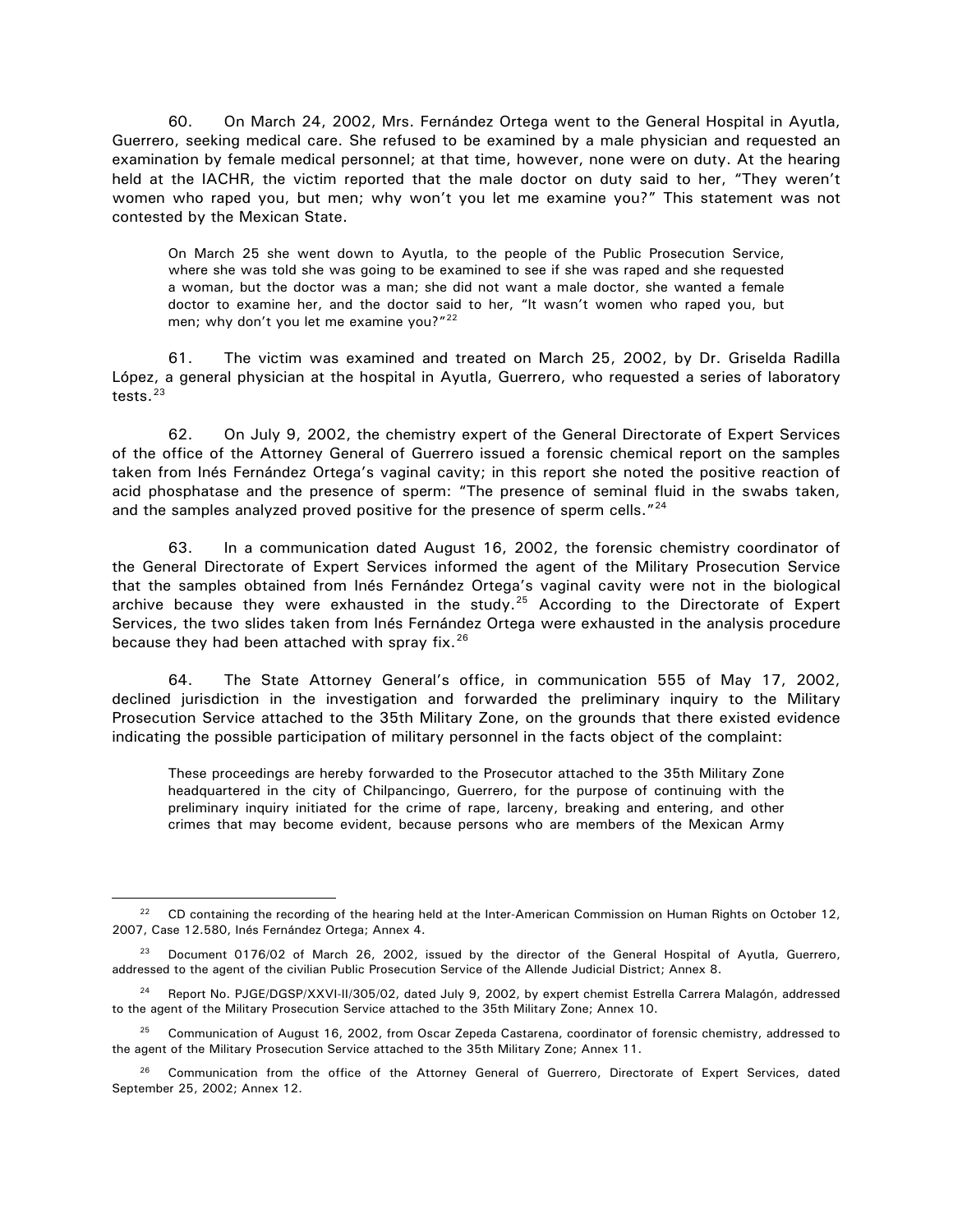60. On March 24, 2002, Mrs. Fernández Ortega went to the General Hospital in Ayutla, Guerrero, seeking medical care. She refused to be examined by a male physician and requested an examination by female medical personnel; at that time, however, none were on duty. At the hearing held at the IACHR, the victim reported that the male doctor on duty said to her, "They weren't women who raped you, but men; why won't you let me examine you?" This statement was not contested by the Mexican State.

> On March 25 she went down to Ayutla, to the people of the Public Prosecution Service, where she was told she was going to be examined to see if she was raped and she requested a woman, but the doctor was a man; she did not want a male doctor, she wanted a female doctor to examine her, and the doctor said to her, "It wasn't women who raped you, but men; why don't you let me examine you?"[22]

61. The victim was examined and treated on March 25, 2002, by Dr. Griselda Radilla López, a general physician at the hospital in Ayutla, Guerrero, who requested a series of laboratory tests.[23]

62. On July 9, 2002, the chemistry expert of the General Directorate of Expert Services of the office of the Attorney General of Guerrero issued a forensic chemical report on the samples taken from Inés Fernández Ortega's vaginal cavity; in this report she noted the positive reaction of acid phosphatase and the presence of sperm: "The presence of seminal fluid in the swabs taken, and the samples analyzed proved positive for the presence of sperm cells."[24]

63. In a communication dated August 16, 2002, the forensic chemistry coordinator of the General Directorate of Expert Services informed the agent of the Military Prosecution Service that the samples obtained from Inés Fernández Ortega's vaginal cavity were not in the biological archive because they were exhausted in the study.[25] According to the Directorate of Expert Services, the two slides taken from Inés Fernández Ortega were exhausted in the analysis procedure because they had been attached with spray fix.[26]

64. The State Attorney General's office, in communication 555 of May 17, 2002, declined jurisdiction in the investigation and forwarded the preliminary inquiry to the Military Prosecution Service attached to the 35th Military Zone, on the grounds that there existed evidence indicating the possible participation of military personnel in the facts object of the complaint:

> These proceedings are hereby forwarded to the Prosecutor attached to the 35th Military Zone headquartered in the city of Chilpancingo, Guerrero, for the purpose of continuing with the preliminary inquiry initiated for the crime of rape, larceny, breaking and entering, and other crimes that may become evident, because persons who are members of the Mexican Army

---

[22] CD containing the recording of the hearing held at the Inter-American Commission on Human Rights on October 12, 2007, Case 12.580, Inés Fernández Ortega; Annex 4.

[23] Document 0176/02 of March 26, 2002, issued by the director of the General Hospital of Ayutla, Guerrero, addressed to the agent of the civilian Public Prosecution Service of the Allende Judicial District; Annex 8.

[24] Report No. PJGE/DGSP/XXVI-II/305/02, dated July 9, 2002, by expert chemist Estrella Carrera Malagón, addressed to the agent of the Military Prosecution Service attached to the 35th Military Zone; Annex 10.

[25] Communication of August 16, 2002, from Oscar Zepeda Castarena, coordinator of forensic chemistry, addressed to the agent of the Military Prosecution Service attached to the 35th Military Zone; Annex 11.

[26] Communication from the office of the Attorney General of Guerrero, Directorate of Expert Services, dated September 25, 2002; Annex 12.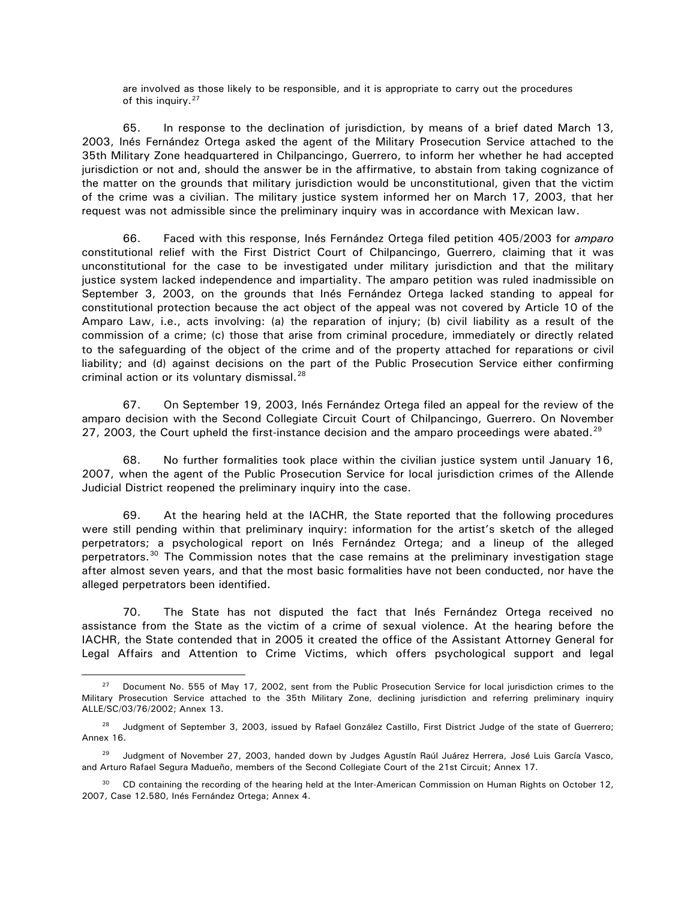are involved as those likely to be responsible, and it is appropriate to carry out the procedures of this inquiry.[27]

65. In response to the declination of jurisdiction, by means of a brief dated March 13, 2003, Inés Fernández Ortega asked the agent of the Military Prosecution Service attached to the 35th Military Zone headquartered in Chilpancingo, Guerrero, to inform her whether he had accepted jurisdiction or not and, should the answer be in the affirmative, to abstain from taking cognizance of the matter on the grounds that military jurisdiction would be unconstitutional, given that the victim of the crime was a civilian. The military justice system informed her on March 17, 2003, that her request was not admissible since the preliminary inquiry was in accordance with Mexican law.

66. Faced with this response, Inés Fernández Ortega filed petition 405/2003 for *amparo* constitutional relief with the First District Court of Chilpancingo, Guerrero, claiming that it was unconstitutional for the case to be investigated under military jurisdiction and that the military justice system lacked independence and impartiality. The amparo petition was ruled inadmissible on September 3, 2003, on the grounds that Inés Fernández Ortega lacked standing to appeal for constitutional protection because the act object of the appeal was not covered by Article 10 of the Amparo Law, i.e., acts involving: (a) the reparation of injury; (b) civil liability as a result of the commission of a crime; (c) those that arise from criminal procedure, immediately or directly related to the safeguarding of the object of the crime and of the property attached for reparations or civil liability; and (d) against decisions on the part of the Public Prosecution Service either confirming criminal action or its voluntary dismissal.[28]

67. On September 19, 2003, Inés Fernández Ortega filed an appeal for the review of the amparo decision with the Second Collegiate Circuit Court of Chilpancingo, Guerrero. On November 27, 2003, the Court upheld the first-instance decision and the amparo proceedings were abated.[29]

68. No further formalities took place within the civilian justice system until January 16, 2007, when the agent of the Public Prosecution Service for local jurisdiction crimes of the Allende Judicial District reopened the preliminary inquiry into the case.

69. At the hearing held at the IACHR, the State reported that the following procedures were still pending within that preliminary inquiry: information for the artist's sketch of the alleged perpetrators; a psychological report on Inés Fernández Ortega; and a lineup of the alleged perpetrators.[30] The Commission notes that the case remains at the preliminary investigation stage after almost seven years, and that the most basic formalities have not been conducted, nor have the alleged perpetrators been identified.

70. The State has not disputed the fact that Inés Fernández Ortega received no assistance from the State as the victim of a crime of sexual violence. At the hearing before the IACHR, the State contended that in 2005 it created the office of the Assistant Attorney General for Legal Affairs and Attention to Crime Victims, which offers psychological support and legal

---

[27] Document No. 555 of May 17, 2002, sent from the Public Prosecution Service for local jurisdiction crimes to the Military Prosecution Service attached to the 35th Military Zone, declining jurisdiction and referring preliminary inquiry ALLE/SC/03/76/2002; Annex 13.

[28] Judgment of September 3, 2003, issued by Rafael González Castillo, First District Judge of the state of Guerrero; Annex 16.

[29] Judgment of November 27, 2003, handed down by Judges Agustín Raúl Juárez Herrera, José Luis García Vasco, and Arturo Rafael Segura Madueño, members of the Second Collegiate Court of the 21st Circuit; Annex 17.

[30] CD containing the recording of the hearing held at the Inter-American Commission on Human Rights on October 12, 2007, Case 12.580, Inés Fernández Ortega; Annex 4.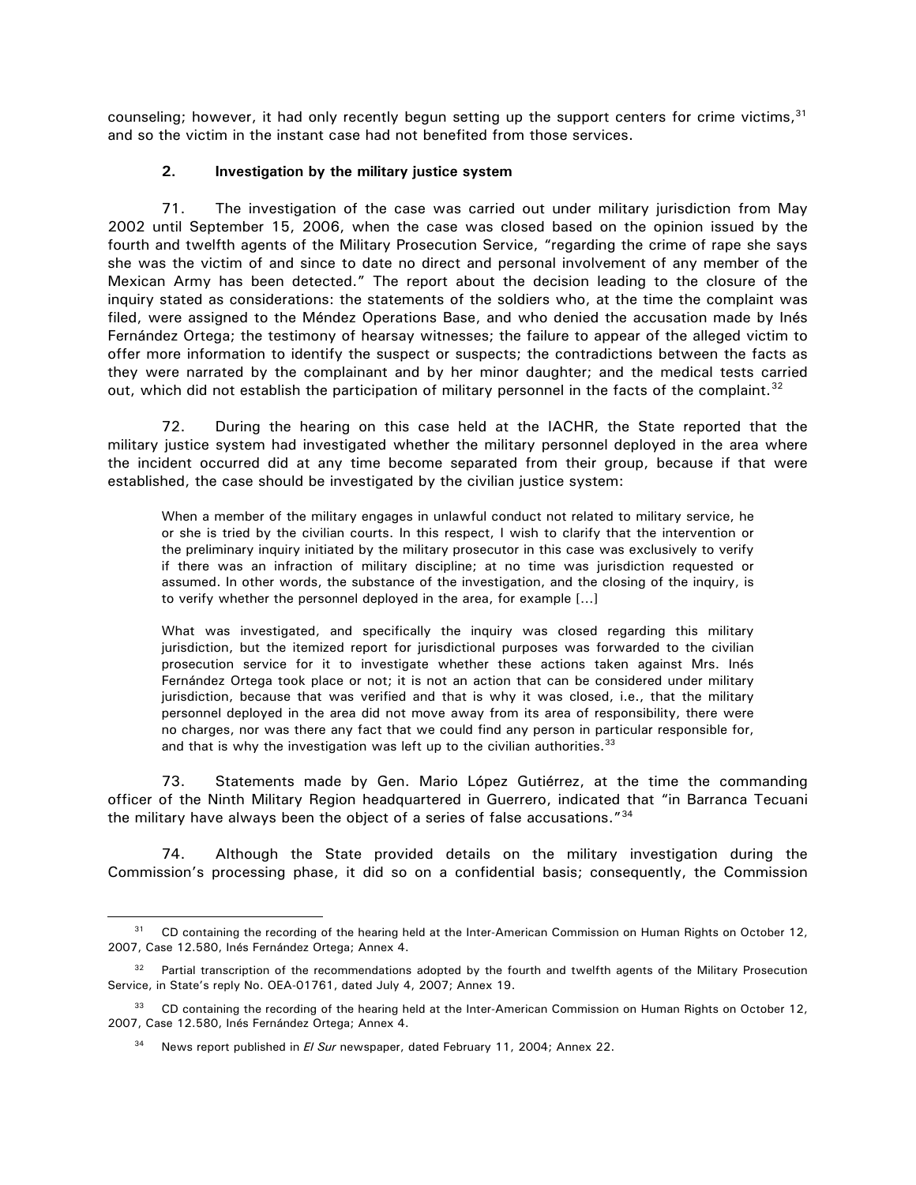counseling; however, it had only recently begun setting up the support centers for crime victims,[31] and so the victim in the instant case had not benefited from those services.

### 2. Investigation by the military justice system

71. The investigation of the case was carried out under military jurisdiction from May 2002 until September 15, 2006, when the case was closed based on the opinion issued by the fourth and twelfth agents of the Military Prosecution Service, "regarding the crime of rape she says she was the victim of and since to date no direct and personal involvement of any member of the Mexican Army has been detected." The report about the decision leading to the closure of the inquiry stated as considerations: the statements of the soldiers who, at the time the complaint was filed, were assigned to the Méndez Operations Base, and who denied the accusation made by Inés Fernández Ortega; the testimony of hearsay witnesses; the failure to appear of the alleged victim to offer more information to identify the suspect or suspects; the contradictions between the facts as they were narrated by the complainant and by her minor daughter; and the medical tests carried out, which did not establish the participation of military personnel in the facts of the complaint.[32]

72. During the hearing on this case held at the IACHR, the State reported that the military justice system had investigated whether the military personnel deployed in the area where the incident occurred did at any time become separated from their group, because if that were established, the case should be investigated by the civilian justice system:

> When a member of the military engages in unlawful conduct not related to military service, he or she is tried by the civilian courts. In this respect, I wish to clarify that the intervention or the preliminary inquiry initiated by the military prosecutor in this case was exclusively to verify if there was an infraction of military discipline; at no time was jurisdiction requested or assumed. In other words, the substance of the investigation, and the closing of the inquiry, is to verify whether the personnel deployed in the area, for example [...]
>
> What was investigated, and specifically the inquiry was closed regarding this military jurisdiction, but the itemized report for jurisdictional purposes was forwarded to the civilian prosecution service for it to investigate whether these actions taken against Mrs. Inés Fernández Ortega took place or not; it is not an action that can be considered under military jurisdiction, because that was verified and that is why it was closed, i.e., that the military personnel deployed in the area did not move away from its area of responsibility, there were no charges, nor was there any fact that we could find any person in particular responsible for, and that is why the investigation was left up to the civilian authorities.[33]

73. Statements made by Gen. Mario López Gutiérrez, at the time the commanding officer of the Ninth Military Region headquartered in Guerrero, indicated that "in Barranca Tecuani the military have always been the object of a series of false accusations."[34]

74. Although the State provided details on the military investigation during the Commission's processing phase, it did so on a confidential basis; consequently, the Commission

---

[31] CD containing the recording of the hearing held at the Inter-American Commission on Human Rights on October 12, 2007, Case 12.580, Inés Fernández Ortega; Annex 4.

[32] Partial transcription of the recommendations adopted by the fourth and twelfth agents of the Military Prosecution Service, in State's reply No. OEA-01761, dated July 4, 2007; Annex 19.

[33] CD containing the recording of the hearing held at the Inter-American Commission on Human Rights on October 12, 2007, Case 12.580, Inés Fernández Ortega; Annex 4.

[34] News report published in *El Sur* newspaper, dated February 11, 2004; Annex 22.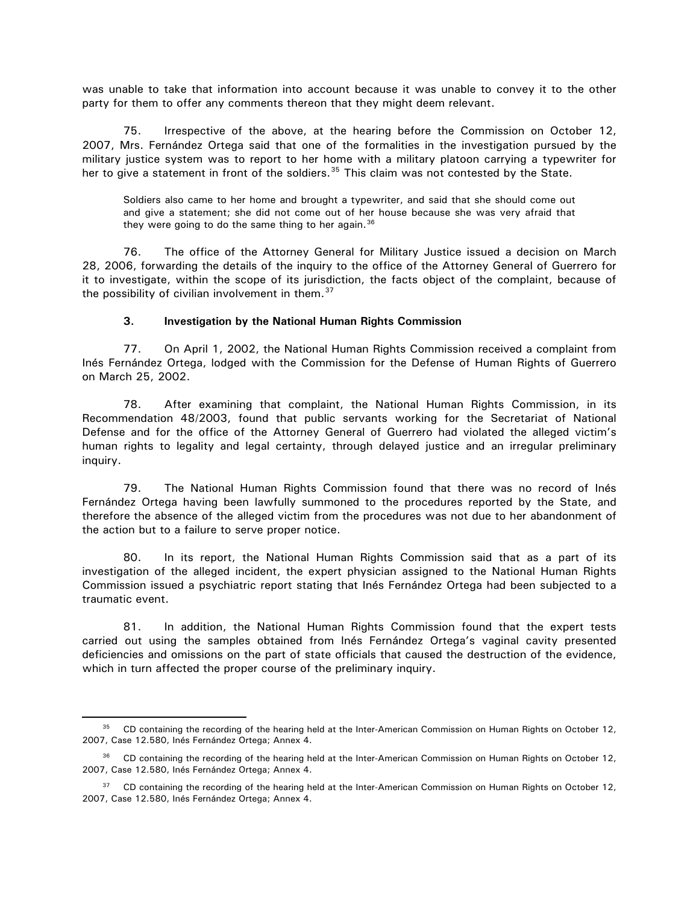was unable to take that information into account because it was unable to convey it to the other party for them to offer any comments thereon that they might deem relevant.

75. Irrespective of the above, at the hearing before the Commission on October 12, 2007, Mrs. Fernández Ortega said that one of the formalities in the investigation pursued by the military justice system was to report to her home with a military platoon carrying a typewriter for her to give a statement in front of the soldiers.[35] This claim was not contested by the State.

> Soldiers also came to her home and brought a typewriter, and said that she should come out and give a statement; she did not come out of her house because she was very afraid that they were going to do the same thing to her again.[36]

76. The office of the Attorney General for Military Justice issued a decision on March 28, 2006, forwarding the details of the inquiry to the office of the Attorney General of Guerrero for it to investigate, within the scope of its jurisdiction, the facts object of the complaint, because of the possibility of civilian involvement in them.[37]

### 3. Investigation by the National Human Rights Commission

77. On April 1, 2002, the National Human Rights Commission received a complaint from Inés Fernández Ortega, lodged with the Commission for the Defense of Human Rights of Guerrero on March 25, 2002.

78. After examining that complaint, the National Human Rights Commission, in its Recommendation 48/2003, found that public servants working for the Secretariat of National Defense and for the office of the Attorney General of Guerrero had violated the alleged victim's human rights to legality and legal certainty, through delayed justice and an irregular preliminary inquiry.

79. The National Human Rights Commission found that there was no record of Inés Fernández Ortega having been lawfully summoned to the procedures reported by the State, and therefore the absence of the alleged victim from the procedures was not due to her abandonment of the action but to a failure to serve proper notice.

80. In its report, the National Human Rights Commission said that as a part of its investigation of the alleged incident, the expert physician assigned to the National Human Rights Commission issued a psychiatric report stating that Inés Fernández Ortega had been subjected to a traumatic event.

81. In addition, the National Human Rights Commission found that the expert tests carried out using the samples obtained from Inés Fernández Ortega's vaginal cavity presented deficiencies and omissions on the part of state officials that caused the destruction of the evidence, which in turn affected the proper course of the preliminary inquiry.

---

[35] CD containing the recording of the hearing held at the Inter-American Commission on Human Rights on October 12, 2007, Case 12.580, Inés Fernández Ortega; Annex 4.

[36] CD containing the recording of the hearing held at the Inter-American Commission on Human Rights on October 12, 2007, Case 12.580, Inés Fernández Ortega; Annex 4.

[37] CD containing the recording of the hearing held at the Inter-American Commission on Human Rights on October 12, 2007, Case 12.580, Inés Fernández Ortega; Annex 4.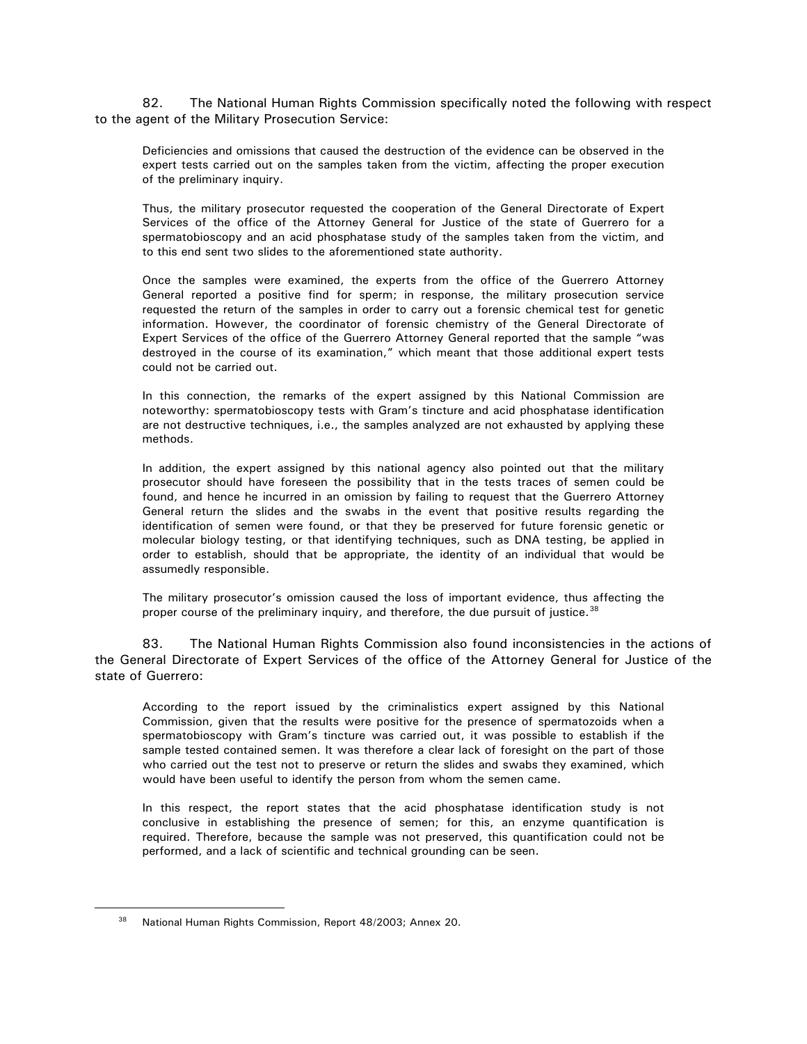82. The National Human Rights Commission specifically noted the following with respect to the agent of the Military Prosecution Service:

> Deficiencies and omissions that caused the destruction of the evidence can be observed in the expert tests carried out on the samples taken from the victim, affecting the proper execution of the preliminary inquiry.
>
> Thus, the military prosecutor requested the cooperation of the General Directorate of Expert Services of the office of the Attorney General for Justice of the state of Guerrero for a spermatobioscopy and an acid phosphatase study of the samples taken from the victim, and to this end sent two slides to the aforementioned state authority.
>
> Once the samples were examined, the experts from the office of the Guerrero Attorney General reported a positive find for sperm; in response, the military prosecution service requested the return of the samples in order to carry out a forensic chemical test for genetic information. However, the coordinator of forensic chemistry of the General Directorate of Expert Services of the office of the Guerrero Attorney General reported that the sample "was destroyed in the course of its examination," which meant that those additional expert tests could not be carried out.
>
> In this connection, the remarks of the expert assigned by this National Commission are noteworthy: spermatobioscopy tests with Gram's tincture and acid phosphatase identification are not destructive techniques, i.e., the samples analyzed are not exhausted by applying these methods.
>
> In addition, the expert assigned by this national agency also pointed out that the military prosecutor should have foreseen the possibility that in the tests traces of semen could be found, and hence he incurred in an omission by failing to request that the Guerrero Attorney General return the slides and the swabs in the event that positive results regarding the identification of semen were found, or that they be preserved for future forensic genetic or molecular biology testing, or that identifying techniques, such as DNA testing, be applied in order to establish, should that be appropriate, the identity of an individual that would be assumedly responsible.
>
> The military prosecutor's omission caused the loss of important evidence, thus affecting the proper course of the preliminary inquiry, and therefore, the due pursuit of justice.[38]

83. The National Human Rights Commission also found inconsistencies in the actions of the General Directorate of Expert Services of the office of the Attorney General for Justice of the state of Guerrero:

> According to the report issued by the criminalistics expert assigned by this National Commission, given that the results were positive for the presence of spermatozoids when a spermatobioscopy with Gram's tincture was carried out, it was possible to establish if the sample tested contained semen. It was therefore a clear lack of foresight on the part of those who carried out the test not to preserve or return the slides and swabs they examined, which would have been useful to identify the person from whom the semen came.
>
> In this respect, the report states that the acid phosphatase identification study is not conclusive in establishing the presence of semen; for this, an enzyme quantification is required. Therefore, because the sample was not preserved, this quantification could not be performed, and a lack of scientific and technical grounding can be seen.

[38] National Human Rights Commission, Report 48/2003; Annex 20.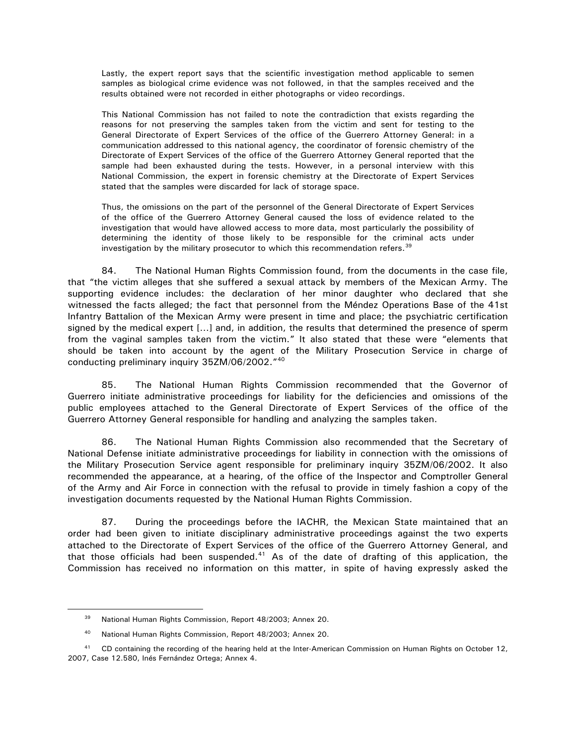> Lastly, the expert report says that the scientific investigation method applicable to semen samples as biological crime evidence was not followed, in that the samples received and the results obtained were not recorded in either photographs or video recordings.
>
> This National Commission has not failed to note the contradiction that exists regarding the reasons for not preserving the samples taken from the victim and sent for testing to the General Directorate of Expert Services of the office of the Guerrero Attorney General: in a communication addressed to this national agency, the coordinator of forensic chemistry of the Directorate of Expert Services of the office of the Guerrero Attorney General reported that the sample had been exhausted during the tests. However, in a personal interview with this National Commission, the expert in forensic chemistry at the Directorate of Expert Services stated that the samples were discarded for lack of storage space.
>
> Thus, the omissions on the part of the personnel of the General Directorate of Expert Services of the office of the Guerrero Attorney General caused the loss of evidence related to the investigation that would have allowed access to more data, most particularly the possibility of determining the identity of those likely to be responsible for the criminal acts under investigation by the military prosecutor to which this recommendation refers.[39]

84. The National Human Rights Commission found, from the documents in the case file, that "the victim alleges that she suffered a sexual attack by members of the Mexican Army. The supporting evidence includes: the declaration of her minor daughter who declared that she witnessed the facts alleged; the fact that personnel from the Méndez Operations Base of the 41st Infantry Battalion of the Mexican Army were present in time and place; the psychiatric certification signed by the medical expert [...] and, in addition, the results that determined the presence of sperm from the vaginal samples taken from the victim." It also stated that these were "elements that should be taken into account by the agent of the Military Prosecution Service in charge of conducting preliminary inquiry 35ZM/06/2002."[40]

85. The National Human Rights Commission recommended that the Governor of Guerrero initiate administrative proceedings for liability for the deficiencies and omissions of the public employees attached to the General Directorate of Expert Services of the office of the Guerrero Attorney General responsible for handling and analyzing the samples taken.

86. The National Human Rights Commission also recommended that the Secretary of National Defense initiate administrative proceedings for liability in connection with the omissions of the Military Prosecution Service agent responsible for preliminary inquiry 35ZM/06/2002. It also recommended the appearance, at a hearing, of the office of the Inspector and Comptroller General of the Army and Air Force in connection with the refusal to provide in timely fashion a copy of the investigation documents requested by the National Human Rights Commission.

87. During the proceedings before the IACHR, the Mexican State maintained that an order had been given to initiate disciplinary administrative proceedings against the two experts attached to the Directorate of Expert Services of the office of the Guerrero Attorney General, and that those officials had been suspended.[41] As of the date of drafting of this application, the Commission has received no information on this matter, in spite of having expressly asked the

---

[39] National Human Rights Commission, Report 48/2003; Annex 20.

[40] National Human Rights Commission, Report 48/2003; Annex 20.

[41] CD containing the recording of the hearing held at the Inter-American Commission on Human Rights on October 12, 2007, Case 12.580, Inés Fernández Ortega; Annex 4.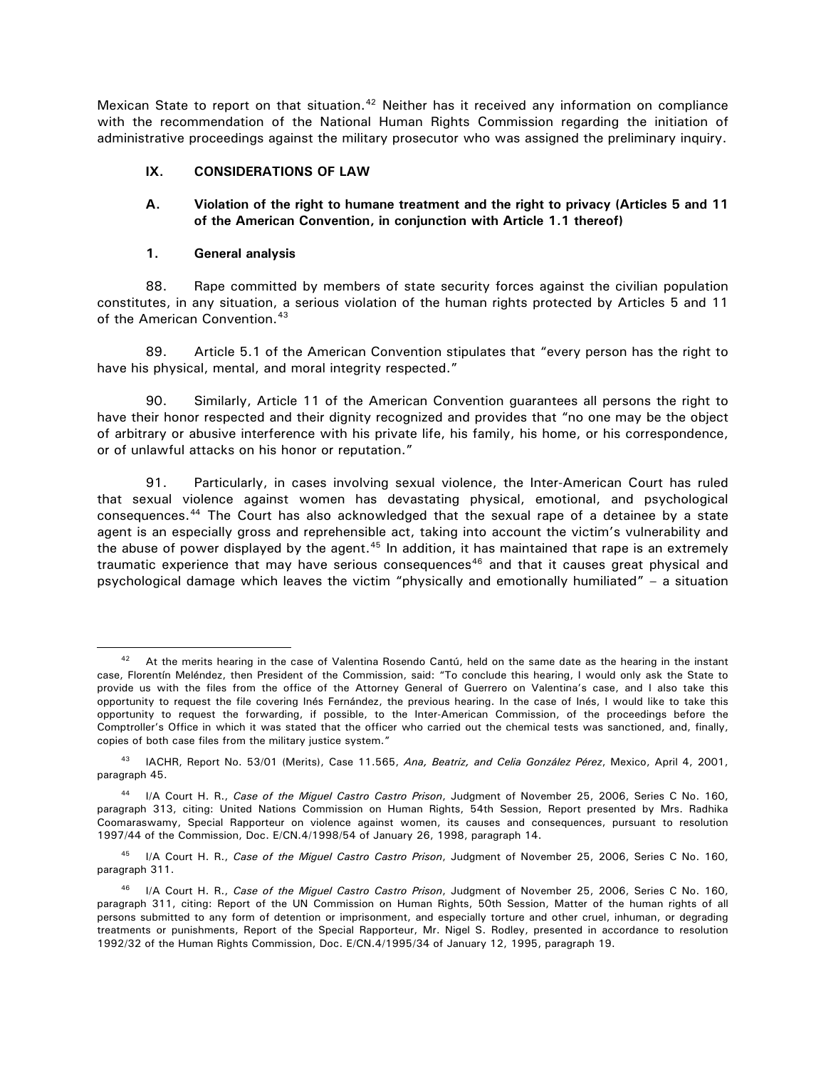Mexican State to report on that situation.[42] Neither has it received any information on compliance with the recommendation of the National Human Rights Commission regarding the initiation of administrative proceedings against the military prosecutor who was assigned the preliminary inquiry.

## IX. CONSIDERATIONS OF LAW

### A. Violation of the right to humane treatment and the right to privacy (Articles 5 and 11 of the American Convention, in conjunction with Article 1.1 thereof)

#### 1. General analysis

88. Rape committed by members of state security forces against the civilian population constitutes, in any situation, a serious violation of the human rights protected by Articles 5 and 11 of the American Convention.[43]

89. Article 5.1 of the American Convention stipulates that "every person has the right to have his physical, mental, and moral integrity respected."

90. Similarly, Article 11 of the American Convention guarantees all persons the right to have their honor respected and their dignity recognized and provides that "no one may be the object of arbitrary or abusive interference with his private life, his family, his home, or his correspondence, or of unlawful attacks on his honor or reputation."

91. Particularly, in cases involving sexual violence, the Inter-American Court has ruled that sexual violence against women has devastating physical, emotional, and psychological consequences.[44] The Court has also acknowledged that the sexual rape of a detainee by a state agent is an especially gross and reprehensible act, taking into account the victim's vulnerability and the abuse of power displayed by the agent.[45] In addition, it has maintained that rape is an extremely traumatic experience that may have serious consequences[46] and that it causes great physical and psychological damage which leaves the victim "physically and emotionally humiliated" – a situation

---

[42] At the merits hearing in the case of Valentina Rosendo Cantú, held on the same date as the hearing in the instant case, Florentín Meléndez, then President of the Commission, said: "To conclude this hearing, I would only ask the State to provide us with the files from the office of the Attorney General of Guerrero on Valentina's case, and I also take this opportunity to request the file covering Inés Fernández, the previous hearing. In the case of Inés, I would like to take this opportunity to request the forwarding, if possible, to the Inter-American Commission, of the proceedings before the Comptroller's Office in which it was stated that the officer who carried out the chemical tests was sanctioned, and, finally, copies of both case files from the military justice system."

[43] IACHR, Report No. 53/01 (Merits), Case 11.565, *Ana, Beatriz, and Celia González Pérez*, Mexico, April 4, 2001, paragraph 45.

[44] I/A Court H. R., *Case of the Miguel Castro Castro Prison*, Judgment of November 25, 2006, Series C No. 160, paragraph 313, citing: United Nations Commission on Human Rights, 54th Session, Report presented by Mrs. Radhika Coomaraswamy, Special Rapporteur on violence against women, its causes and consequences, pursuant to resolution 1997/44 of the Commission, Doc. E/CN.4/1998/54 of January 26, 1998, paragraph 14.

[45] I/A Court H. R., *Case of the Miguel Castro Castro Prison*, Judgment of November 25, 2006, Series C No. 160, paragraph 311.

[46] I/A Court H. R., *Case of the Miguel Castro Castro Prison*, Judgment of November 25, 2006, Series C No. 160, paragraph 311, citing: Report of the UN Commission on Human Rights, 50th Session, Matter of the human rights of all persons submitted to any form of detention or imprisonment, and especially torture and other cruel, inhuman, or degrading treatments or punishments, Report of the Special Rapporteur, Mr. Nigel S. Rodley, presented in accordance to resolution 1992/32 of the Human Rights Commission, Doc. E/CN.4/1995/34 of January 12, 1995, paragraph 19.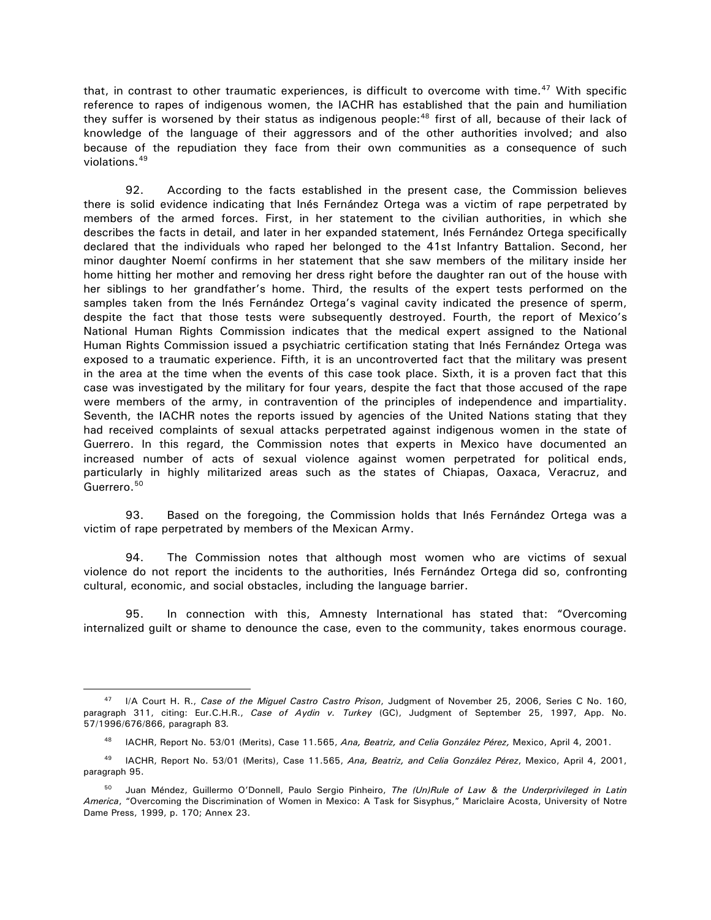that, in contrast to other traumatic experiences, is difficult to overcome with time.[47] With specific reference to rapes of indigenous women, the IACHR has established that the pain and humiliation they suffer is worsened by their status as indigenous people:[48] first of all, because of their lack of knowledge of the language of their aggressors and of the other authorities involved; and also because of the repudiation they face from their own communities as a consequence of such violations.[49]

92. According to the facts established in the present case, the Commission believes there is solid evidence indicating that Inés Fernández Ortega was a victim of rape perpetrated by members of the armed forces. First, in her statement to the civilian authorities, in which she describes the facts in detail, and later in her expanded statement, Inés Fernández Ortega specifically declared that the individuals who raped her belonged to the 41st Infantry Battalion. Second, her minor daughter Noemí confirms in her statement that she saw members of the military inside her home hitting her mother and removing her dress right before the daughter ran out of the house with her siblings to her grandfather's home. Third, the results of the expert tests performed on the samples taken from the Inés Fernández Ortega's vaginal cavity indicated the presence of sperm, despite the fact that those tests were subsequently destroyed. Fourth, the report of Mexico's National Human Rights Commission indicates that the medical expert assigned to the National Human Rights Commission issued a psychiatric certification stating that Inés Fernández Ortega was exposed to a traumatic experience. Fifth, it is an uncontroverted fact that the military was present in the area at the time when the events of this case took place. Sixth, it is a proven fact that this case was investigated by the military for four years, despite the fact that those accused of the rape were members of the army, in contravention of the principles of independence and impartiality. Seventh, the IACHR notes the reports issued by agencies of the United Nations stating that they had received complaints of sexual attacks perpetrated against indigenous women in the state of Guerrero. In this regard, the Commission notes that experts in Mexico have documented an increased number of acts of sexual violence against women perpetrated for political ends, particularly in highly militarized areas such as the states of Chiapas, Oaxaca, Veracruz, and Guerrero.[50]

93. Based on the foregoing, the Commission holds that Inés Fernández Ortega was a victim of rape perpetrated by members of the Mexican Army.

94. The Commission notes that although most women who are victims of sexual violence do not report the incidents to the authorities, Inés Fernández Ortega did so, confronting cultural, economic, and social obstacles, including the language barrier.

95. In connection with this, Amnesty International has stated that: "Overcoming internalized guilt or shame to denounce the case, even to the community, takes enormous courage.

---

[47] I/A Court H. R., *Case of the Miguel Castro Castro Prison*, Judgment of November 25, 2006, Series C No. 160, paragraph 311, citing: Eur.C.H.R., *Case of Aydin v. Turkey* (GC), Judgment of September 25, 1997, App. No. 57/1996/676/866, paragraph 83.

[48] IACHR, Report No. 53/01 (Merits), Case 11.565, *Ana, Beatriz, and Celia González Pérez,* Mexico, April 4, 2001.

[49] IACHR, Report No. 53/01 (Merits), Case 11.565, *Ana, Beatriz, and Celia González Pérez*, Mexico, April 4, 2001, paragraph 95.

[50] Juan Méndez, Guillermo O'Donnell, Paulo Sergio Pinheiro, *The (Un)Rule of Law & the Underprivileged in Latin America*, "Overcoming the Discrimination of Women in Mexico: A Task for Sisyphus," Mariclaire Acosta, University of Notre Dame Press, 1999, p. 170; Annex 23.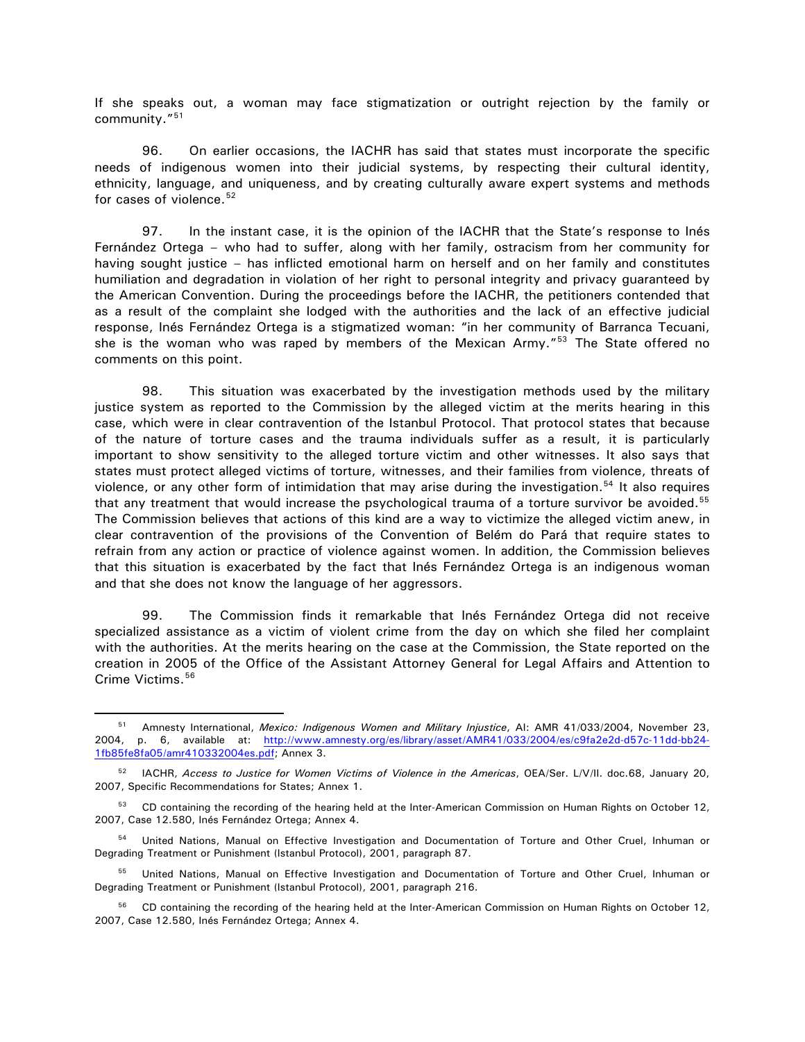If she speaks out, a woman may face stigmatization or outright rejection by the family or community."[51]

96. On earlier occasions, the IACHR has said that states must incorporate the specific needs of indigenous women into their judicial systems, by respecting their cultural identity, ethnicity, language, and uniqueness, and by creating culturally aware expert systems and methods for cases of violence.[52]

97. In the instant case, it is the opinion of the IACHR that the State's response to Inés Fernández Ortega – who had to suffer, along with her family, ostracism from her community for having sought justice – has inflicted emotional harm on herself and on her family and constitutes humiliation and degradation in violation of her right to personal integrity and privacy guaranteed by the American Convention. During the proceedings before the IACHR, the petitioners contended that as a result of the complaint she lodged with the authorities and the lack of an effective judicial response, Inés Fernández Ortega is a stigmatized woman: "in her community of Barranca Tecuani, she is the woman who was raped by members of the Mexican Army."[53] The State offered no comments on this point.

98. This situation was exacerbated by the investigation methods used by the military justice system as reported to the Commission by the alleged victim at the merits hearing in this case, which were in clear contravention of the Istanbul Protocol. That protocol states that because of the nature of torture cases and the trauma individuals suffer as a result, it is particularly important to show sensitivity to the alleged torture victim and other witnesses. It also says that states must protect alleged victims of torture, witnesses, and their families from violence, threats of violence, or any other form of intimidation that may arise during the investigation.[54] It also requires that any treatment that would increase the psychological trauma of a torture survivor be avoided.[55] The Commission believes that actions of this kind are a way to victimize the alleged victim anew, in clear contravention of the provisions of the Convention of Belém do Pará that require states to refrain from any action or practice of violence against women. In addition, the Commission believes that this situation is exacerbated by the fact that Inés Fernández Ortega is an indigenous woman and that she does not know the language of her aggressors.

99. The Commission finds it remarkable that Inés Fernández Ortega did not receive specialized assistance as a victim of violent crime from the day on which she filed her complaint with the authorities. At the merits hearing on the case at the Commission, the State reported on the creation in 2005 of the Office of the Assistant Attorney General for Legal Affairs and Attention to Crime Victims.[56]

---

[51] Amnesty International, *Mexico: Indigenous Women and Military Injustice*, AI: AMR 41/033/2004, November 23, 2004, p. 6, available at: http://www.amnesty.org/es/library/asset/AMR41/033/2004/es/c9fa2e2d-d57c-11dd-bb24-1fb85fe8fa05/amr410332004es.pdf; Annex 3.

[52] IACHR, *Access to Justice for Women Victims of Violence in the Americas*, OEA/Ser. L/V/II. doc.68, January 20, 2007, Specific Recommendations for States; Annex 1.

[53] CD containing the recording of the hearing held at the Inter-American Commission on Human Rights on October 12, 2007, Case 12.580, Inés Fernández Ortega; Annex 4.

[54] United Nations, Manual on Effective Investigation and Documentation of Torture and Other Cruel, Inhuman or Degrading Treatment or Punishment (Istanbul Protocol), 2001, paragraph 87.

[55] United Nations, Manual on Effective Investigation and Documentation of Torture and Other Cruel, Inhuman or Degrading Treatment or Punishment (Istanbul Protocol), 2001, paragraph 216.

[56] CD containing the recording of the hearing held at the Inter-American Commission on Human Rights on October 12, 2007, Case 12.580, Inés Fernández Ortega; Annex 4.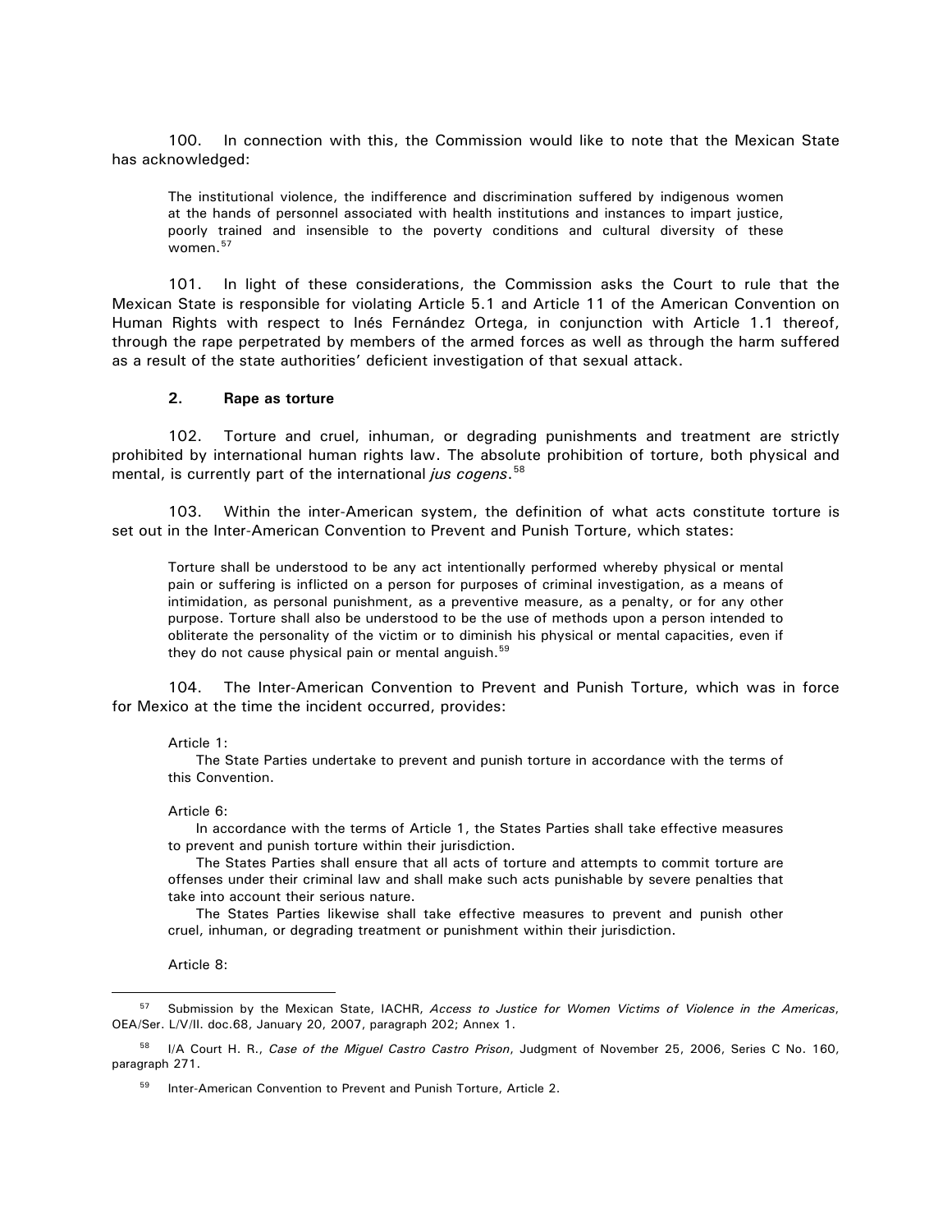100. In connection with this, the Commission would like to note that the Mexican State has acknowledged:

> The institutional violence, the indifference and discrimination suffered by indigenous women at the hands of personnel associated with health institutions and instances to impart justice, poorly trained and insensible to the poverty conditions and cultural diversity of these women.[57]

101. In light of these considerations, the Commission asks the Court to rule that the Mexican State is responsible for violating Article 5.1 and Article 11 of the American Convention on Human Rights with respect to Inés Fernández Ortega, in conjunction with Article 1.1 thereof, through the rape perpetrated by members of the armed forces as well as through the harm suffered as a result of the state authorities' deficient investigation of that sexual attack.

### 2. Rape as torture

102. Torture and cruel, inhuman, or degrading punishments and treatment are strictly prohibited by international human rights law. The absolute prohibition of torture, both physical and mental, is currently part of the international *jus cogens*.[58]

103. Within the inter-American system, the definition of what acts constitute torture is set out in the Inter-American Convention to Prevent and Punish Torture, which states:

> Torture shall be understood to be any act intentionally performed whereby physical or mental pain or suffering is inflicted on a person for purposes of criminal investigation, as a means of intimidation, as personal punishment, as a preventive measure, as a penalty, or for any other purpose. Torture shall also be understood to be the use of methods upon a person intended to obliterate the personality of the victim or to diminish his physical or mental capacities, even if they do not cause physical pain or mental anguish.[59]

104. The Inter-American Convention to Prevent and Punish Torture, which was in force for Mexico at the time the incident occurred, provides:

> Article 1:
>
> The State Parties undertake to prevent and punish torture in accordance with the terms of this Convention.
>
> Article 6:
>
> In accordance with the terms of Article 1, the States Parties shall take effective measures to prevent and punish torture within their jurisdiction.
>
> The States Parties shall ensure that all acts of torture and attempts to commit torture are offenses under their criminal law and shall make such acts punishable by severe penalties that take into account their serious nature.
>
> The States Parties likewise shall take effective measures to prevent and punish other cruel, inhuman, or degrading treatment or punishment within their jurisdiction.
>
> Article 8:

---

[57] Submission by the Mexican State, IACHR, *Access to Justice for Women Victims of Violence in the Americas*, OEA/Ser. L/V/II. doc.68, January 20, 2007, paragraph 202; Annex 1.

[58] I/A Court H. R., *Case of the Miguel Castro Castro Prison*, Judgment of November 25, 2006, Series C No. 160, paragraph 271.

[59] Inter-American Convention to Prevent and Punish Torture, Article 2.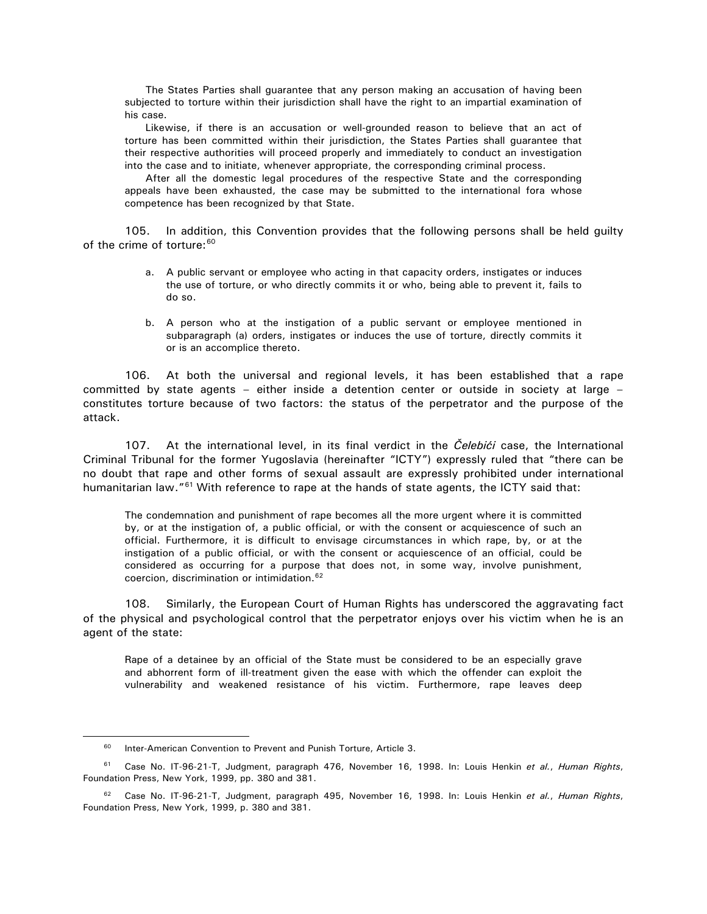> The States Parties shall guarantee that any person making an accusation of having been subjected to torture within their jurisdiction shall have the right to an impartial examination of his case.
>
> Likewise, if there is an accusation or well-grounded reason to believe that an act of torture has been committed within their jurisdiction, the States Parties shall guarantee that their respective authorities will proceed properly and immediately to conduct an investigation into the case and to initiate, whenever appropriate, the corresponding criminal process.
>
> After all the domestic legal procedures of the respective State and the corresponding appeals have been exhausted, the case may be submitted to the international fora whose competence has been recognized by that State.

105. In addition, this Convention provides that the following persons shall be held guilty of the crime of torture:[60]

> a. A public servant or employee who acting in that capacity orders, instigates or induces the use of torture, or who directly commits it or who, being able to prevent it, fails to do so.
>
> b. A person who at the instigation of a public servant or employee mentioned in subparagraph (a) orders, instigates or induces the use of torture, directly commits it or is an accomplice thereto.

106. At both the universal and regional levels, it has been established that a rape committed by state agents – either inside a detention center or outside in society at large – constitutes torture because of two factors: the status of the perpetrator and the purpose of the attack.

107. At the international level, in its final verdict in the *Čelebići* case, the International Criminal Tribunal for the former Yugoslavia (hereinafter "ICTY") expressly ruled that "there can be no doubt that rape and other forms of sexual assault are expressly prohibited under international humanitarian law."[61] With reference to rape at the hands of state agents, the ICTY said that:

> The condemnation and punishment of rape becomes all the more urgent where it is committed by, or at the instigation of, a public official, or with the consent or acquiescence of such an official. Furthermore, it is difficult to envisage circumstances in which rape, by, or at the instigation of a public official, or with the consent or acquiescence of an official, could be considered as occurring for a purpose that does not, in some way, involve punishment, coercion, discrimination or intimidation.[62]

108. Similarly, the European Court of Human Rights has underscored the aggravating fact of the physical and psychological control that the perpetrator enjoys over his victim when he is an agent of the state:

> Rape of a detainee by an official of the State must be considered to be an especially grave and abhorrent form of ill-treatment given the ease with which the offender can exploit the vulnerability and weakened resistance of his victim. Furthermore, rape leaves deep

---

[60] Inter-American Convention to Prevent and Punish Torture, Article 3.

[61] Case No. IT-96-21-T, Judgment, paragraph 476, November 16, 1998. In: Louis Henkin *et al.*, *Human Rights*, Foundation Press, New York, 1999, pp. 380 and 381.

[62] Case No. IT-96-21-T, Judgment, paragraph 495, November 16, 1998. In: Louis Henkin *et al.*, *Human Rights*, Foundation Press, New York, 1999, p. 380 and 381.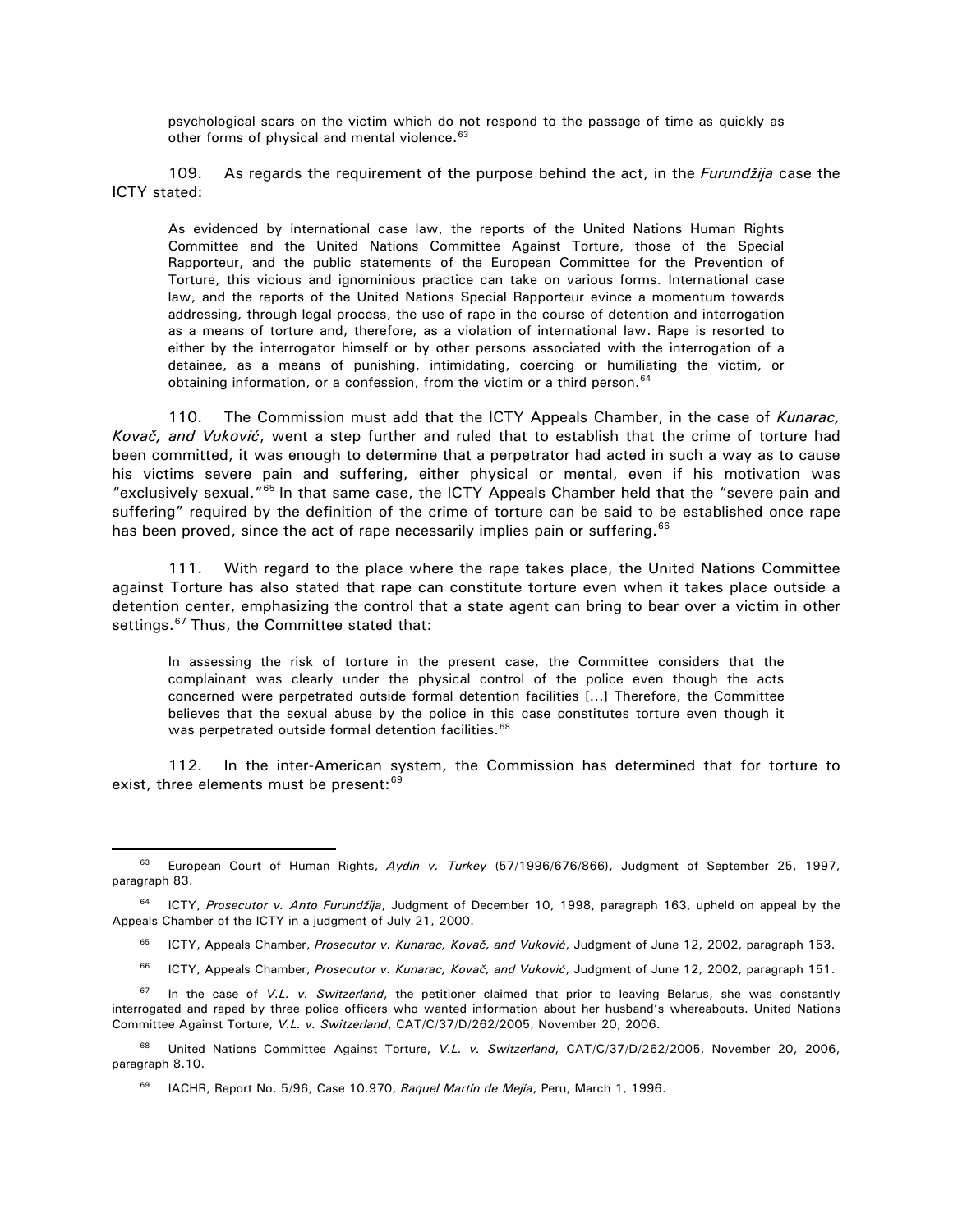psychological scars on the victim which do not respond to the passage of time as quickly as other forms of physical and mental violence.[63]

109. As regards the requirement of the purpose behind the act, in the *Furundžija* case the ICTY stated:

> As evidenced by international case law, the reports of the United Nations Human Rights Committee and the United Nations Committee Against Torture, those of the Special Rapporteur, and the public statements of the European Committee for the Prevention of Torture, this vicious and ignominious practice can take on various forms. International case law, and the reports of the United Nations Special Rapporteur evince a momentum towards addressing, through legal process, the use of rape in the course of detention and interrogation as a means of torture and, therefore, as a violation of international law. Rape is resorted to either by the interrogator himself or by other persons associated with the interrogation of a detainee, as a means of punishing, intimidating, coercing or humiliating the victim, or obtaining information, or a confession, from the victim or a third person.[64]

110. The Commission must add that the ICTY Appeals Chamber, in the case of *Kunarac, Kovač, and Vuković*, went a step further and ruled that to establish that the crime of torture had been committed, it was enough to determine that a perpetrator had acted in such a way as to cause his victims severe pain and suffering, either physical or mental, even if his motivation was "exclusively sexual."[65] In that same case, the ICTY Appeals Chamber held that the "severe pain and suffering" required by the definition of the crime of torture can be said to be established once rape has been proved, since the act of rape necessarily implies pain or suffering.[66]

111. With regard to the place where the rape takes place, the United Nations Committee against Torture has also stated that rape can constitute torture even when it takes place outside a detention center, emphasizing the control that a state agent can bring to bear over a victim in other settings.[67] Thus, the Committee stated that:

> In assessing the risk of torture in the present case, the Committee considers that the complainant was clearly under the physical control of the police even though the acts concerned were perpetrated outside formal detention facilities [...] Therefore, the Committee believes that the sexual abuse by the police in this case constitutes torture even though it was perpetrated outside formal detention facilities.[68]

112. In the inter-American system, the Commission has determined that for torture to exist, three elements must be present:[69]

---

[63] European Court of Human Rights, *Aydin v. Turkey* (57/1996/676/866), Judgment of September 25, 1997, paragraph 83.

[64] ICTY, *Prosecutor v. Anto Furundžija*, Judgment of December 10, 1998, paragraph 163, upheld on appeal by the Appeals Chamber of the ICTY in a judgment of July 21, 2000.

[65] ICTY, Appeals Chamber, *Prosecutor v. Kunarac, Kovač, and Vuković*, Judgment of June 12, 2002, paragraph 153.

[66] ICTY, Appeals Chamber, *Prosecutor v. Kunarac, Kovač, and Vuković*, Judgment of June 12, 2002, paragraph 151.

[67] In the case of *V.L. v. Switzerland*, the petitioner claimed that prior to leaving Belarus, she was constantly interrogated and raped by three police officers who wanted information about her husband's whereabouts. United Nations Committee Against Torture, *V.L. v. Switzerland*, CAT/C/37/D/262/2005, November 20, 2006.

[68] United Nations Committee Against Torture, *V.L. v. Switzerland*, CAT/C/37/D/262/2005, November 20, 2006, paragraph 8.10.

[69] IACHR, Report No. 5/96, Case 10.970, *Raquel Martín de Mejía*, Peru, March 1, 1996.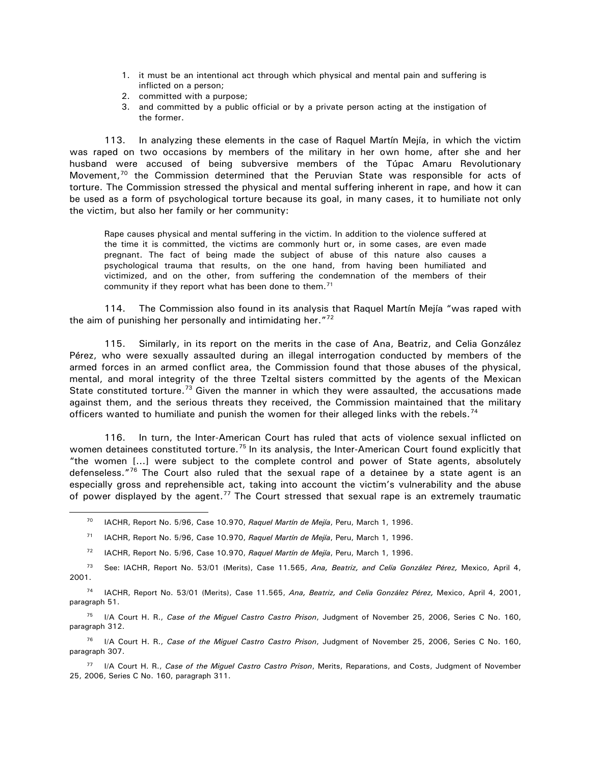1. it must be an intentional act through which physical and mental pain and suffering is inflicted on a person;
2. committed with a purpose;
3. and committed by a public official or by a private person acting at the instigation of the former.

113. In analyzing these elements in the case of Raquel Martín Mejía, in which the victim was raped on two occasions by members of the military in her own home, after she and her husband were accused of being subversive members of the Túpac Amaru Revolutionary Movement,[70] the Commission determined that the Peruvian State was responsible for acts of torture. The Commission stressed the physical and mental suffering inherent in rape, and how it can be used as a form of psychological torture because its goal, in many cases, it to humiliate not only the victim, but also her family or her community:

> Rape causes physical and mental suffering in the victim. In addition to the violence suffered at the time it is committed, the victims are commonly hurt or, in some cases, are even made pregnant. The fact of being made the subject of abuse of this nature also causes a psychological trauma that results, on the one hand, from having been humiliated and victimized, and on the other, from suffering the condemnation of the members of their community if they report what has been done to them.[71]

114. The Commission also found in its analysis that Raquel Martín Mejía "was raped with the aim of punishing her personally and intimidating her."[72]

115. Similarly, in its report on the merits in the case of Ana, Beatriz, and Celia González Pérez, who were sexually assaulted during an illegal interrogation conducted by members of the armed forces in an armed conflict area, the Commission found that those abuses of the physical, mental, and moral integrity of the three Tzeltal sisters committed by the agents of the Mexican State constituted torture.[73] Given the manner in which they were assaulted, the accusations made against them, and the serious threats they received, the Commission maintained that the military officers wanted to humiliate and punish the women for their alleged links with the rebels.[74]

116. In turn, the Inter-American Court has ruled that acts of violence sexual inflicted on women detainees constituted torture.[75] In its analysis, the Inter-American Court found explicitly that "the women [...] were subject to the complete control and power of State agents, absolutely defenseless."[76] The Court also ruled that the sexual rape of a detainee by a state agent is an especially gross and reprehensible act, taking into account the victim's vulnerability and the abuse of power displayed by the agent.[77] The Court stressed that sexual rape is an extremely traumatic

---

[70] IACHR, Report No. 5/96, Case 10.970, *Raquel Martín de Mejía*, Peru, March 1, 1996.

[71] IACHR, Report No. 5/96, Case 10.970, *Raquel Martín de Mejía*, Peru, March 1, 1996.

[72] IACHR, Report No. 5/96, Case 10.970, *Raquel Martín de Mejía*, Peru, March 1, 1996.

[73] See: IACHR, Report No. 53/01 (Merits), Case 11.565, *Ana, Beatriz, and Celia González Pérez,* Mexico, April 4, 2001.

[74] IACHR, Report No. 53/01 (Merits), Case 11.565, *Ana, Beatriz, and Celia González Pérez,* Mexico, April 4, 2001, paragraph 51.

[75] I/A Court H. R., *Case of the Miguel Castro Castro Prison*, Judgment of November 25, 2006, Series C No. 160, paragraph 312.

[76] I/A Court H. R., *Case of the Miguel Castro Castro Prison*, Judgment of November 25, 2006, Series C No. 160, paragraph 307.

[77] I/A Court H. R., *Case of the Miguel Castro Castro Prison*, Merits, Reparations, and Costs, Judgment of November 25, 2006, Series C No. 160, paragraph 311.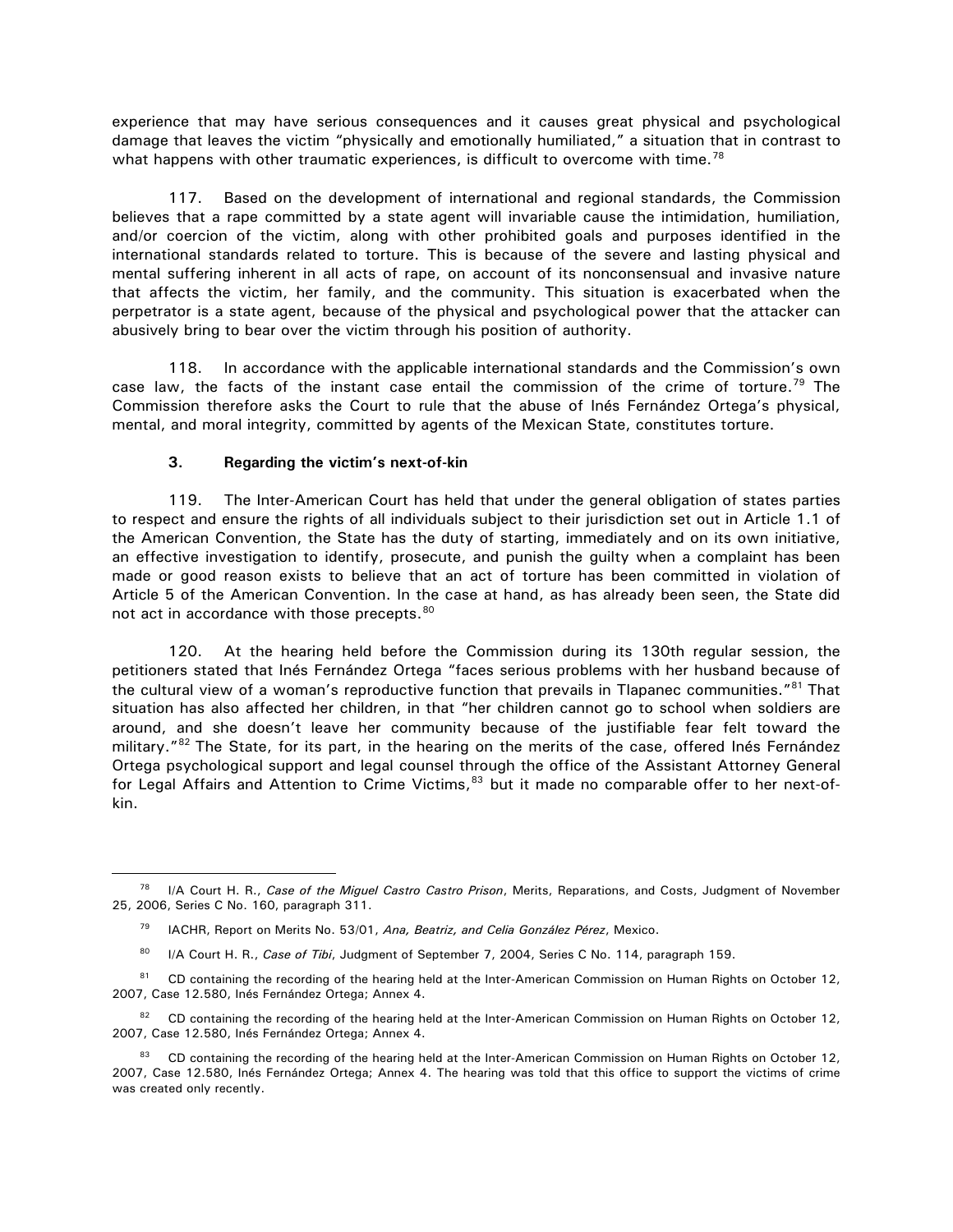experience that may have serious consequences and it causes great physical and psychological damage that leaves the victim "physically and emotionally humiliated," a situation that in contrast to what happens with other traumatic experiences, is difficult to overcome with time.[78]

117. Based on the development of international and regional standards, the Commission believes that a rape committed by a state agent will invariable cause the intimidation, humiliation, and/or coercion of the victim, along with other prohibited goals and purposes identified in the international standards related to torture. This is because of the severe and lasting physical and mental suffering inherent in all acts of rape, on account of its nonconsensual and invasive nature that affects the victim, her family, and the community. This situation is exacerbated when the perpetrator is a state agent, because of the physical and psychological power that the attacker can abusively bring to bear over the victim through his position of authority.

118. In accordance with the applicable international standards and the Commission's own case law, the facts of the instant case entail the commission of the crime of torture.[79] The Commission therefore asks the Court to rule that the abuse of Inés Fernández Ortega's physical, mental, and moral integrity, committed by agents of the Mexican State, constitutes torture.

### 3. Regarding the victim's next-of-kin

119. The Inter-American Court has held that under the general obligation of states parties to respect and ensure the rights of all individuals subject to their jurisdiction set out in Article 1.1 of the American Convention, the State has the duty of starting, immediately and on its own initiative, an effective investigation to identify, prosecute, and punish the guilty when a complaint has been made or good reason exists to believe that an act of torture has been committed in violation of Article 5 of the American Convention. In the case at hand, as has already been seen, the State did not act in accordance with those precepts.[80]

120. At the hearing held before the Commission during its 130th regular session, the petitioners stated that Inés Fernández Ortega "faces serious problems with her husband because of the cultural view of a woman's reproductive function that prevails in Tlapanec communities."[81] That situation has also affected her children, in that "her children cannot go to school when soldiers are around, and she doesn't leave her community because of the justifiable fear felt toward the military."[82] The State, for its part, in the hearing on the merits of the case, offered Inés Fernández Ortega psychological support and legal counsel through the office of the Assistant Attorney General for Legal Affairs and Attention to Crime Victims,[83] but it made no comparable offer to her next-of-kin.

---

[78] I/A Court H. R., *Case of the Miguel Castro Castro Prison*, Merits, Reparations, and Costs, Judgment of November 25, 2006, Series C No. 160, paragraph 311.

[79] IACHR, Report on Merits No. 53/01, *Ana, Beatriz, and Celia González Pérez*, Mexico.

[80] I/A Court H. R., *Case of Tibi*, Judgment of September 7, 2004, Series C No. 114, paragraph 159.

[81] CD containing the recording of the hearing held at the Inter-American Commission on Human Rights on October 12, 2007, Case 12.580, Inés Fernández Ortega; Annex 4.

[82] CD containing the recording of the hearing held at the Inter-American Commission on Human Rights on October 12, 2007, Case 12.580, Inés Fernández Ortega; Annex 4.

[83] CD containing the recording of the hearing held at the Inter-American Commission on Human Rights on October 12, 2007, Case 12.580, Inés Fernández Ortega; Annex 4. The hearing was told that this office to support the victims of crime was created only recently.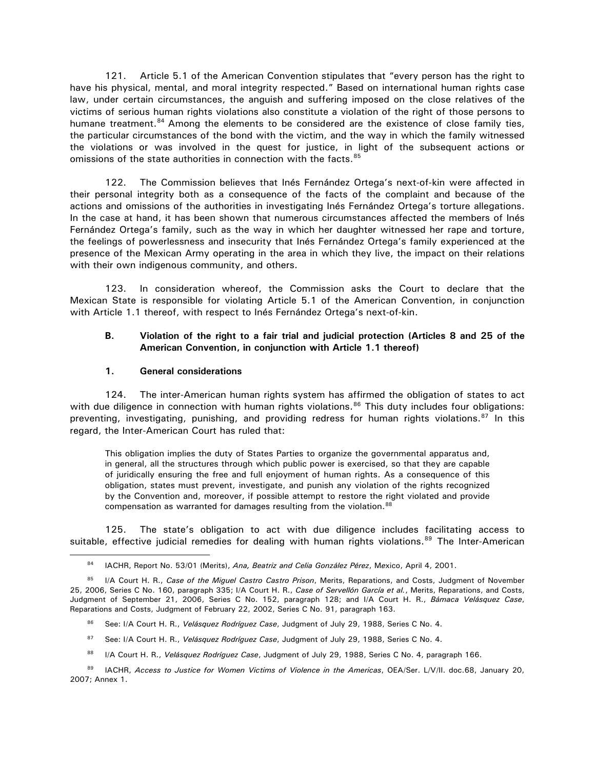121. Article 5.1 of the American Convention stipulates that "every person has the right to have his physical, mental, and moral integrity respected." Based on international human rights case law, under certain circumstances, the anguish and suffering imposed on the close relatives of the victims of serious human rights violations also constitute a violation of the right of those persons to humane treatment.[84] Among the elements to be considered are the existence of close family ties, the particular circumstances of the bond with the victim, and the way in which the family witnessed the violations or was involved in the quest for justice, in light of the subsequent actions or omissions of the state authorities in connection with the facts.[85]

122. The Commission believes that Inés Fernández Ortega's next-of-kin were affected in their personal integrity both as a consequence of the facts of the complaint and because of the actions and omissions of the authorities in investigating Inés Fernández Ortega's torture allegations. In the case at hand, it has been shown that numerous circumstances affected the members of Inés Fernández Ortega's family, such as the way in which her daughter witnessed her rape and torture, the feelings of powerlessness and insecurity that Inés Fernández Ortega's family experienced at the presence of the Mexican Army operating in the area in which they live, the impact on their relations with their own indigenous community, and others.

123. In consideration whereof, the Commission asks the Court to declare that the Mexican State is responsible for violating Article 5.1 of the American Convention, in conjunction with Article 1.1 thereof, with respect to Inés Fernández Ortega's next-of-kin.

### B. Violation of the right to a fair trial and judicial protection (Articles 8 and 25 of the American Convention, in conjunction with Article 1.1 thereof)

#### 1. General considerations

124. The inter-American human rights system has affirmed the obligation of states to act with due diligence in connection with human rights violations.[86] This duty includes four obligations: preventing, investigating, punishing, and providing redress for human rights violations.[87] In this regard, the Inter-American Court has ruled that:

> This obligation implies the duty of States Parties to organize the governmental apparatus and, in general, all the structures through which public power is exercised, so that they are capable of juridically ensuring the free and full enjoyment of human rights. As a consequence of this obligation, states must prevent, investigate, and punish any violation of the rights recognized by the Convention and, moreover, if possible attempt to restore the right violated and provide compensation as warranted for damages resulting from the violation.[88]

125. The state's obligation to act with due diligence includes facilitating access to suitable, effective judicial remedies for dealing with human rights violations.[89] The Inter-American

---

[84] IACHR, Report No. 53/01 (Merits), *Ana, Beatriz and Celia González Pérez*, Mexico, April 4, 2001.

[85] I/A Court H. R., *Case of the Miguel Castro Castro Prison*, Merits, Reparations, and Costs, Judgment of November 25, 2006, Series C No. 160, paragraph 335; I/A Court H. R., *Case of Servellón García et al.*, Merits, Reparations, and Costs, Judgment of September 21, 2006, Series C No. 152, paragraph 128; and I/A Court H. R., *Bámaca Velásquez Case*, Reparations and Costs, Judgment of February 22, 2002, Series C No. 91, paragraph 163.

[86] See: I/A Court H. R., *Velásquez Rodríguez Case*, Judgment of July 29, 1988, Series C No. 4.

[87] See: I/A Court H. R., *Velásquez Rodríguez Case*, Judgment of July 29, 1988, Series C No. 4.

[88] I/A Court H. R., *Velásquez Rodríguez Case*, Judgment of July 29, 1988, Series C No. 4, paragraph 166.

[89] IACHR, *Access to Justice for Women Victims of Violence in the Americas*, OEA/Ser. L/V/II. doc.68, January 20, 2007; Annex 1.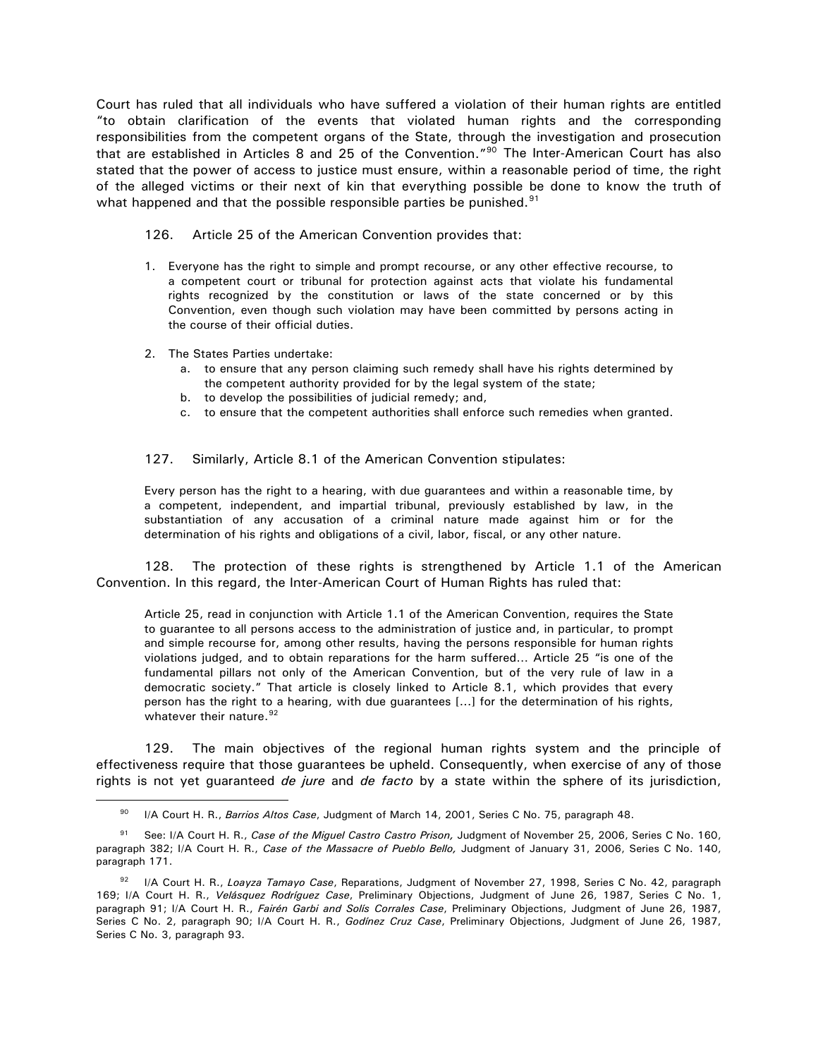Court has ruled that all individuals who have suffered a violation of their human rights are entitled "to obtain clarification of the events that violated human rights and the corresponding responsibilities from the competent organs of the State, through the investigation and prosecution that are established in Articles 8 and 25 of the Convention."[90] The Inter-American Court has also stated that the power of access to justice must ensure, within a reasonable period of time, the right of the alleged victims or their next of kin that everything possible be done to know the truth of what happened and that the possible responsible parties be punished.[91]

126. Article 25 of the American Convention provides that:

> 1. Everyone has the right to simple and prompt recourse, or any other effective recourse, to a competent court or tribunal for protection against acts that violate his fundamental rights recognized by the constitution or laws of the state concerned or by this Convention, even though such violation may have been committed by persons acting in the course of their official duties.
>
> 2. The States Parties undertake:
>     a. to ensure that any person claiming such remedy shall have his rights determined by the competent authority provided for by the legal system of the state;
>     b. to develop the possibilities of judicial remedy; and,
>     c. to ensure that the competent authorities shall enforce such remedies when granted.

127. Similarly, Article 8.1 of the American Convention stipulates:

> Every person has the right to a hearing, with due guarantees and within a reasonable time, by a competent, independent, and impartial tribunal, previously established by law, in the substantiation of any accusation of a criminal nature made against him or for the determination of his rights and obligations of a civil, labor, fiscal, or any other nature.

128. The protection of these rights is strengthened by Article 1.1 of the American Convention. In this regard, the Inter-American Court of Human Rights has ruled that:

> Article 25, read in conjunction with Article 1.1 of the American Convention, requires the State to guarantee to all persons access to the administration of justice and, in particular, to prompt and simple recourse for, among other results, having the persons responsible for human rights violations judged, and to obtain reparations for the harm suffered... Article 25 "is one of the fundamental pillars not only of the American Convention, but of the very rule of law in a democratic society." That article is closely linked to Article 8.1, which provides that every person has the right to a hearing, with due guarantees [...] for the determination of his rights, whatever their nature.[92]

129. The main objectives of the regional human rights system and the principle of effectiveness require that those guarantees be upheld. Consequently, when exercise of any of those rights is not yet guaranteed *de jure* and *de facto* by a state within the sphere of its jurisdiction,

---

[90] I/A Court H. R., *Barrios Altos Case*, Judgment of March 14, 2001, Series C No. 75, paragraph 48.

[91] See: I/A Court H. R., *Case of the Miguel Castro Castro Prison,* Judgment of November 25, 2006, Series C No. 160, paragraph 382; I/A Court H. R., *Case of the Massacre of Pueblo Bello,* Judgment of January 31, 2006, Series C No. 140, paragraph 171.

[92] I/A Court H. R., *Loayza Tamayo Case*, Reparations, Judgment of November 27, 1998, Series C No. 42, paragraph 169; I/A Court H. R., *Velásquez Rodríguez Case*, Preliminary Objections, Judgment of June 26, 1987, Series C No. 1, paragraph 91; I/A Court H. R., *Fairén Garbi and Solís Corrales Case*, Preliminary Objections, Judgment of June 26, 1987, Series C No. 2, paragraph 90; I/A Court H. R., *Godínez Cruz Case*, Preliminary Objections, Judgment of June 26, 1987, Series C No. 3, paragraph 93.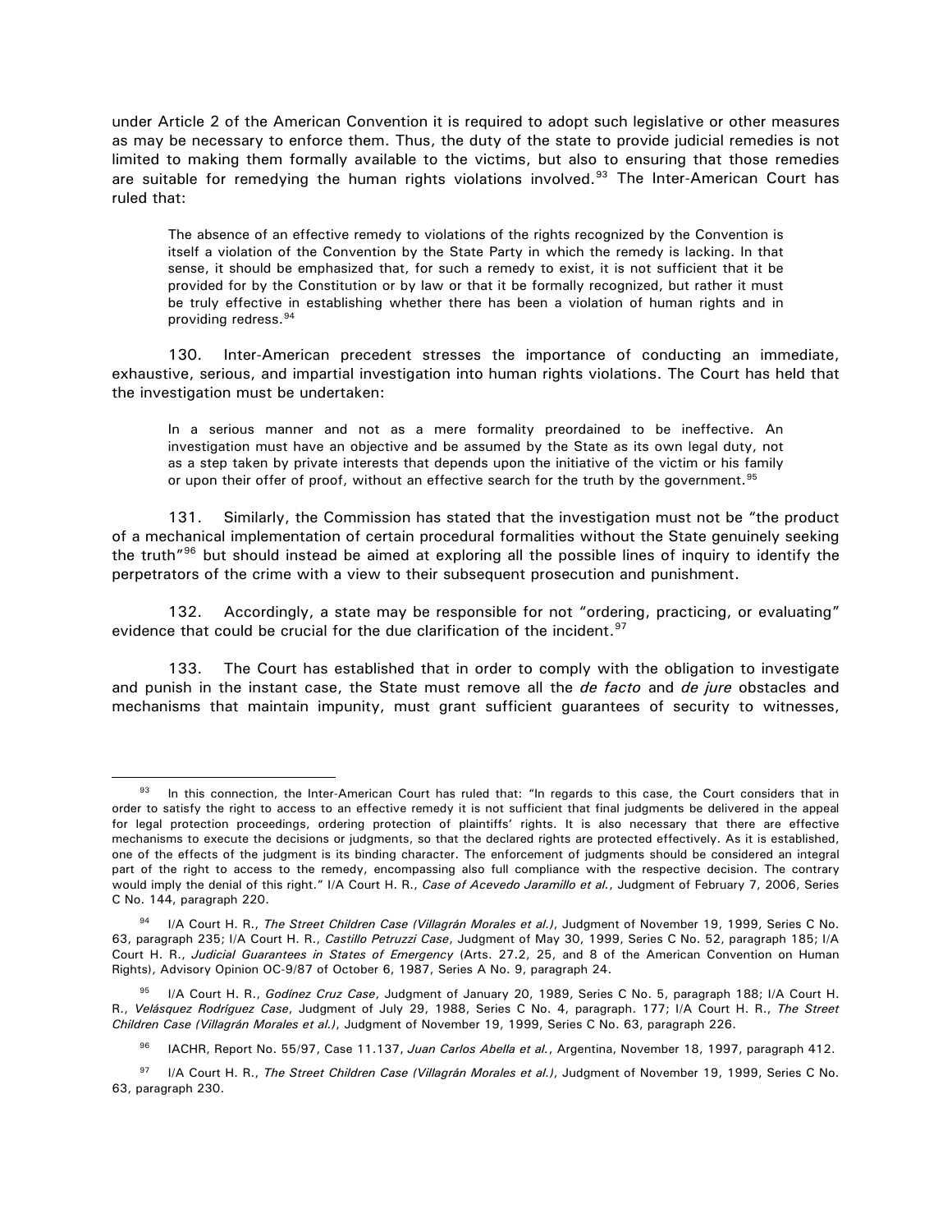under Article 2 of the American Convention it is required to adopt such legislative or other measures as may be necessary to enforce them. Thus, the duty of the state to provide judicial remedies is not limited to making them formally available to the victims, but also to ensuring that those remedies are suitable for remedying the human rights violations involved.[93] The Inter-American Court has ruled that:

> The absence of an effective remedy to violations of the rights recognized by the Convention is itself a violation of the Convention by the State Party in which the remedy is lacking. In that sense, it should be emphasized that, for such a remedy to exist, it is not sufficient that it be provided for by the Constitution or by law or that it be formally recognized, but rather it must be truly effective in establishing whether there has been a violation of human rights and in providing redress.[94]

130. Inter-American precedent stresses the importance of conducting an immediate, exhaustive, serious, and impartial investigation into human rights violations. The Court has held that the investigation must be undertaken:

> In a serious manner and not as a mere formality preordained to be ineffective. An investigation must have an objective and be assumed by the State as its own legal duty, not as a step taken by private interests that depends upon the initiative of the victim or his family or upon their offer of proof, without an effective search for the truth by the government.[95]

131. Similarly, the Commission has stated that the investigation must not be "the product of a mechanical implementation of certain procedural formalities without the State genuinely seeking the truth"[96] but should instead be aimed at exploring all the possible lines of inquiry to identify the perpetrators of the crime with a view to their subsequent prosecution and punishment.

132. Accordingly, a state may be responsible for not "ordering, practicing, or evaluating" evidence that could be crucial for the due clarification of the incident.[97]

133. The Court has established that in order to comply with the obligation to investigate and punish in the instant case, the State must remove all the *de facto* and *de jure* obstacles and mechanisms that maintain impunity, must grant sufficient guarantees of security to witnesses,

---

[93] In this connection, the Inter-American Court has ruled that: "In regards to this case, the Court considers that in order to satisfy the right to access to an effective remedy it is not sufficient that final judgments be delivered in the appeal for legal protection proceedings, ordering protection of plaintiffs' rights. It is also necessary that there are effective mechanisms to execute the decisions or judgments, so that the declared rights are protected effectively. As it is established, one of the effects of the judgment is its binding character. The enforcement of judgments should be considered an integral part of the right to access to the remedy, encompassing also full compliance with the respective decision. The contrary would imply the denial of this right." I/A Court H. R., *Case of Acevedo Jaramillo et al.*, Judgment of February 7, 2006, Series C No. 144, paragraph 220.

[94] I/A Court H. R., *The Street Children Case (Villagrán Morales et al.)*, Judgment of November 19, 1999, Series C No. 63, paragraph 235; I/A Court H. R., *Castillo Petruzzi Case*, Judgment of May 30, 1999, Series C No. 52, paragraph 185; I/A Court H. R., *Judicial Guarantees in States of Emergency* (Arts. 27.2, 25, and 8 of the American Convention on Human Rights), Advisory Opinion OC-9/87 of October 6, 1987, Series A No. 9, paragraph 24.

[95] I/A Court H. R., *Godínez Cruz Case*, Judgment of January 20, 1989, Series C No. 5, paragraph 188; I/A Court H. R., *Velásquez Rodríguez Case*, Judgment of July 29, 1988, Series C No. 4, paragraph. 177; I/A Court H. R., *The Street Children Case (Villagrán Morales et al.)*, Judgment of November 19, 1999, Series C No. 63, paragraph 226.

[96] IACHR, Report No. 55/97, Case 11.137, *Juan Carlos Abella et al.*, Argentina, November 18, 1997, paragraph 412.

[97] I/A Court H. R., *The Street Children Case (Villagrán Morales et al.)*, Judgment of November 19, 1999, Series C No. 63, paragraph 230.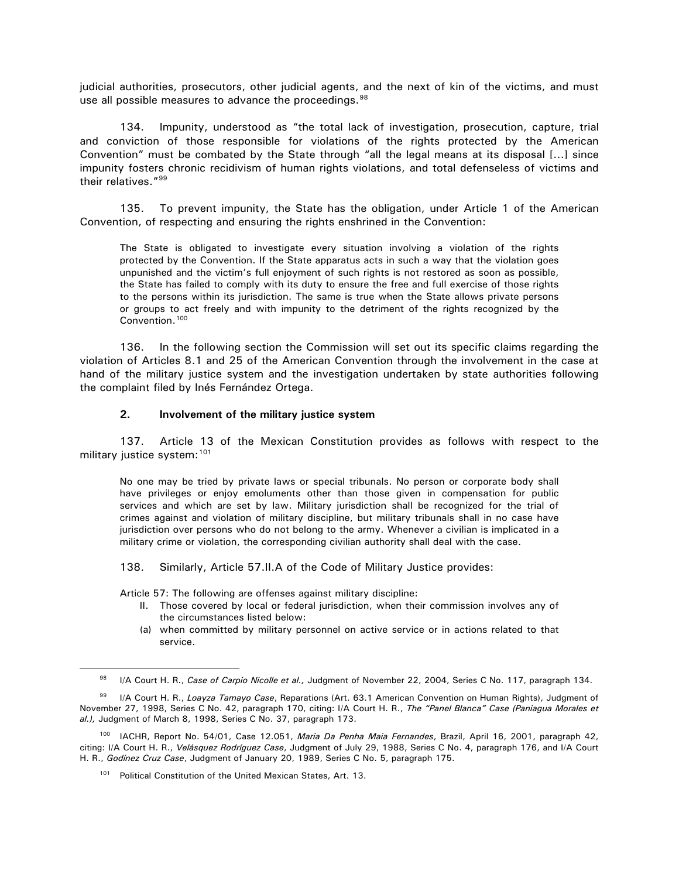judicial authorities, prosecutors, other judicial agents, and the next of kin of the victims, and must use all possible measures to advance the proceedings.[98]

134. Impunity, understood as "the total lack of investigation, prosecution, capture, trial and conviction of those responsible for violations of the rights protected by the American Convention" must be combated by the State through "all the legal means at its disposal [...] since impunity fosters chronic recidivism of human rights violations, and total defenseless of victims and their relatives."[99]

135. To prevent impunity, the State has the obligation, under Article 1 of the American Convention, of respecting and ensuring the rights enshrined in the Convention:

> The State is obligated to investigate every situation involving a violation of the rights protected by the Convention. If the State apparatus acts in such a way that the violation goes unpunished and the victim's full enjoyment of such rights is not restored as soon as possible, the State has failed to comply with its duty to ensure the free and full exercise of those rights to the persons within its jurisdiction. The same is true when the State allows private persons or groups to act freely and with impunity to the detriment of the rights recognized by the Convention.[100]

136. In the following section the Commission will set out its specific claims regarding the violation of Articles 8.1 and 25 of the American Convention through the involvement in the case at hand of the military justice system and the investigation undertaken by state authorities following the complaint filed by Inés Fernández Ortega.

### 2. Involvement of the military justice system

137. Article 13 of the Mexican Constitution provides as follows with respect to the military justice system:[101]

> No one may be tried by private laws or special tribunals. No person or corporate body shall have privileges or enjoy emoluments other than those given in compensation for public services and which are set by law. Military jurisdiction shall be recognized for the trial of crimes against and violation of military discipline, but military tribunals shall in no case have jurisdiction over persons who do not belong to the army. Whenever a civilian is implicated in a military crime or violation, the corresponding civilian authority shall deal with the case.

138. Similarly, Article 57.II.A of the Code of Military Justice provides:

> Article 57: The following are offenses against military discipline:
>
> II. Those covered by local or federal jurisdiction, when their commission involves any of the circumstances listed below:
>
> (a) when committed by military personnel on active service or in actions related to that service.

---

[98] I/A Court H. R., *Case of Carpio Nicolle et al.,* Judgment of November 22, 2004, Series C No. 117, paragraph 134.

[99] I/A Court H. R., *Loayza Tamayo Case*, Reparations (Art. 63.1 American Convention on Human Rights), Judgment of November 27, 1998, Series C No. 42, paragraph 170, citing: I/A Court H. R., *The "Panel Blanca" Case (Paniagua Morales et al.),* Judgment of March 8, 1998, Series C No. 37, paragraph 173.

[100] IACHR, Report No. 54/01, Case 12.051, *Maria Da Penha Maia Fernandes*, Brazil, April 16, 2001, paragraph 42, citing: I/A Court H. R., *Velásquez Rodríguez Case*, Judgment of July 29, 1988, Series C No. 4, paragraph 176, and I/A Court H. R., *Godínez Cruz Case*, Judgment of January 20, 1989, Series C No. 5, paragraph 175.

[101] Political Constitution of the United Mexican States, Art. 13.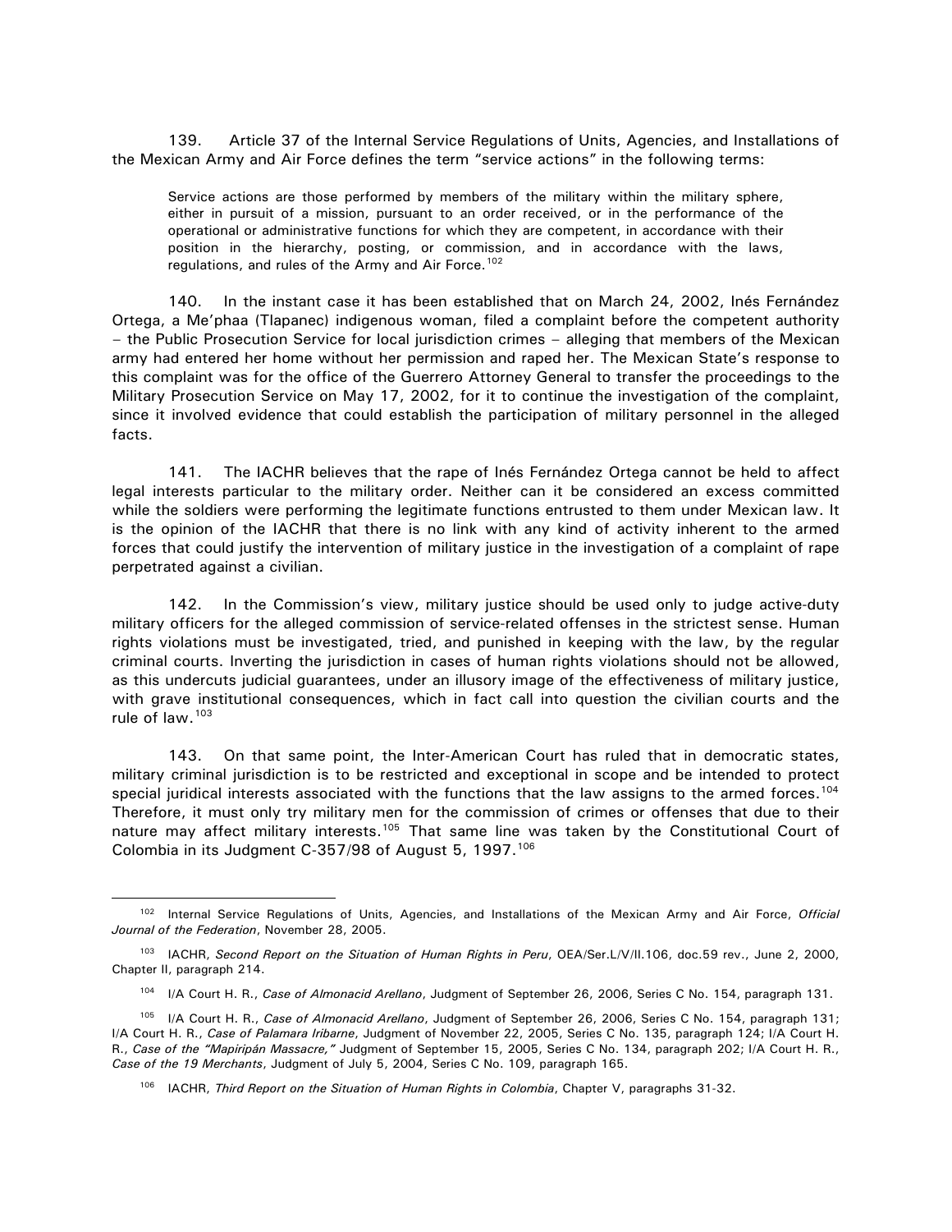139. Article 37 of the Internal Service Regulations of Units, Agencies, and Installations of the Mexican Army and Air Force defines the term "service actions" in the following terms:

> Service actions are those performed by members of the military within the military sphere, either in pursuit of a mission, pursuant to an order received, or in the performance of the operational or administrative functions for which they are competent, in accordance with their position in the hierarchy, posting, or commission, and in accordance with the laws, regulations, and rules of the Army and Air Force.[102]

140. In the instant case it has been established that on March 24, 2002, Inés Fernández Ortega, a Me'phaa (Tlapanec) indigenous woman, filed a complaint before the competent authority – the Public Prosecution Service for local jurisdiction crimes – alleging that members of the Mexican army had entered her home without her permission and raped her. The Mexican State's response to this complaint was for the office of the Guerrero Attorney General to transfer the proceedings to the Military Prosecution Service on May 17, 2002, for it to continue the investigation of the complaint, since it involved evidence that could establish the participation of military personnel in the alleged facts.

141. The IACHR believes that the rape of Inés Fernández Ortega cannot be held to affect legal interests particular to the military order. Neither can it be considered an excess committed while the soldiers were performing the legitimate functions entrusted to them under Mexican law. It is the opinion of the IACHR that there is no link with any kind of activity inherent to the armed forces that could justify the intervention of military justice in the investigation of a complaint of rape perpetrated against a civilian.

142. In the Commission's view, military justice should be used only to judge active-duty military officers for the alleged commission of service-related offenses in the strictest sense. Human rights violations must be investigated, tried, and punished in keeping with the law, by the regular criminal courts. Inverting the jurisdiction in cases of human rights violations should not be allowed, as this undercuts judicial guarantees, under an illusory image of the effectiveness of military justice, with grave institutional consequences, which in fact call into question the civilian courts and the rule of law.[103]

143. On that same point, the Inter-American Court has ruled that in democratic states, military criminal jurisdiction is to be restricted and exceptional in scope and be intended to protect special juridical interests associated with the functions that the law assigns to the armed forces.[104] Therefore, it must only try military men for the commission of crimes or offenses that due to their nature may affect military interests.[105] That same line was taken by the Constitutional Court of Colombia in its Judgment C-357/98 of August 5, 1997.[106]

---

[102] Internal Service Regulations of Units, Agencies, and Installations of the Mexican Army and Air Force, *Official Journal of the Federation*, November 28, 2005.

[103] IACHR, *Second Report on the Situation of Human Rights in Peru*, OEA/Ser.L/V/II.106, doc.59 rev., June 2, 2000, Chapter II, paragraph 214.

[104] I/A Court H. R., *Case of Almonacid Arellano*, Judgment of September 26, 2006, Series C No. 154, paragraph 131.

[105] I/A Court H. R., *Case of Almonacid Arellano*, Judgment of September 26, 2006, Series C No. 154, paragraph 131; I/A Court H. R., *Case of Palamara Iribarne*, Judgment of November 22, 2005, Series C No. 135, paragraph 124; I/A Court H. R., *Case of the "Mapiripán Massacre,"* Judgment of September 15, 2005, Series C No. 134, paragraph 202; I/A Court H. R., *Case of the 19 Merchants*, Judgment of July 5, 2004, Series C No. 109, paragraph 165.

[106] IACHR, *Third Report on the Situation of Human Rights in Colombia*, Chapter V, paragraphs 31-32.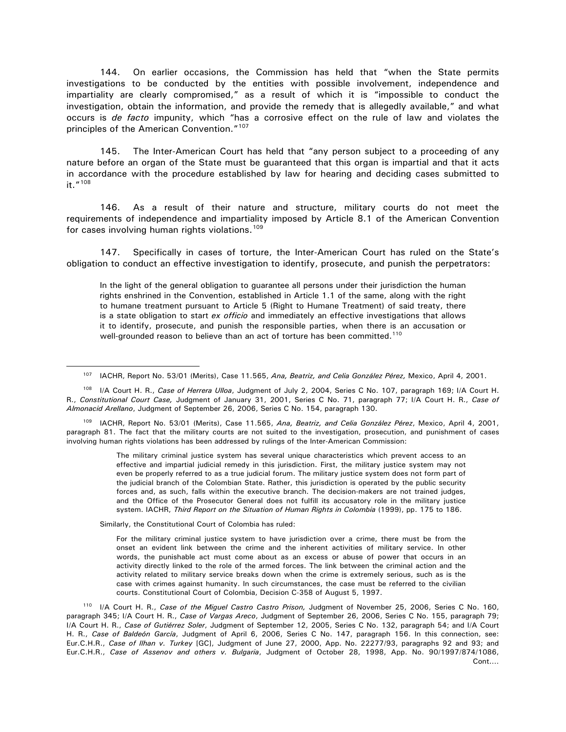144. On earlier occasions, the Commission has held that "when the State permits investigations to be conducted by the entities with possible involvement, independence and impartiality are clearly compromised," as a result of which it is "impossible to conduct the investigation, obtain the information, and provide the remedy that is allegedly available," and what occurs is *de facto* impunity, which "has a corrosive effect on the rule of law and violates the principles of the American Convention."[107]

145. The Inter-American Court has held that "any person subject to a proceeding of any nature before an organ of the State must be guaranteed that this organ is impartial and that it acts in accordance with the procedure established by law for hearing and deciding cases submitted to it."[108]

146. As a result of their nature and structure, military courts do not meet the requirements of independence and impartiality imposed by Article 8.1 of the American Convention for cases involving human rights violations.[109]

147. Specifically in cases of torture, the Inter-American Court has ruled on the State's obligation to conduct an effective investigation to identify, prosecute, and punish the perpetrators:

> In the light of the general obligation to guarantee all persons under their jurisdiction the human rights enshrined in the Convention, established in Article 1.1 of the same, along with the right to humane treatment pursuant to Article 5 (Right to Humane Treatment) of said treaty, there is a state obligation to start *ex officio* and immediately an effective investigations that allows it to identify, prosecute, and punish the responsible parties, when there is an accusation or well-grounded reason to believe than an act of torture has been committed.[110]

---

[107] IACHR, Report No. 53/01 (Merits), Case 11.565, *Ana, Beatriz, and Celia González Pérez,* Mexico, April 4, 2001.

[108] I/A Court H. R., *Case of Herrera Ulloa*, Judgment of July 2, 2004, Series C No. 107, paragraph 169; I/A Court H. R., *Constitutional Court Case,* Judgment of January 31, 2001, Series C No. 71, paragraph 77; I/A Court H. R., *Case of Almonacid Arellano*, Judgment of September 26, 2006, Series C No. 154, paragraph 130.

[109] IACHR, Report No. 53/01 (Merits), Case 11.565, *Ana, Beatriz, and Celia González Pérez*, Mexico, April 4, 2001, paragraph 81. The fact that the military courts are not suited to the investigation, prosecution, and punishment of cases involving human rights violations has been addressed by rulings of the Inter-American Commission:

> The military criminal justice system has several unique characteristics which prevent access to an effective and impartial judicial remedy in this jurisdiction. First, the military justice system may not even be properly referred to as a true judicial forum. The military justice system does not form part of the judicial branch of the Colombian State. Rather, this jurisdiction is operated by the public security forces and, as such, falls within the executive branch. The decision-makers are not trained judges, and the Office of the Prosecutor General does not fulfill its accusatory role in the military justice system. IACHR, *Third Report on the Situation of Human Rights in Colombia* (1999), pp. 175 to 186.

Similarly, the Constitutional Court of Colombia has ruled:

> For the military criminal justice system to have jurisdiction over a crime, there must be from the onset an evident link between the crime and the inherent activities of military service. In other words, the punishable act must come about as an excess or abuse of power that occurs in an activity directly linked to the role of the armed forces. The link between the criminal action and the activity related to military service breaks down when the crime is extremely serious, such as is the case with crimes against humanity. In such circumstances, the case must be referred to the civilian courts. Constitutional Court of Colombia, Decision C-358 of August 5, 1997.

[110] I/A Court H. R., *Case of the Miguel Castro Castro Prison,* Judgment of November 25, 2006, Series C No. 160, paragraph 345; I/A Court H. R., *Case of Vargas Areco*, Judgment of September 26, 2006, Series C No. 155, paragraph 79; I/A Court H. R., *Case of Gutiérrez Soler*, Judgment of September 12, 2005, Series C No. 132, paragraph 54; and I/A Court H. R., *Case of Baldeón García*, Judgment of April 6, 2006, Series C No. 147, paragraph 156. In this connection, see: Eur.C.H.R., *Case of Ilhan v. Turkey* [GC], Judgment of June 27, 2000, App. No. 22277/93, paragraphs 92 and 93; and Eur.C.H.R., *Case of Assenov and others v. Bulgaria*, Judgment of October 28, 1998, App. No. 90/1997/874/1086, Cont....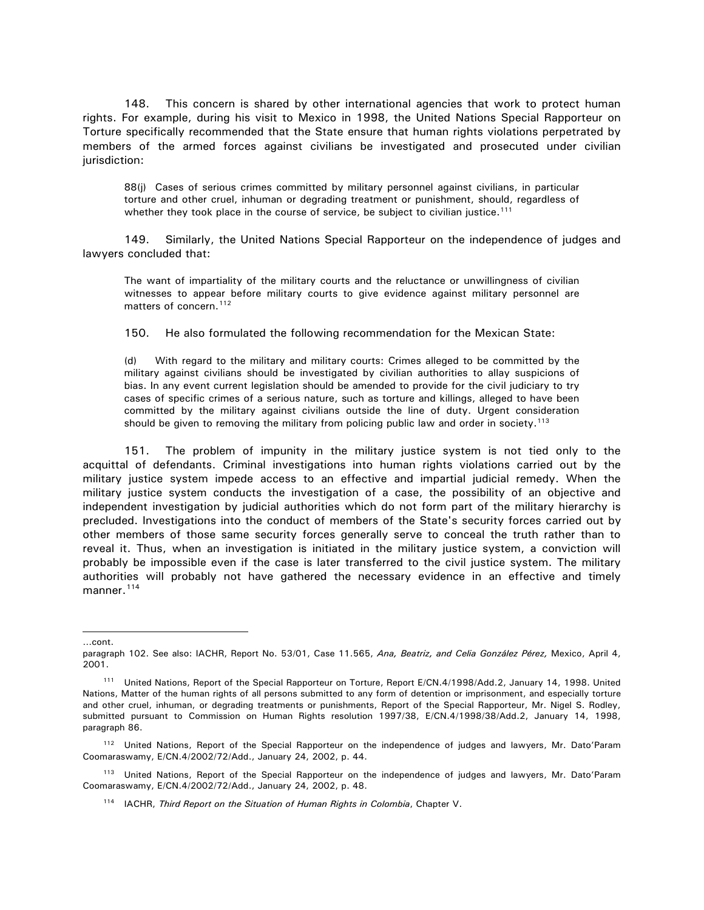148. This concern is shared by other international agencies that work to protect human rights. For example, during his visit to Mexico in 1998, the United Nations Special Rapporteur on Torture specifically recommended that the State ensure that human rights violations perpetrated by members of the armed forces against civilians be investigated and prosecuted under civilian jurisdiction:

> 88(j) Cases of serious crimes committed by military personnel against civilians, in particular torture and other cruel, inhuman or degrading treatment or punishment, should, regardless of whether they took place in the course of service, be subject to civilian justice.[111]

149. Similarly, the United Nations Special Rapporteur on the independence of judges and lawyers concluded that:

> The want of impartiality of the military courts and the reluctance or unwillingness of civilian witnesses to appear before military courts to give evidence against military personnel are matters of concern.[112]

150. He also formulated the following recommendation for the Mexican State:

> (d) With regard to the military and military courts: Crimes alleged to be committed by the military against civilians should be investigated by civilian authorities to allay suspicions of bias. In any event current legislation should be amended to provide for the civil judiciary to try cases of specific crimes of a serious nature, such as torture and killings, alleged to have been committed by the military against civilians outside the line of duty. Urgent consideration should be given to removing the military from policing public law and order in society.[113]

151. The problem of impunity in the military justice system is not tied only to the acquittal of defendants. Criminal investigations into human rights violations carried out by the military justice system impede access to an effective and impartial judicial remedy. When the military justice system conducts the investigation of a case, the possibility of an objective and independent investigation by judicial authorities which do not form part of the military hierarchy is precluded. Investigations into the conduct of members of the State's security forces carried out by other members of those same security forces generally serve to conceal the truth rather than to reveal it. Thus, when an investigation is initiated in the military justice system, a conviction will probably be impossible even if the case is later transferred to the civil justice system. The military authorities will probably not have gathered the necessary evidence in an effective and timely manner.[114]

---

...cont.
paragraph 102. See also: IACHR, Report No. 53/01, Case 11.565, *Ana, Beatriz, and Celia González Pérez,* Mexico, April 4, 2001.

[111] United Nations, Report of the Special Rapporteur on Torture, Report E/CN.4/1998/Add.2, January 14, 1998. United Nations, Matter of the human rights of all persons submitted to any form of detention or imprisonment, and especially torture and other cruel, inhuman, or degrading treatments or punishments, Report of the Special Rapporteur, Mr. Nigel S. Rodley, submitted pursuant to Commission on Human Rights resolution 1997/38, E/CN.4/1998/38/Add.2, January 14, 1998, paragraph 86.

[112] United Nations, Report of the Special Rapporteur on the independence of judges and lawyers, Mr. Dato'Param Coomaraswamy, E/CN.4/2002/72/Add., January 24, 2002, p. 44.

[113] United Nations, Report of the Special Rapporteur on the independence of judges and lawyers, Mr. Dato'Param Coomaraswamy, E/CN.4/2002/72/Add., January 24, 2002, p. 48.

[114] IACHR, *Third Report on the Situation of Human Rights in Colombia*, Chapter V.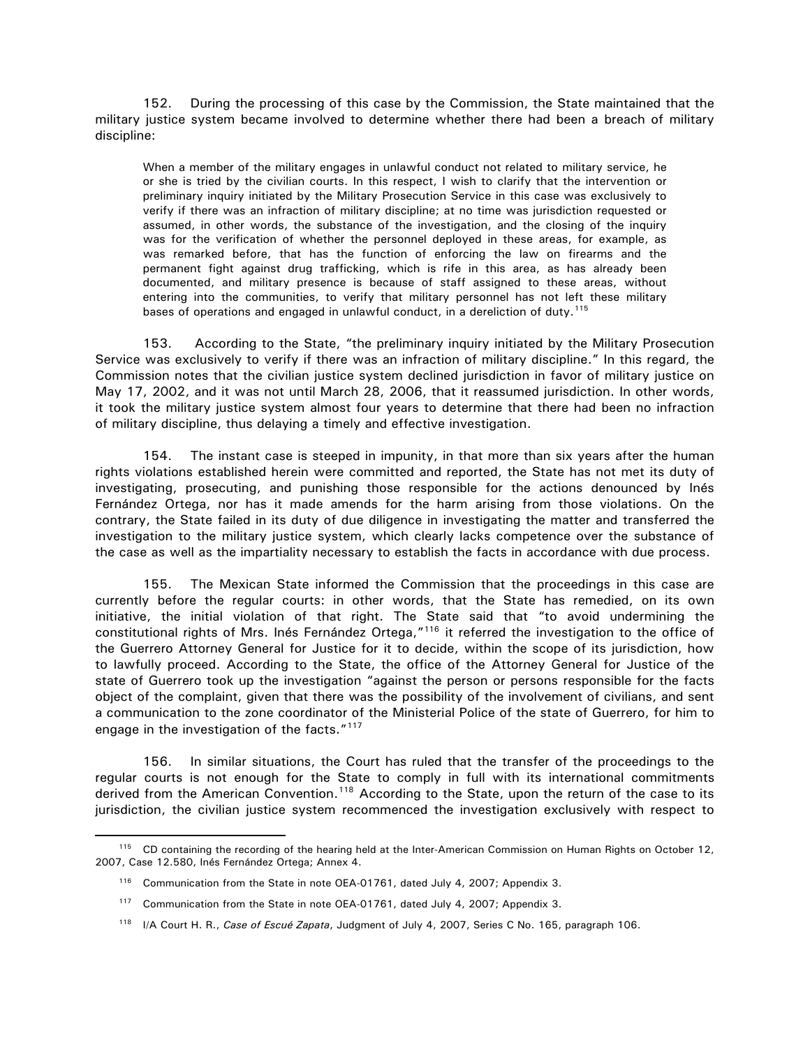152. During the processing of this case by the Commission, the State maintained that the military justice system became involved to determine whether there had been a breach of military discipline:

> When a member of the military engages in unlawful conduct not related to military service, he or she is tried by the civilian courts. In this respect, I wish to clarify that the intervention or preliminary inquiry initiated by the Military Prosecution Service in this case was exclusively to verify if there was an infraction of military discipline; at no time was jurisdiction requested or assumed, in other words, the substance of the investigation, and the closing of the inquiry was for the verification of whether the personnel deployed in these areas, for example, as was remarked before, that has the function of enforcing the law on firearms and the permanent fight against drug trafficking, which is rife in this area, as has already been documented, and military presence is because of staff assigned to these areas, without entering into the communities, to verify that military personnel has not left these military bases of operations and engaged in unlawful conduct, in a dereliction of duty.[115]

153. According to the State, "the preliminary inquiry initiated by the Military Prosecution Service was exclusively to verify if there was an infraction of military discipline." In this regard, the Commission notes that the civilian justice system declined jurisdiction in favor of military justice on May 17, 2002, and it was not until March 28, 2006, that it reassumed jurisdiction. In other words, it took the military justice system almost four years to determine that there had been no infraction of military discipline, thus delaying a timely and effective investigation.

154. The instant case is steeped in impunity, in that more than six years after the human rights violations established herein were committed and reported, the State has not met its duty of investigating, prosecuting, and punishing those responsible for the actions denounced by Inés Fernández Ortega, nor has it made amends for the harm arising from those violations. On the contrary, the State failed in its duty of due diligence in investigating the matter and transferred the investigation to the military justice system, which clearly lacks competence over the substance of the case as well as the impartiality necessary to establish the facts in accordance with due process.

155. The Mexican State informed the Commission that the proceedings in this case are currently before the regular courts: in other words, that the State has remedied, on its own initiative, the initial violation of that right. The State said that "to avoid undermining the constitutional rights of Mrs. Inés Fernández Ortega,"[116] it referred the investigation to the office of the Guerrero Attorney General for Justice for it to decide, within the scope of its jurisdiction, how to lawfully proceed. According to the State, the office of the Attorney General for Justice of the state of Guerrero took up the investigation "against the person or persons responsible for the facts object of the complaint, given that there was the possibility of the involvement of civilians, and sent a communication to the zone coordinator of the Ministerial Police of the state of Guerrero, for him to engage in the investigation of the facts."[117]

156. In similar situations, the Court has ruled that the transfer of the proceedings to the regular courts is not enough for the State to comply in full with its international commitments derived from the American Convention.[118] According to the State, upon the return of the case to its jurisdiction, the civilian justice system recommenced the investigation exclusively with respect to

---

[115] CD containing the recording of the hearing held at the Inter-American Commission on Human Rights on October 12, 2007, Case 12.580, Inés Fernández Ortega; Annex 4.

[116] Communication from the State in note OEA-01761, dated July 4, 2007; Appendix 3.

[117] Communication from the State in note OEA-01761, dated July 4, 2007; Appendix 3.

[118] I/A Court H. R., *Case of Escué Zapata*, Judgment of July 4, 2007, Series C No. 165, paragraph 106.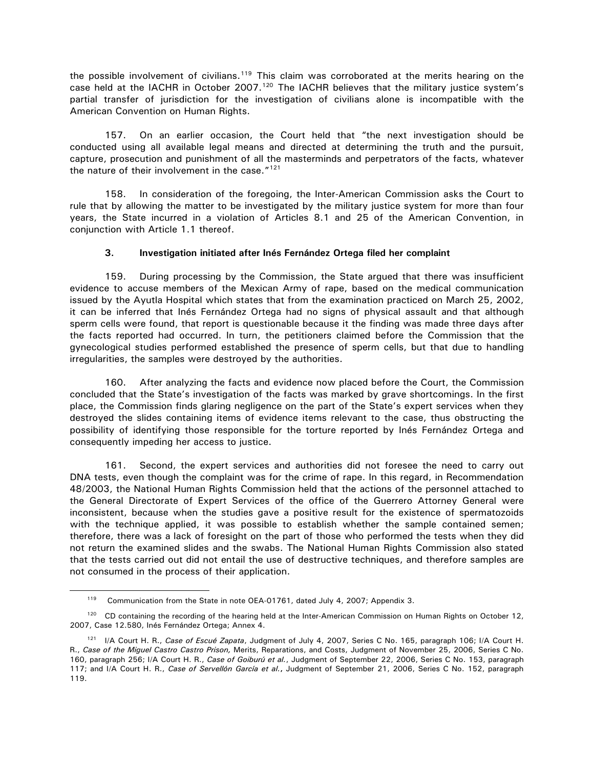the possible involvement of civilians.[119] This claim was corroborated at the merits hearing on the case held at the IACHR in October 2007.[120] The IACHR believes that the military justice system's partial transfer of jurisdiction for the investigation of civilians alone is incompatible with the American Convention on Human Rights.

157. On an earlier occasion, the Court held that "the next investigation should be conducted using all available legal means and directed at determining the truth and the pursuit, capture, prosecution and punishment of all the masterminds and perpetrators of the facts, whatever the nature of their involvement in the case."[121]

158. In consideration of the foregoing, the Inter-American Commission asks the Court to rule that by allowing the matter to be investigated by the military justice system for more than four years, the State incurred in a violation of Articles 8.1 and 25 of the American Convention, in conjunction with Article 1.1 thereof.

### 3. Investigation initiated after Inés Fernández Ortega filed her complaint

159. During processing by the Commission, the State argued that there was insufficient evidence to accuse members of the Mexican Army of rape, based on the medical communication issued by the Ayutla Hospital which states that from the examination practiced on March 25, 2002, it can be inferred that Inés Fernández Ortega had no signs of physical assault and that although sperm cells were found, that report is questionable because it the finding was made three days after the facts reported had occurred. In turn, the petitioners claimed before the Commission that the gynecological studies performed established the presence of sperm cells, but that due to handling irregularities, the samples were destroyed by the authorities.

160. After analyzing the facts and evidence now placed before the Court, the Commission concluded that the State's investigation of the facts was marked by grave shortcomings. In the first place, the Commission finds glaring negligence on the part of the State's expert services when they destroyed the slides containing items of evidence items relevant to the case, thus obstructing the possibility of identifying those responsible for the torture reported by Inés Fernández Ortega and consequently impeding her access to justice.

161. Second, the expert services and authorities did not foresee the need to carry out DNA tests, even though the complaint was for the crime of rape. In this regard, in Recommendation 48/2003, the National Human Rights Commission held that the actions of the personnel attached to the General Directorate of Expert Services of the office of the Guerrero Attorney General were inconsistent, because when the studies gave a positive result for the existence of spermatozoids with the technique applied, it was possible to establish whether the sample contained semen; therefore, there was a lack of foresight on the part of those who performed the tests when they did not return the examined slides and the swabs. The National Human Rights Commission also stated that the tests carried out did not entail the use of destructive techniques, and therefore samples are not consumed in the process of their application.

---

[119] Communication from the State in note OEA-01761, dated July 4, 2007; Appendix 3.

[120] CD containing the recording of the hearing held at the Inter-American Commission on Human Rights on October 12, 2007, Case 12.580, Inés Fernández Ortega; Annex 4.

[121] I/A Court H. R., *Case of Escué Zapata*, Judgment of July 4, 2007, Series C No. 165, paragraph 106; I/A Court H. R., *Case of the Miguel Castro Castro Prison,* Merits, Reparations, and Costs, Judgment of November 25, 2006, Series C No. 160, paragraph 256; I/A Court H. R., *Case of Goiburú et al.*, Judgment of September 22, 2006, Series C No. 153, paragraph 117; and I/A Court H. R., *Case of Servellón García et al.***,** Judgment of September 21, 2006, Series C No. 152, paragraph 119.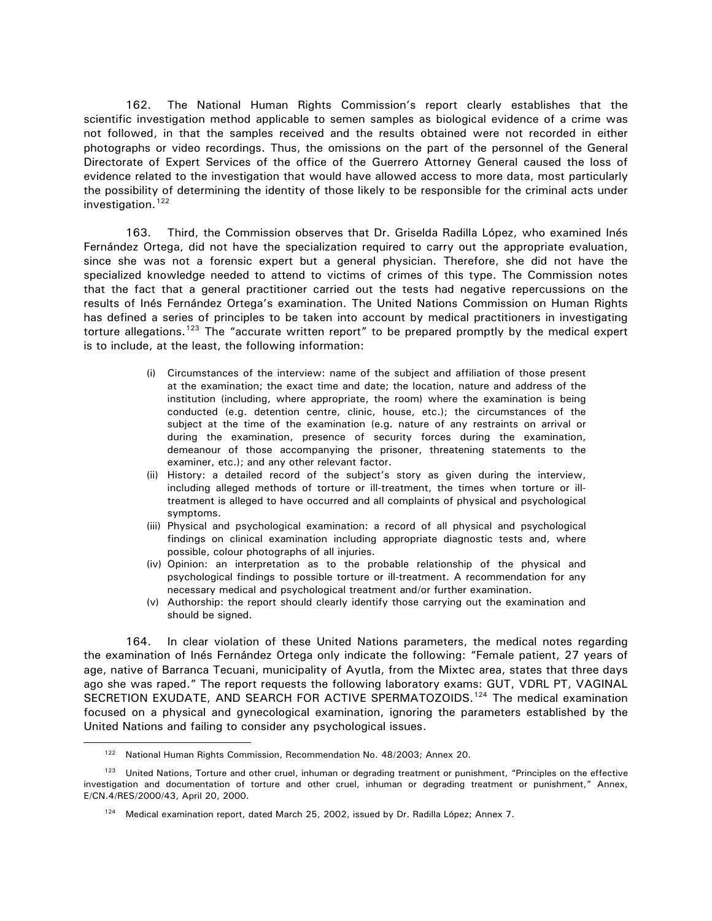162. The National Human Rights Commission's report clearly establishes that the scientific investigation method applicable to semen samples as biological evidence of a crime was not followed, in that the samples received and the results obtained were not recorded in either photographs or video recordings. Thus, the omissions on the part of the personnel of the General Directorate of Expert Services of the office of the Guerrero Attorney General caused the loss of evidence related to the investigation that would have allowed access to more data, most particularly the possibility of determining the identity of those likely to be responsible for the criminal acts under investigation.[122]

163. Third, the Commission observes that Dr. Griselda Radilla López, who examined Inés Fernández Ortega, did not have the specialization required to carry out the appropriate evaluation, since she was not a forensic expert but a general physician. Therefore, she did not have the specialized knowledge needed to attend to victims of crimes of this type. The Commission notes that the fact that a general practitioner carried out the tests had negative repercussions on the results of Inés Fernández Ortega's examination. The United Nations Commission on Human Rights has defined a series of principles to be taken into account by medical practitioners in investigating torture allegations.[123] The "accurate written report" to be prepared promptly by the medical expert is to include, at the least, the following information:

> (i) Circumstances of the interview: name of the subject and affiliation of those present at the examination; the exact time and date; the location, nature and address of the institution (including, where appropriate, the room) where the examination is being conducted (e.g. detention centre, clinic, house, etc.); the circumstances of the subject at the time of the examination (e.g. nature of any restraints on arrival or during the examination, presence of security forces during the examination, demeanour of those accompanying the prisoner, threatening statements to the examiner, etc.); and any other relevant factor.
>
> (ii) History: a detailed record of the subject's story as given during the interview, including alleged methods of torture or ill-treatment, the times when torture or ill-treatment is alleged to have occurred and all complaints of physical and psychological symptoms.
>
> (iii) Physical and psychological examination: a record of all physical and psychological findings on clinical examination including appropriate diagnostic tests and, where possible, colour photographs of all injuries.
>
> (iv) Opinion: an interpretation as to the probable relationship of the physical and psychological findings to possible torture or ill-treatment. A recommendation for any necessary medical and psychological treatment and/or further examination.
>
> (v) Authorship: the report should clearly identify those carrying out the examination and should be signed.

164. In clear violation of these United Nations parameters, the medical notes regarding the examination of Inés Fernández Ortega only indicate the following: "Female patient, 27 years of age, native of Barranca Tecuani, municipality of Ayutla, from the Mixtec area, states that three days ago she was raped." The report requests the following laboratory exams: GUT, VDRL PT, VAGINAL SECRETION EXUDATE, AND SEARCH FOR ACTIVE SPERMATOZOIDS.[124] The medical examination focused on a physical and gynecological examination, ignoring the parameters established by the United Nations and failing to consider any psychological issues.

---

[122] National Human Rights Commission, Recommendation No. 48/2003; Annex 20.

[123] United Nations, Torture and other cruel, inhuman or degrading treatment or punishment, "Principles on the effective investigation and documentation of torture and other cruel, inhuman or degrading treatment or punishment," Annex, E/CN.4/RES/2000/43, April 20, 2000.

[124] Medical examination report, dated March 25, 2002, issued by Dr. Radilla López; Annex 7.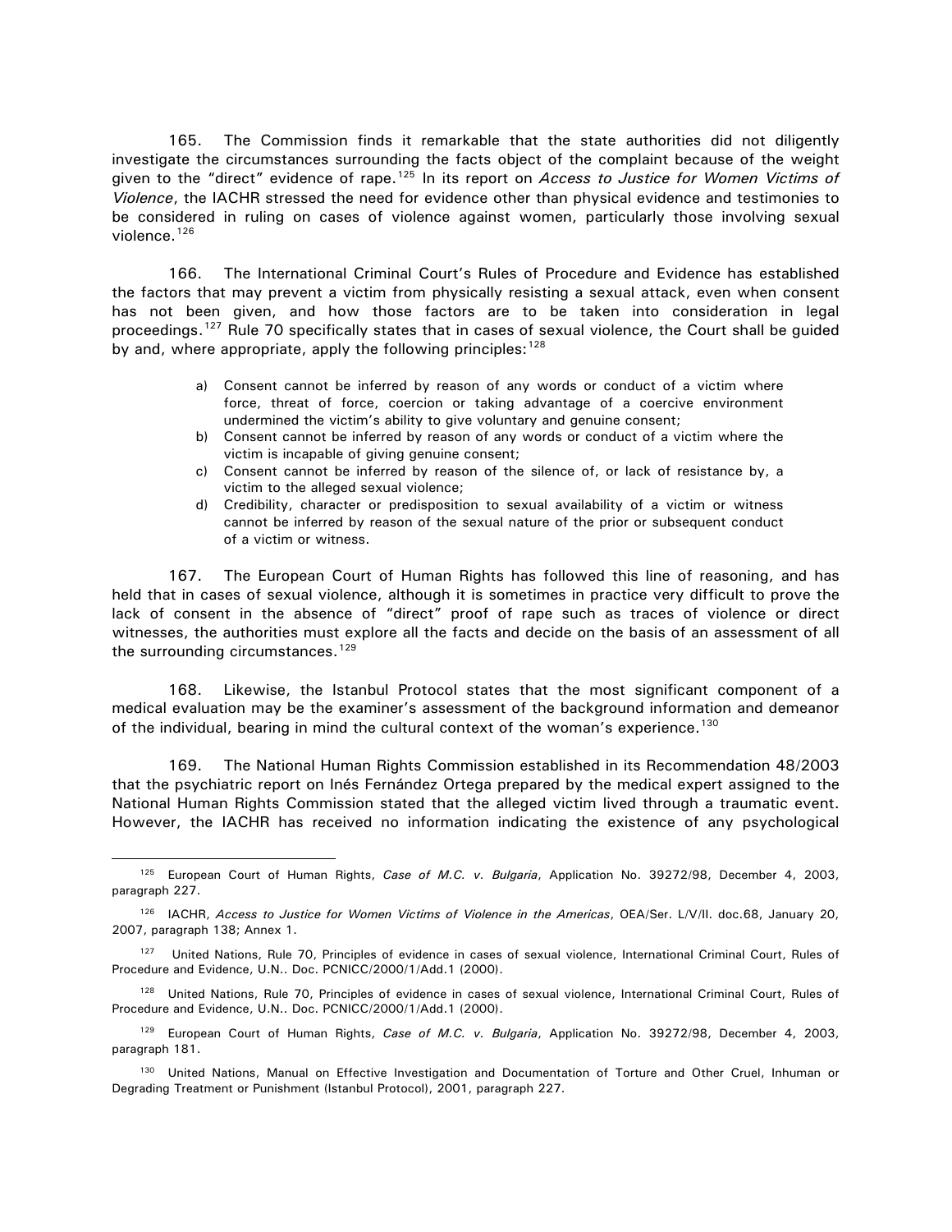165. The Commission finds it remarkable that the state authorities did not diligently investigate the circumstances surrounding the facts object of the complaint because of the weight given to the "direct" evidence of rape.[125] In its report on *Access to Justice for Women Victims of Violence*, the IACHR stressed the need for evidence other than physical evidence and testimonies to be considered in ruling on cases of violence against women, particularly those involving sexual violence.[126]

166. The International Criminal Court's Rules of Procedure and Evidence has established the factors that may prevent a victim from physically resisting a sexual attack, even when consent has not been given, and how those factors are to be taken into consideration in legal proceedings.[127] Rule 70 specifically states that in cases of sexual violence, the Court shall be guided by and, where appropriate, apply the following principles:[128]

> a) Consent cannot be inferred by reason of any words or conduct of a victim where force, threat of force, coercion or taking advantage of a coercive environment undermined the victim's ability to give voluntary and genuine consent;
> b) Consent cannot be inferred by reason of any words or conduct of a victim where the victim is incapable of giving genuine consent;
> c) Consent cannot be inferred by reason of the silence of, or lack of resistance by, a victim to the alleged sexual violence;
> d) Credibility, character or predisposition to sexual availability of a victim or witness cannot be inferred by reason of the sexual nature of the prior or subsequent conduct of a victim or witness.

167. The European Court of Human Rights has followed this line of reasoning, and has held that in cases of sexual violence, although it is sometimes in practice very difficult to prove the lack of consent in the absence of "direct" proof of rape such as traces of violence or direct witnesses, the authorities must explore all the facts and decide on the basis of an assessment of all the surrounding circumstances.[129]

168. Likewise, the Istanbul Protocol states that the most significant component of a medical evaluation may be the examiner's assessment of the background information and demeanor of the individual, bearing in mind the cultural context of the woman's experience.[130]

169. The National Human Rights Commission established in its Recommendation 48/2003 that the psychiatric report on Inés Fernández Ortega prepared by the medical expert assigned to the National Human Rights Commission stated that the alleged victim lived through a traumatic event. However, the IACHR has received no information indicating the existence of any psychological

---

[125] European Court of Human Rights, *Case of M.C. v. Bulgaria*, Application No. 39272/98, December 4, 2003, paragraph 227.

[126] IACHR, *Access to Justice for Women Victims of Violence in the Americas*, OEA/Ser. L/V/II. doc.68, January 20, 2007, paragraph 138; Annex 1.

[127] United Nations, Rule 70, Principles of evidence in cases of sexual violence, International Criminal Court, Rules of Procedure and Evidence, U.N.. Doc. PCNICC/2000/1/Add.1 (2000).

[128] United Nations, Rule 70, Principles of evidence in cases of sexual violence, International Criminal Court, Rules of Procedure and Evidence, U.N.. Doc. PCNICC/2000/1/Add.1 (2000).

[129] European Court of Human Rights, *Case of M.C. v. Bulgaria*, Application No. 39272/98, December 4, 2003, paragraph 181.

[130] United Nations, Manual on Effective Investigation and Documentation of Torture and Other Cruel, Inhuman or Degrading Treatment or Punishment (Istanbul Protocol), 2001, paragraph 227.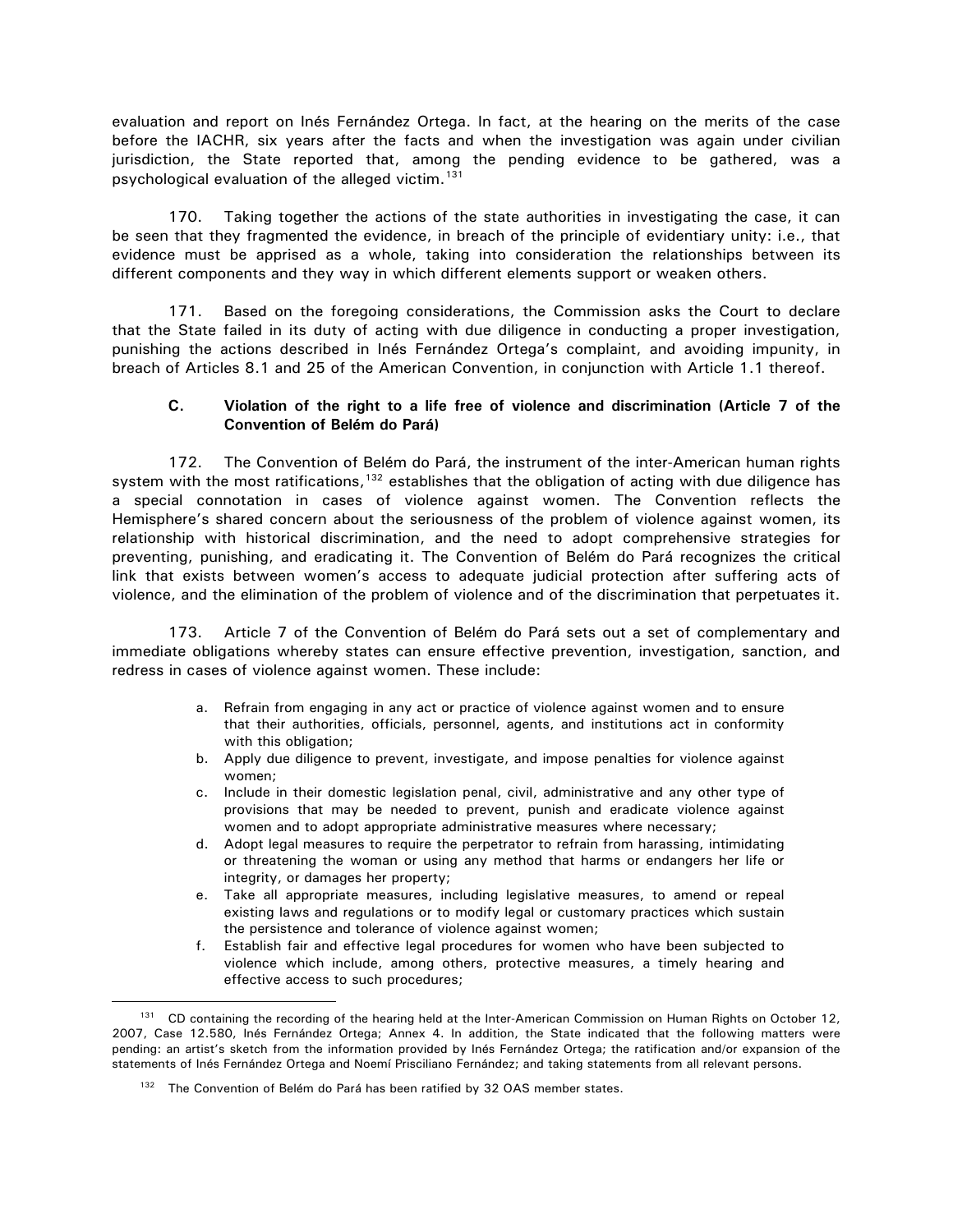evaluation and report on Inés Fernández Ortega. In fact, at the hearing on the merits of the case before the IACHR, six years after the facts and when the investigation was again under civilian jurisdiction, the State reported that, among the pending evidence to be gathered, was a psychological evaluation of the alleged victim.[131]

170. Taking together the actions of the state authorities in investigating the case, it can be seen that they fragmented the evidence, in breach of the principle of evidentiary unity: i.e., that evidence must be apprised as a whole, taking into consideration the relationships between its different components and they way in which different elements support or weaken others.

171. Based on the foregoing considerations, the Commission asks the Court to declare that the State failed in its duty of acting with due diligence in conducting a proper investigation, punishing the actions described in Inés Fernández Ortega's complaint, and avoiding impunity, in breach of Articles 8.1 and 25 of the American Convention, in conjunction with Article 1.1 thereof.

### C. Violation of the right to a life free of violence and discrimination (Article 7 of the Convention of Belém do Pará)

172. The Convention of Belém do Pará, the instrument of the inter-American human rights system with the most ratifications,[132] establishes that the obligation of acting with due diligence has a special connotation in cases of violence against women. The Convention reflects the Hemisphere's shared concern about the seriousness of the problem of violence against women, its relationship with historical discrimination, and the need to adopt comprehensive strategies for preventing, punishing, and eradicating it. The Convention of Belém do Pará recognizes the critical link that exists between women's access to adequate judicial protection after suffering acts of violence, and the elimination of the problem of violence and of the discrimination that perpetuates it.

173. Article 7 of the Convention of Belém do Pará sets out a set of complementary and immediate obligations whereby states can ensure effective prevention, investigation, sanction, and redress in cases of violence against women. These include:

a. Refrain from engaging in any act or practice of violence against women and to ensure that their authorities, officials, personnel, agents, and institutions act in conformity with this obligation;
b. Apply due diligence to prevent, investigate, and impose penalties for violence against women;
c. Include in their domestic legislation penal, civil, administrative and any other type of provisions that may be needed to prevent, punish and eradicate violence against women and to adopt appropriate administrative measures where necessary;
d. Adopt legal measures to require the perpetrator to refrain from harassing, intimidating or threatening the woman or using any method that harms or endangers her life or integrity, or damages her property;
e. Take all appropriate measures, including legislative measures, to amend or repeal existing laws and regulations or to modify legal or customary practices which sustain the persistence and tolerance of violence against women;
f. Establish fair and effective legal procedures for women who have been subjected to violence which include, among others, protective measures, a timely hearing and effective access to such procedures;

---

[131] CD containing the recording of the hearing held at the Inter-American Commission on Human Rights on October 12, 2007, Case 12.580, Inés Fernández Ortega; Annex 4. In addition, the State indicated that the following matters were pending: an artist's sketch from the information provided by Inés Fernández Ortega; the ratification and/or expansion of the statements of Inés Fernández Ortega and Noemí Prisciliano Fernández; and taking statements from all relevant persons.

[132] The Convention of Belém do Pará has been ratified by 32 OAS member states.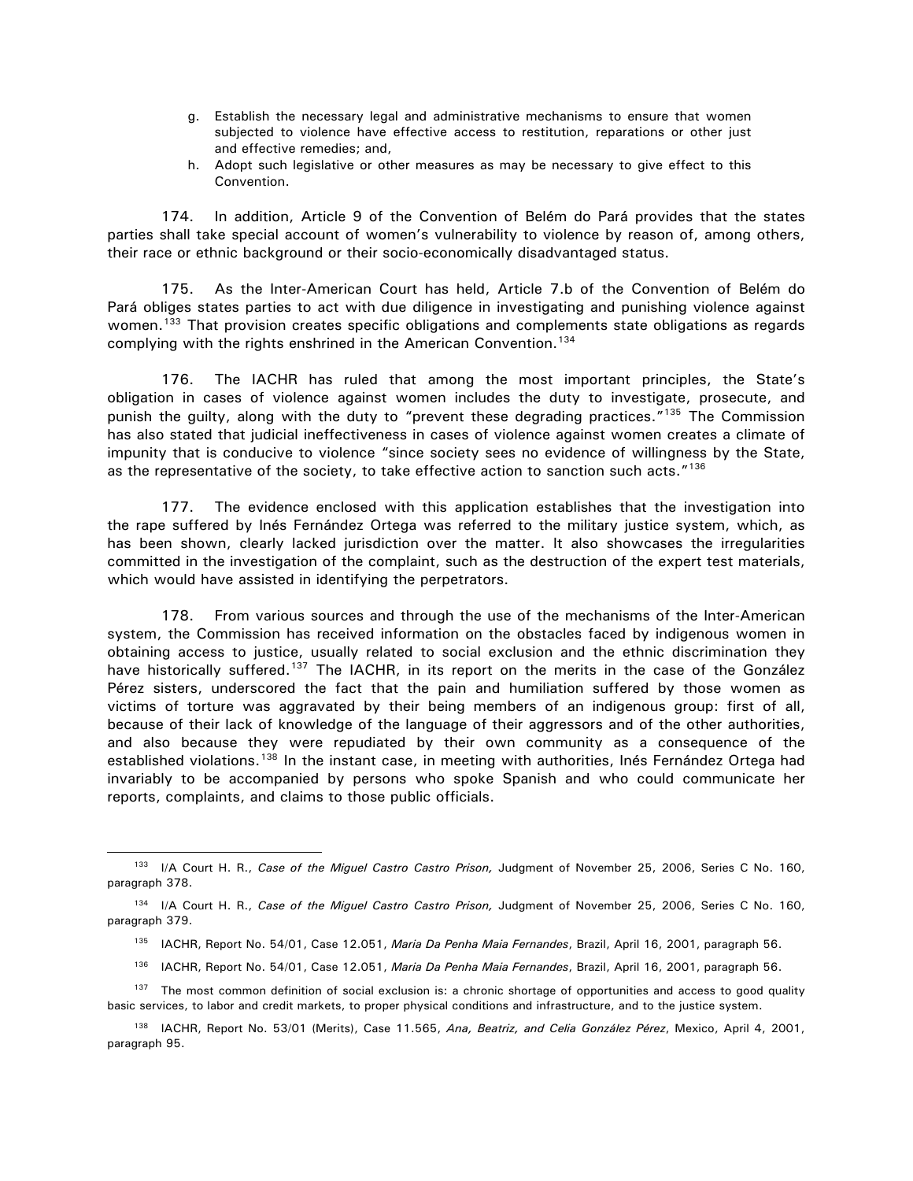g. Establish the necessary legal and administrative mechanisms to ensure that women subjected to violence have effective access to restitution, reparations or other just and effective remedies; and,
h. Adopt such legislative or other measures as may be necessary to give effect to this Convention.

174. In addition, Article 9 of the Convention of Belém do Pará provides that the states parties shall take special account of women's vulnerability to violence by reason of, among others, their race or ethnic background or their socio-economically disadvantaged status.

175. As the Inter-American Court has held, Article 7.b of the Convention of Belém do Pará obliges states parties to act with due diligence in investigating and punishing violence against women.[133] That provision creates specific obligations and complements state obligations as regards complying with the rights enshrined in the American Convention.[134]

176. The IACHR has ruled that among the most important principles, the State's obligation in cases of violence against women includes the duty to investigate, prosecute, and punish the guilty, along with the duty to "prevent these degrading practices."[135] The Commission has also stated that judicial ineffectiveness in cases of violence against women creates a climate of impunity that is conducive to violence "since society sees no evidence of willingness by the State, as the representative of the society, to take effective action to sanction such acts."[136]

177. The evidence enclosed with this application establishes that the investigation into the rape suffered by Inés Fernández Ortega was referred to the military justice system, which, as has been shown, clearly lacked jurisdiction over the matter. It also showcases the irregularities committed in the investigation of the complaint, such as the destruction of the expert test materials, which would have assisted in identifying the perpetrators.

178. From various sources and through the use of the mechanisms of the Inter-American system, the Commission has received information on the obstacles faced by indigenous women in obtaining access to justice, usually related to social exclusion and the ethnic discrimination they have historically suffered.[137] The IACHR, in its report on the merits in the case of the González Pérez sisters, underscored the fact that the pain and humiliation suffered by those women as victims of torture was aggravated by their being members of an indigenous group: first of all, because of their lack of knowledge of the language of their aggressors and of the other authorities, and also because they were repudiated by their own community as a consequence of the established violations.[138] In the instant case, in meeting with authorities, Inés Fernández Ortega had invariably to be accompanied by persons who spoke Spanish and who could communicate her reports, complaints, and claims to those public officials.

---

[133] I/A Court H. R., *Case of the Miguel Castro Castro Prison,* Judgment of November 25, 2006, Series C No. 160, paragraph 378.

[134] I/A Court H. R., *Case of the Miguel Castro Castro Prison,* Judgment of November 25, 2006, Series C No. 160, paragraph 379.

[135] IACHR, Report No. 54/01, Case 12.051, *Maria Da Penha Maia Fernandes*, Brazil, April 16, 2001, paragraph 56.

[136] IACHR, Report No. 54/01, Case 12.051, *Maria Da Penha Maia Fernandes*, Brazil, April 16, 2001, paragraph 56.

[137] The most common definition of social exclusion is: a chronic shortage of opportunities and access to good quality basic services, to labor and credit markets, to proper physical conditions and infrastructure, and to the justice system.

[138] IACHR, Report No. 53/01 (Merits), Case 11.565, *Ana, Beatriz, and Celia González Pérez*, Mexico, April 4, 2001, paragraph 95.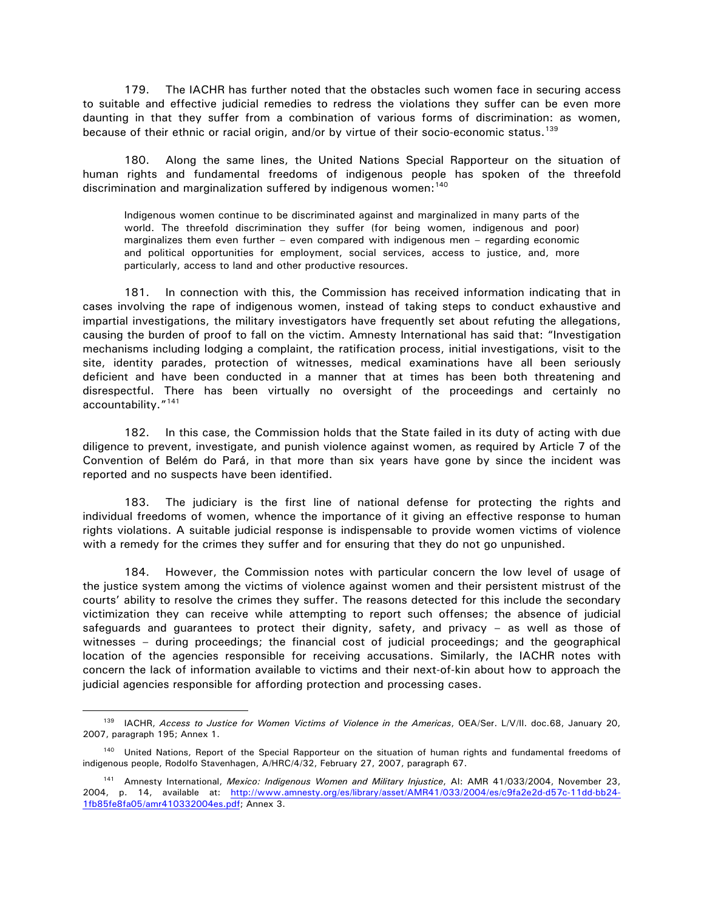179. The IACHR has further noted that the obstacles such women face in securing access to suitable and effective judicial remedies to redress the violations they suffer can be even more daunting in that they suffer from a combination of various forms of discrimination: as women, because of their ethnic or racial origin, and/or by virtue of their socio-economic status.[139]

180. Along the same lines, the United Nations Special Rapporteur on the situation of human rights and fundamental freedoms of indigenous people has spoken of the threefold discrimination and marginalization suffered by indigenous women:[140]

> Indigenous women continue to be discriminated against and marginalized in many parts of the world. The threefold discrimination they suffer (for being women, indigenous and poor) marginalizes them even further – even compared with indigenous men – regarding economic and political opportunities for employment, social services, access to justice, and, more particularly, access to land and other productive resources.

181. In connection with this, the Commission has received information indicating that in cases involving the rape of indigenous women, instead of taking steps to conduct exhaustive and impartial investigations, the military investigators have frequently set about refuting the allegations, causing the burden of proof to fall on the victim. Amnesty International has said that: "Investigation mechanisms including lodging a complaint, the ratification process, initial investigations, visit to the site, identity parades, protection of witnesses, medical examinations have all been seriously deficient and have been conducted in a manner that at times has been both threatening and disrespectful. There has been virtually no oversight of the proceedings and certainly no accountability."[141]

182. In this case, the Commission holds that the State failed in its duty of acting with due diligence to prevent, investigate, and punish violence against women, as required by Article 7 of the Convention of Belém do Pará, in that more than six years have gone by since the incident was reported and no suspects have been identified.

183. The judiciary is the first line of national defense for protecting the rights and individual freedoms of women, whence the importance of it giving an effective response to human rights violations. A suitable judicial response is indispensable to provide women victims of violence with a remedy for the crimes they suffer and for ensuring that they do not go unpunished.

184. However, the Commission notes with particular concern the low level of usage of the justice system among the victims of violence against women and their persistent mistrust of the courts' ability to resolve the crimes they suffer. The reasons detected for this include the secondary victimization they can receive while attempting to report such offenses; the absence of judicial safeguards and guarantees to protect their dignity, safety, and privacy – as well as those of witnesses – during proceedings; the financial cost of judicial proceedings; and the geographical location of the agencies responsible for receiving accusations. Similarly, the IACHR notes with concern the lack of information available to victims and their next-of-kin about how to approach the judicial agencies responsible for affording protection and processing cases.

---

[139] IACHR, *Access to Justice for Women Victims of Violence in the Americas*, OEA/Ser. L/V/II. doc.68, January 20, 2007, paragraph 195; Annex 1.

[140] United Nations, Report of the Special Rapporteur on the situation of human rights and fundamental freedoms of indigenous people, Rodolfo Stavenhagen, A/HRC/4/32, February 27, 2007, paragraph 67.

[141] Amnesty International, *Mexico: Indigenous Women and Military Injustice*, AI: AMR 41/033/2004, November 23, 2004, p. 14, available at: http://www.amnesty.org/es/library/asset/AMR41/033/2004/es/c9fa2e2d-d57c-11dd-bb24-1fb85fe8fa05/amr410332004es.pdf; Annex 3.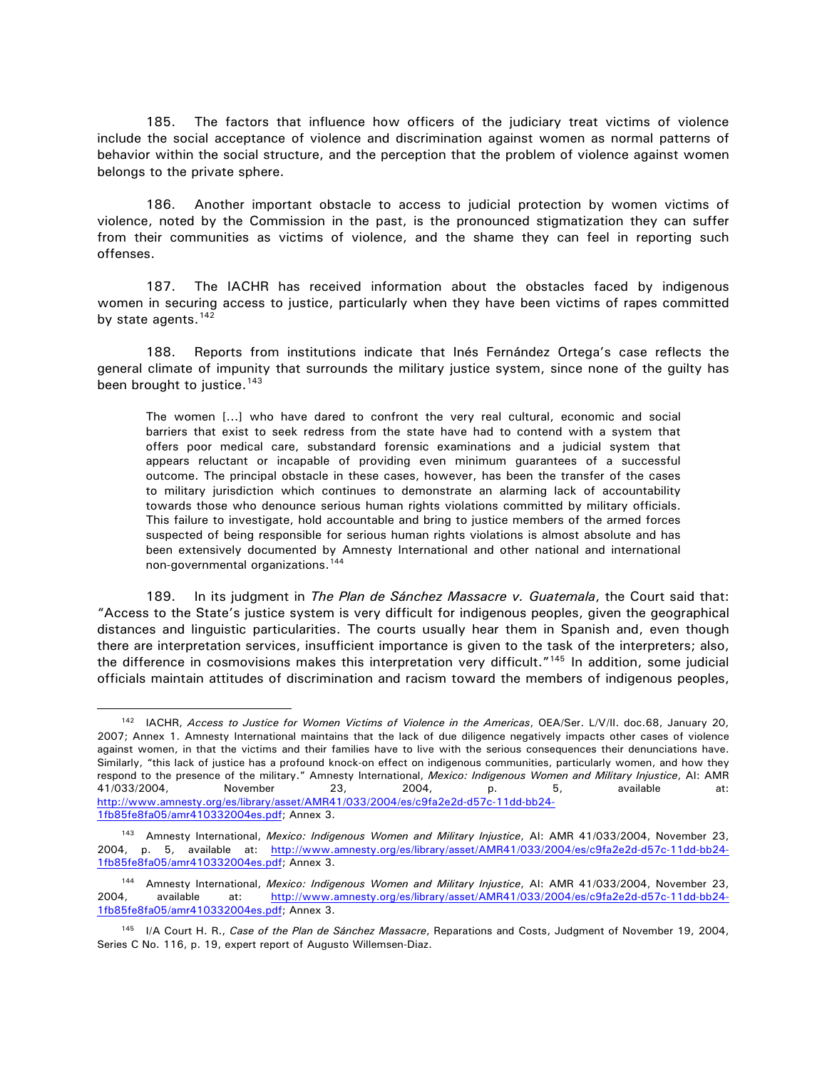185. The factors that influence how officers of the judiciary treat victims of violence include the social acceptance of violence and discrimination against women as normal patterns of behavior within the social structure, and the perception that the problem of violence against women belongs to the private sphere.

186. Another important obstacle to access to judicial protection by women victims of violence, noted by the Commission in the past, is the pronounced stigmatization they can suffer from their communities as victims of violence, and the shame they can feel in reporting such offenses.

187. The IACHR has received information about the obstacles faced by indigenous women in securing access to justice, particularly when they have been victims of rapes committed by state agents.[142]

188. Reports from institutions indicate that Inés Fernández Ortega's case reflects the general climate of impunity that surrounds the military justice system, since none of the guilty has been brought to justice.[143]

> The women [...] who have dared to confront the very real cultural, economic and social barriers that exist to seek redress from the state have had to contend with a system that offers poor medical care, substandard forensic examinations and a judicial system that appears reluctant or incapable of providing even minimum guarantees of a successful outcome. The principal obstacle in these cases, however, has been the transfer of the cases to military jurisdiction which continues to demonstrate an alarming lack of accountability towards those who denounce serious human rights violations committed by military officials. This failure to investigate, hold accountable and bring to justice members of the armed forces suspected of being responsible for serious human rights violations is almost absolute and has been extensively documented by Amnesty International and other national and international non-governmental organizations.[144]

189. In its judgment in *The Plan de Sánchez Massacre v. Guatemala*, the Court said that: "Access to the State's justice system is very difficult for indigenous peoples, given the geographical distances and linguistic particularities. The courts usually hear them in Spanish and, even though there are interpretation services, insufficient importance is given to the task of the interpreters; also, the difference in cosmovisions makes this interpretation very difficult."[145] In addition, some judicial officials maintain attitudes of discrimination and racism toward the members of indigenous peoples,

---

[142] IACHR, *Access to Justice for Women Victims of Violence in the Americas*, OEA/Ser. L/V/II. doc.68, January 20, 2007; Annex 1. Amnesty International maintains that the lack of due diligence negatively impacts other cases of violence against women, in that the victims and their families have to live with the serious consequences their denunciations have. Similarly, "this lack of justice has a profound knock-on effect on indigenous communities, particularly women, and how they respond to the presence of the military." Amnesty International, *Mexico: Indigenous Women and Military Injustice*, AI: AMR 41/033/2004, November 23, 2004, p. 5, available at: http://www.amnesty.org/es/library/asset/AMR41/033/2004/es/c9fa2e2d-d57c-11dd-bb24-1fb85fe8fa05/amr410332004es.pdf; Annex 3.

[143] Amnesty International, *Mexico: Indigenous Women and Military Injustice*, AI: AMR 41/033/2004, November 23, 2004, p. 5, available at: http://www.amnesty.org/es/library/asset/AMR41/033/2004/es/c9fa2e2d-d57c-11dd-bb24-1fb85fe8fa05/amr410332004es.pdf; Annex 3.

[144] Amnesty International, *Mexico: Indigenous Women and Military Injustice*, AI: AMR 41/033/2004, November 23, 2004, available at: http://www.amnesty.org/es/library/asset/AMR41/033/2004/es/c9fa2e2d-d57c-11dd-bb24-1fb85fe8fa05/amr410332004es.pdf; Annex 3.

[145] I/A Court H. R., *Case of the Plan de Sánchez Massacre*, Reparations and Costs, Judgment of November 19, 2004, Series C No. 116, p. 19, expert report of Augusto Willemsen-Diaz.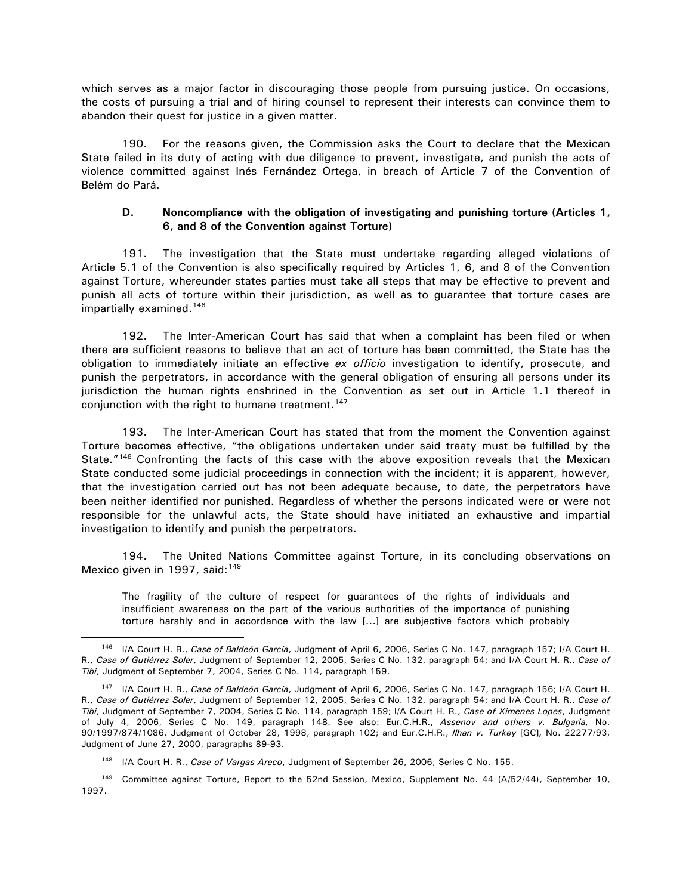which serves as a major factor in discouraging those people from pursuing justice. On occasions, the costs of pursuing a trial and of hiring counsel to represent their interests can convince them to abandon their quest for justice in a given matter.

190. For the reasons given, the Commission asks the Court to declare that the Mexican State failed in its duty of acting with due diligence to prevent, investigate, and punish the acts of violence committed against Inés Fernández Ortega, in breach of Article 7 of the Convention of Belém do Pará.

### D. Noncompliance with the obligation of investigating and punishing torture (Articles 1, 6, and 8 of the Convention against Torture)

191. The investigation that the State must undertake regarding alleged violations of Article 5.1 of the Convention is also specifically required by Articles 1, 6, and 8 of the Convention against Torture, whereunder states parties must take all steps that may be effective to prevent and punish all acts of torture within their jurisdiction, as well as to guarantee that torture cases are impartially examined.[146]

192. The Inter-American Court has said that when a complaint has been filed or when there are sufficient reasons to believe that an act of torture has been committed, the State has the obligation to immediately initiate an effective *ex officio* investigation to identify, prosecute, and punish the perpetrators, in accordance with the general obligation of ensuring all persons under its jurisdiction the human rights enshrined in the Convention as set out in Article 1.1 thereof in conjunction with the right to humane treatment.[147]

193. The Inter-American Court has stated that from the moment the Convention against Torture becomes effective, "the obligations undertaken under said treaty must be fulfilled by the State."[148] Confronting the facts of this case with the above exposition reveals that the Mexican State conducted some judicial proceedings in connection with the incident; it is apparent, however, that the investigation carried out has not been adequate because, to date, the perpetrators have been neither identified nor punished. Regardless of whether the persons indicated were or were not responsible for the unlawful acts, the State should have initiated an exhaustive and impartial investigation to identify and punish the perpetrators.

194. The United Nations Committee against Torture, in its concluding observations on Mexico given in 1997, said:[149]

> The fragility of the culture of respect for guarantees of the rights of individuals and insufficient awareness on the part of the various authorities of the importance of punishing torture harshly and in accordance with the law [...] are subjective factors which probably

---

[146] I/A Court H. R., *Case of Baldeón García*, Judgment of April 6, 2006, Series C No. 147, paragraph 157; I/A Court H. R., *Case of Gutiérrez Soler*, Judgment of September 12, 2005, Series C No. 132, paragraph 54; and I/A Court H. R., *Case of Tibi*, Judgment of September 7, 2004, Series C No. 114, paragraph 159.

[147] I/A Court H. R., *Case of Baldeón García*, Judgment of April 6, 2006, Series C No. 147, paragraph 156; I/A Court H. R., *Case of Gutiérrez Soler*, Judgment of September 12, 2005, Series C No. 132, paragraph 54; and I/A Court H. R., *Case of Tibi*, Judgment of September 7, 2004, Series C No. 114, paragraph 159; I/A Court H. R., *Case of Ximenes Lopes*, Judgment of July 4, 2006, Series C No. 149, paragraph 148. See also: Eur.C.H.R., *Assenov and others v. Bulgaria,* No. 90/1997/874/1086, Judgment of October 28, 1998, paragraph 102; and Eur.C.H.R., *Ilhan v. Turkey* [GC], No. 22277/93, Judgment of June 27, 2000, paragraphs 89-93.

[148] I/A Court H. R., *Case of Vargas Areco*, Judgment of September 26, 2006, Series C No. 155.

[149] Committee against Torture, Report to the 52nd Session, Mexico, Supplement No. 44 (A/52/44), September 10, 1997.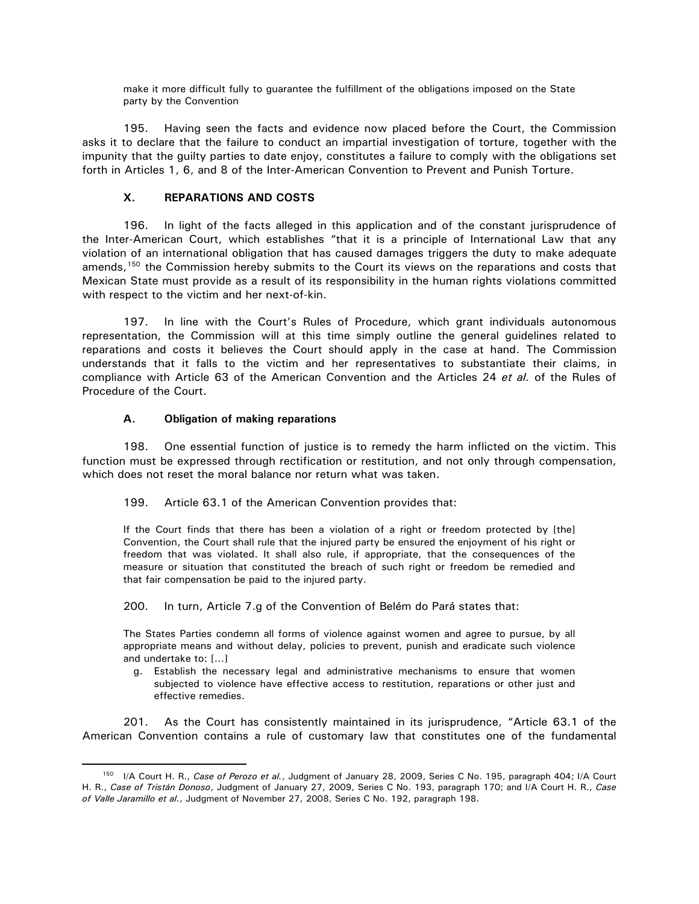> make it more difficult fully to guarantee the fulfillment of the obligations imposed on the State party by the Convention

195. Having seen the facts and evidence now placed before the Court, the Commission asks it to declare that the failure to conduct an impartial investigation of torture, together with the impunity that the guilty parties to date enjoy, constitutes a failure to comply with the obligations set forth in Articles 1, 6, and 8 of the Inter-American Convention to Prevent and Punish Torture.

## X. REPARATIONS AND COSTS

196. In light of the facts alleged in this application and of the constant jurisprudence of the Inter-American Court, which establishes "that it is a principle of International Law that any violation of an international obligation that has caused damages triggers the duty to make adequate amends,[150] the Commission hereby submits to the Court its views on the reparations and costs that Mexican State must provide as a result of its responsibility in the human rights violations committed with respect to the victim and her next-of-kin.

197. In line with the Court's Rules of Procedure, which grant individuals autonomous representation, the Commission will at this time simply outline the general guidelines related to reparations and costs it believes the Court should apply in the case at hand. The Commission understands that it falls to the victim and her representatives to substantiate their claims, in compliance with Article 63 of the American Convention and the Articles 24 *et al.* of the Rules of Procedure of the Court.

### A. Obligation of making reparations

198. One essential function of justice is to remedy the harm inflicted on the victim. This function must be expressed through rectification or restitution, and not only through compensation, which does not reset the moral balance nor return what was taken.

199. Article 63.1 of the American Convention provides that:

> If the Court finds that there has been a violation of a right or freedom protected by [the] Convention, the Court shall rule that the injured party be ensured the enjoyment of his right or freedom that was violated. It shall also rule, if appropriate, that the consequences of the measure or situation that constituted the breach of such right or freedom be remedied and that fair compensation be paid to the injured party.

200. In turn, Article 7.g of the Convention of Belém do Pará states that:

> The States Parties condemn all forms of violence against women and agree to pursue, by all appropriate means and without delay, policies to prevent, punish and eradicate such violence and undertake to: [...]
>
> g. Establish the necessary legal and administrative mechanisms to ensure that women subjected to violence have effective access to restitution, reparations or other just and effective remedies.

201. As the Court has consistently maintained in its jurisprudence, "Article 63.1 of the American Convention contains a rule of customary law that constitutes one of the fundamental

---

[150] I/A Court H. R., *Case of Perozo et al.*, Judgment of January 28, 2009, Series C No. 195, paragraph 404; I/A Court H. R., *Case of Tristán Donoso*, Judgment of January 27, 2009, Series C No. 193, paragraph 170; and I/A Court H. R., *Case of Valle Jaramillo et al.*, Judgment of November 27, 2008, Series C No. 192, paragraph 198.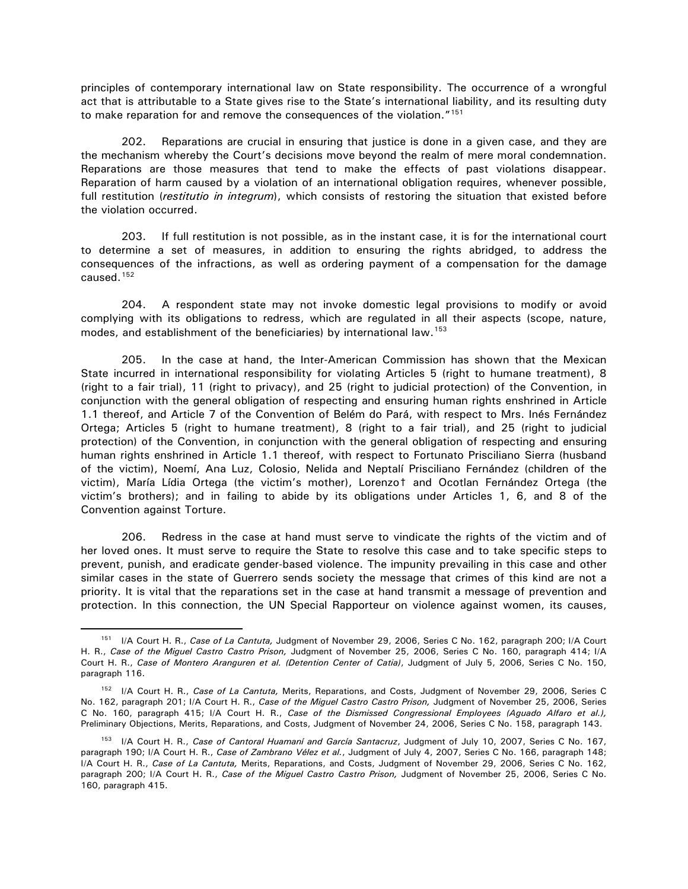principles of contemporary international law on State responsibility. The occurrence of a wrongful act that is attributable to a State gives rise to the State's international liability, and its resulting duty to make reparation for and remove the consequences of the violation."[151]

202. Reparations are crucial in ensuring that justice is done in a given case, and they are the mechanism whereby the Court's decisions move beyond the realm of mere moral condemnation. Reparations are those measures that tend to make the effects of past violations disappear. Reparation of harm caused by a violation of an international obligation requires, whenever possible, full restitution (*restitutio in integrum*), which consists of restoring the situation that existed before the violation occurred.

203. If full restitution is not possible, as in the instant case, it is for the international court to determine a set of measures, in addition to ensuring the rights abridged, to address the consequences of the infractions, as well as ordering payment of a compensation for the damage caused.[152]

204. A respondent state may not invoke domestic legal provisions to modify or avoid complying with its obligations to redress, which are regulated in all their aspects (scope, nature, modes, and establishment of the beneficiaries) by international law.[153]

205. In the case at hand, the Inter-American Commission has shown that the Mexican State incurred in international responsibility for violating Articles 5 (right to humane treatment), 8 (right to a fair trial), 11 (right to privacy), and 25 (right to judicial protection) of the Convention, in conjunction with the general obligation of respecting and ensuring human rights enshrined in Article 1.1 thereof, and Article 7 of the Convention of Belém do Pará, with respect to Mrs. Inés Fernández Ortega; Articles 5 (right to humane treatment), 8 (right to a fair trial), and 25 (right to judicial protection) of the Convention, in conjunction with the general obligation of respecting and ensuring human rights enshrined in Article 1.1 thereof, with respect to Fortunato Prisciliano Sierra (husband of the victim), Noemí, Ana Luz, Colosio, Nelida and Neptalí Prisciliano Fernández (children of the victim), María Lídia Ortega (the victim's mother), Lorenzo† and Ocotlan Fernández Ortega (the victim's brothers); and in failing to abide by its obligations under Articles 1, 6, and 8 of the Convention against Torture.

206. Redress in the case at hand must serve to vindicate the rights of the victim and of her loved ones. It must serve to require the State to resolve this case and to take specific steps to prevent, punish, and eradicate gender-based violence. The impunity prevailing in this case and other similar cases in the state of Guerrero sends society the message that crimes of this kind are not a priority. It is vital that the reparations set in the case at hand transmit a message of prevention and protection. In this connection, the UN Special Rapporteur on violence against women, its causes,

---

[151] I/A Court H. R., *Case of La Cantuta,* Judgment of November 29, 2006, Series C No. 162, paragraph 200; I/A Court H. R., *Case of the Miguel Castro Castro Prison,* Judgment of November 25, 2006, Series C No. 160, paragraph 414; I/A Court H. R., *Case of Montero Aranguren et al. (Detention Center of Catia)*, Judgment of July 5, 2006, Series C No. 150, paragraph 116.

[152] I/A Court H. R., *Case of La Cantuta,* Merits, Reparations, and Costs, Judgment of November 29, 2006, Series C No. 162, paragraph 201; I/A Court H. R., *Case of the Miguel Castro Castro Prison,* Judgment of November 25, 2006, Series C No. 160, paragraph 415; I/A Court H. R., *Case of the Dismissed Congressional Employees (Aguado Alfaro et al.),* Preliminary Objections, Merits, Reparations, and Costs, Judgment of November 24, 2006, Series C No. 158, paragraph 143.

[153] I/A Court H. R., *Case of Cantoral Huamaní and García Santacruz*, Judgment of July 10, 2007, Series C No. 167, paragraph 190; I/A Court H. R., *Case of Zambrano Vélez et al.*, Judgment of July 4, 2007, Series C No. 166, paragraph 148; I/A Court H. R., *Case of La Cantuta,* Merits, Reparations, and Costs, Judgment of November 29, 2006, Series C No. 162, paragraph 200; I/A Court H. R., *Case of the Miguel Castro Castro Prison,* Judgment of November 25, 2006, Series C No. 160, paragraph 415.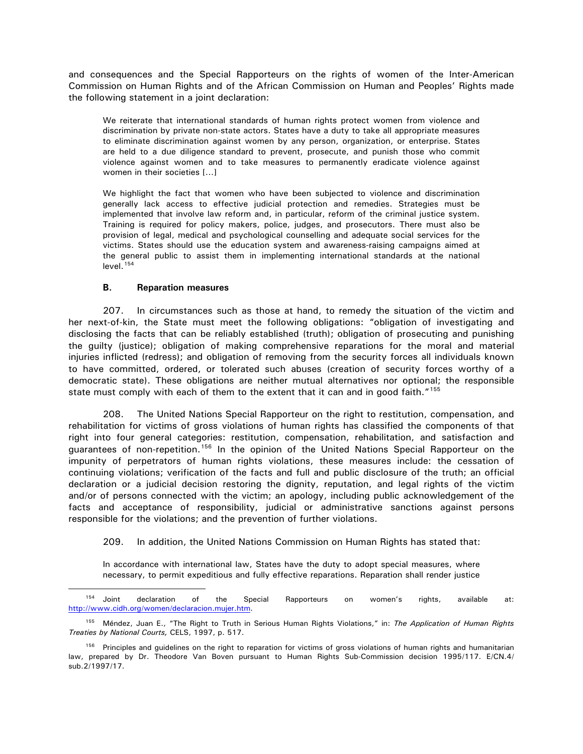and consequences and the Special Rapporteurs on the rights of women of the Inter-American Commission on Human Rights and of the African Commission on Human and Peoples' Rights made the following statement in a joint declaration:

> We reiterate that international standards of human rights protect women from violence and discrimination by private non-state actors. States have a duty to take all appropriate measures to eliminate discrimination against women by any person, organization, or enterprise. States are held to a due diligence standard to prevent, prosecute, and punish those who commit violence against women and to take measures to permanently eradicate violence against women in their societies [...]
>
> We highlight the fact that women who have been subjected to violence and discrimination generally lack access to effective judicial protection and remedies. Strategies must be implemented that involve law reform and, in particular, reform of the criminal justice system. Training is required for policy makers, police, judges, and prosecutors. There must also be provision of legal, medical and psychological counselling and adequate social services for the victims. States should use the education system and awareness-raising campaigns aimed at the general public to assist them in implementing international standards at the national level.[154]

### B. Reparation measures

207. In circumstances such as those at hand, to remedy the situation of the victim and her next-of-kin, the State must meet the following obligations: "obligation of investigating and disclosing the facts that can be reliably established (truth); obligation of prosecuting and punishing the guilty (justice); obligation of making comprehensive reparations for the moral and material injuries inflicted (redress); and obligation of removing from the security forces all individuals known to have committed, ordered, or tolerated such abuses (creation of security forces worthy of a democratic state). These obligations are neither mutual alternatives nor optional; the responsible state must comply with each of them to the extent that it can and in good faith."[155]

208. The United Nations Special Rapporteur on the right to restitution, compensation, and rehabilitation for victims of gross violations of human rights has classified the components of that right into four general categories: restitution, compensation, rehabilitation, and satisfaction and guarantees of non-repetition.[156] In the opinion of the United Nations Special Rapporteur on the impunity of perpetrators of human rights violations, these measures include: the cessation of continuing violations; verification of the facts and full and public disclosure of the truth; an official declaration or a judicial decision restoring the dignity, reputation, and legal rights of the victim and/or of persons connected with the victim; an apology, including public acknowledgement of the facts and acceptance of responsibility, judicial or administrative sanctions against persons responsible for the violations; and the prevention of further violations.

209. In addition, the United Nations Commission on Human Rights has stated that:

> In accordance with international law, States have the duty to adopt special measures, where necessary, to permit expeditious and fully effective reparations. Reparation shall render justice

---

[154] Joint declaration of the Special Rapporteurs on women's rights, available at: http://www.cidh.org/women/declaracion.mujer.htm.

[155] Méndez, Juan E., "The Right to Truth in Serious Human Rights Violations," in: *The Application of Human Rights Treaties by National Courts,* CELS, 1997, p. 517.

[156] Principles and guidelines on the right to reparation for victims of gross violations of human rights and humanitarian law, prepared by Dr. Theodore Van Boven pursuant to Human Rights Sub-Commission decision 1995/117. E/CN.4/sub.2/1997/17.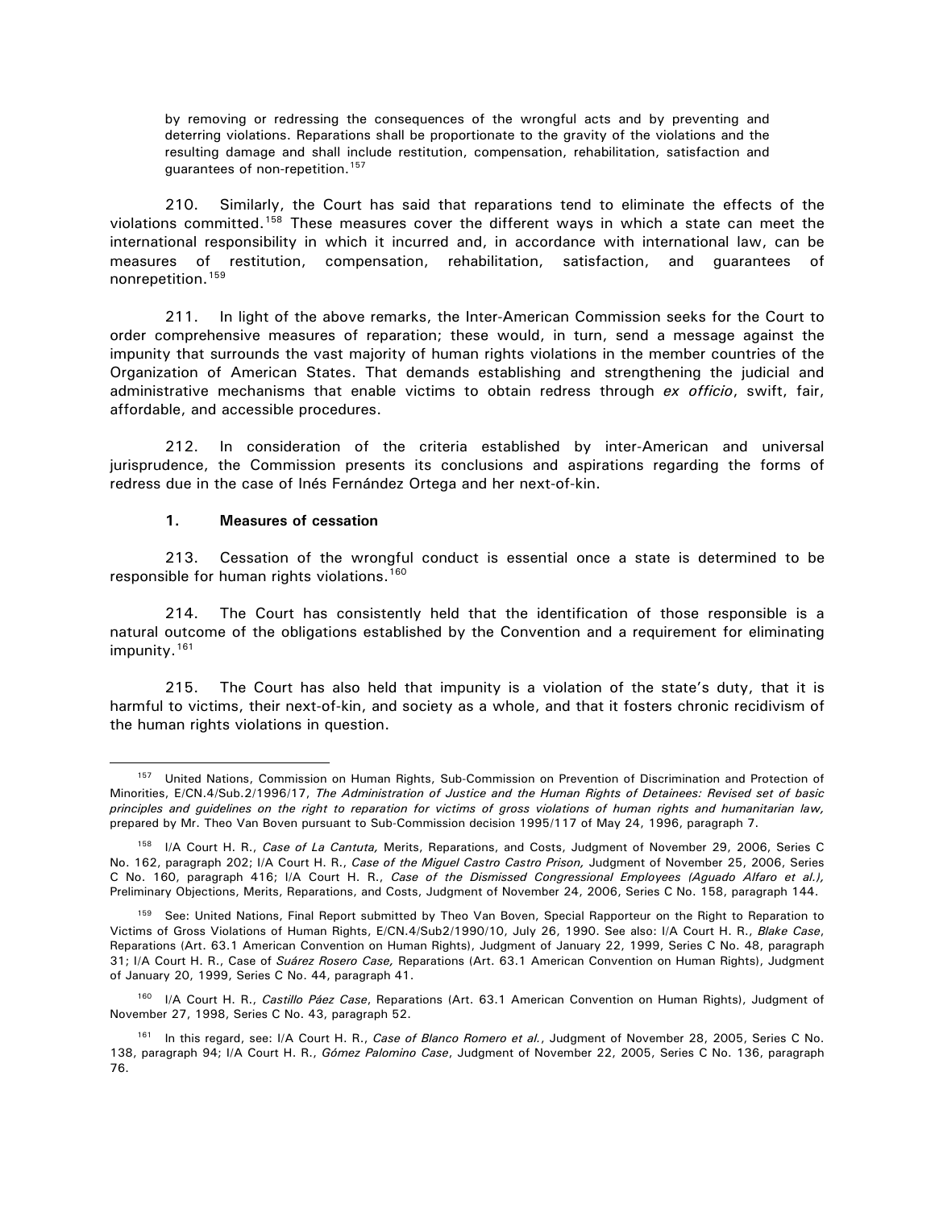> by removing or redressing the consequences of the wrongful acts and by preventing and deterring violations. Reparations shall be proportionate to the gravity of the violations and the resulting damage and shall include restitution, compensation, rehabilitation, satisfaction and guarantees of non-repetition.[157]

210. Similarly, the Court has said that reparations tend to eliminate the effects of the violations committed.[158] These measures cover the different ways in which a state can meet the international responsibility in which it incurred and, in accordance with international law, can be measures of restitution, compensation, rehabilitation, satisfaction, and guarantees of nonrepetition.[159]

211. In light of the above remarks, the Inter-American Commission seeks for the Court to order comprehensive measures of reparation; these would, in turn, send a message against the impunity that surrounds the vast majority of human rights violations in the member countries of the Organization of American States. That demands establishing and strengthening the judicial and administrative mechanisms that enable victims to obtain redress through *ex officio*, swift, fair, affordable, and accessible procedures.

212. In consideration of the criteria established by inter-American and universal jurisprudence, the Commission presents its conclusions and aspirations regarding the forms of redress due in the case of Inés Fernández Ortega and her next-of-kin.

### 1. Measures of cessation

213. Cessation of the wrongful conduct is essential once a state is determined to be responsible for human rights violations.[160]

214. The Court has consistently held that the identification of those responsible is a natural outcome of the obligations established by the Convention and a requirement for eliminating impunity.[161]

215. The Court has also held that impunity is a violation of the state's duty, that it is harmful to victims, their next-of-kin, and society as a whole, and that it fosters chronic recidivism of the human rights violations in question.

---

[157] United Nations, Commission on Human Rights, Sub-Commission on Prevention of Discrimination and Protection of Minorities, E/CN.4/Sub.2/1996/17, *The Administration of Justice and the Human Rights of Detainees: Revised set of basic principles and guidelines on the right to reparation for victims of gross violations of human rights and humanitarian law,* prepared by Mr. Theo Van Boven pursuant to Sub-Commission decision 1995/117 of May 24, 1996, paragraph 7.

[158] I/A Court H. R., *Case of La Cantuta,* Merits, Reparations, and Costs, Judgment of November 29, 2006, Series C No. 162, paragraph 202; I/A Court H. R., *Case of the Miguel Castro Castro Prison,* Judgment of November 25, 2006, Series C No. 160, paragraph 416; I/A Court H. R., *Case of the Dismissed Congressional Employees (Aguado Alfaro et al.),* Preliminary Objections, Merits, Reparations, and Costs, Judgment of November 24, 2006, Series C No. 158, paragraph 144.

[159] See: United Nations, Final Report submitted by Theo Van Boven, Special Rapporteur on the Right to Reparation to Victims of Gross Violations of Human Rights, E/CN.4/Sub2/1990/10, July 26, 1990. See also: I/A Court H. R., *Blake Case*, Reparations (Art. 63.1 American Convention on Human Rights), Judgment of January 22, 1999, Series C No. 48, paragraph 31; I/A Court H. R., Case of *Suárez Rosero Case,* Reparations (Art. 63.1 American Convention on Human Rights), Judgment of January 20, 1999, Series C No. 44, paragraph 41.

[160] I/A Court H. R., *Castillo Páez Case*, Reparations (Art. 63.1 American Convention on Human Rights), Judgment of November 27, 1998, Series C No. 43, paragraph 52.

[161] In this regard, see: I/A Court H. R., *Case of Blanco Romero et al.*, Judgment of November 28, 2005, Series C No. 138, paragraph 94; I/A Court H. R., *Gómez Palomino Case*, Judgment of November 22, 2005, Series C No. 136, paragraph 76.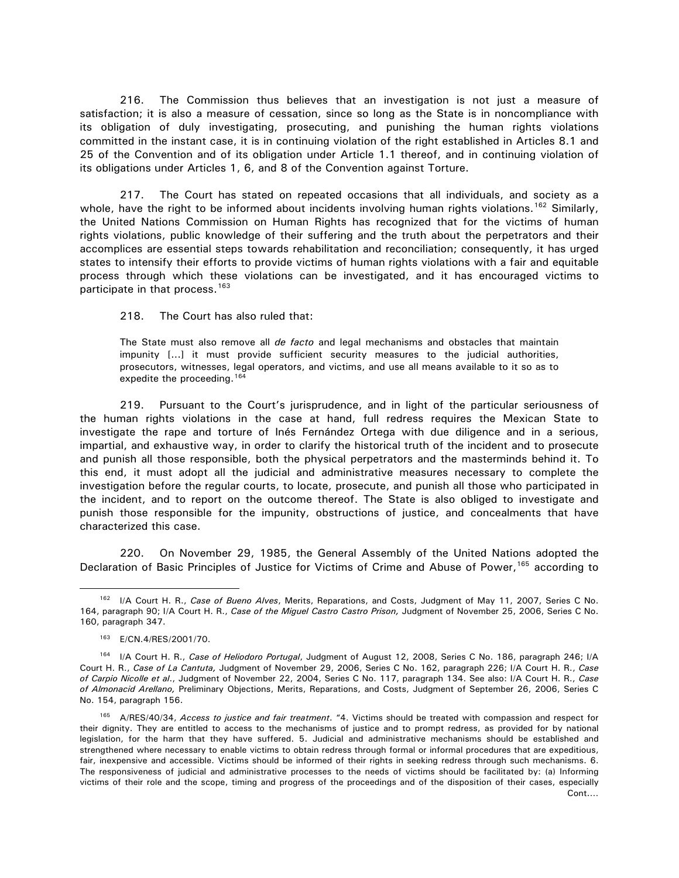216. The Commission thus believes that an investigation is not just a measure of satisfaction; it is also a measure of cessation, since so long as the State is in noncompliance with its obligation of duly investigating, prosecuting, and punishing the human rights violations committed in the instant case, it is in continuing violation of the right established in Articles 8.1 and 25 of the Convention and of its obligation under Article 1.1 thereof, and in continuing violation of its obligations under Articles 1, 6, and 8 of the Convention against Torture.

217. The Court has stated on repeated occasions that all individuals, and society as a whole, have the right to be informed about incidents involving human rights violations.[162] Similarly, the United Nations Commission on Human Rights has recognized that for the victims of human rights violations, public knowledge of their suffering and the truth about the perpetrators and their accomplices are essential steps towards rehabilitation and reconciliation; consequently, it has urged states to intensify their efforts to provide victims of human rights violations with a fair and equitable process through which these violations can be investigated, and it has encouraged victims to participate in that process.[163]

218. The Court has also ruled that:

> The State must also remove all *de facto* and legal mechanisms and obstacles that maintain impunity [...] it must provide sufficient security measures to the judicial authorities, prosecutors, witnesses, legal operators, and victims, and use all means available to it so as to expedite the proceeding.[164]

219. Pursuant to the Court's jurisprudence, and in light of the particular seriousness of the human rights violations in the case at hand, full redress requires the Mexican State to investigate the rape and torture of Inés Fernández Ortega with due diligence and in a serious, impartial, and exhaustive way, in order to clarify the historical truth of the incident and to prosecute and punish all those responsible, both the physical perpetrators and the masterminds behind it. To this end, it must adopt all the judicial and administrative measures necessary to complete the investigation before the regular courts, to locate, prosecute, and punish all those who participated in the incident, and to report on the outcome thereof. The State is also obliged to investigate and punish those responsible for the impunity, obstructions of justice, and concealments that have characterized this case.

220. On November 29, 1985, the General Assembly of the United Nations adopted the Declaration of Basic Principles of Justice for Victims of Crime and Abuse of Power,[165] according to

---

[162] I/A Court H. R., *Case of Bueno Alves*, Merits, Reparations, and Costs, Judgment of May 11, 2007, Series C No. 164, paragraph 90; I/A Court H. R., *Case of the Miguel Castro Castro Prison,* Judgment of November 25, 2006, Series C No. 160, paragraph 347.

[163] E/CN.4/RES/2001/70.

[164] I/A Court H. R., *Case of Heliodoro Portugal*, Judgment of August 12, 2008, Series C No. 186, paragraph 246; I/A Court H. R., *Case of La Cantuta,* Judgment of November 29, 2006, Series C No. 162, paragraph 226; I/A Court H. R., *Case of Carpio Nicolle et al.*, Judgment of November 22, 2004, Series C No. 117, paragraph 134. See also: I/A Court H. R., *Case of Almonacid Arellano,* Preliminary Objections, Merits, Reparations, and Costs, Judgment of September 26, 2006, Series C No. 154, paragraph 156.

[165] A/RES/40/34, *Access to justice and fair treatment*. "4. Victims should be treated with compassion and respect for their dignity. They are entitled to access to the mechanisms of justice and to prompt redress, as provided for by national legislation, for the harm that they have suffered. 5. Judicial and administrative mechanisms should be established and strengthened where necessary to enable victims to obtain redress through formal or informal procedures that are expeditious, fair, inexpensive and accessible. Victims should be informed of their rights in seeking redress through such mechanisms. 6. The responsiveness of judicial and administrative processes to the needs of victims should be facilitated by: (a) Informing victims of their role and the scope, timing and progress of the proceedings and of the disposition of their cases, especially Cont....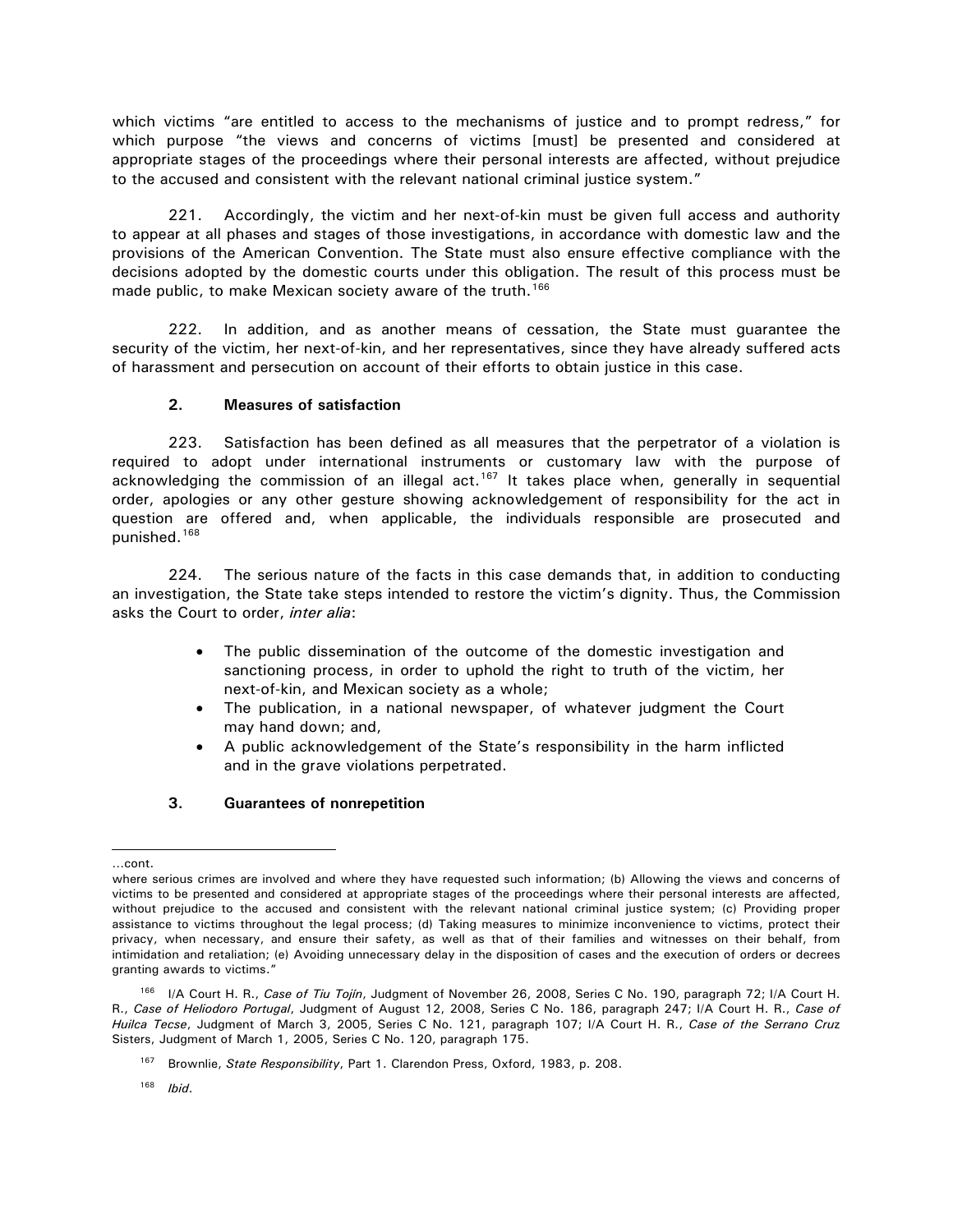which victims "are entitled to access to the mechanisms of justice and to prompt redress," for which purpose "the views and concerns of victims [must] be presented and considered at appropriate stages of the proceedings where their personal interests are affected, without prejudice to the accused and consistent with the relevant national criminal justice system."

221. Accordingly, the victim and her next-of-kin must be given full access and authority to appear at all phases and stages of those investigations, in accordance with domestic law and the provisions of the American Convention. The State must also ensure effective compliance with the decisions adopted by the domestic courts under this obligation. The result of this process must be made public, to make Mexican society aware of the truth.[166]

222. In addition, and as another means of cessation, the State must guarantee the security of the victim, her next-of-kin, and her representatives, since they have already suffered acts of harassment and persecution on account of their efforts to obtain justice in this case.

### 2. Measures of satisfaction

223. Satisfaction has been defined as all measures that the perpetrator of a violation is required to adopt under international instruments or customary law with the purpose of acknowledging the commission of an illegal act.[167] It takes place when, generally in sequential order, apologies or any other gesture showing acknowledgement of responsibility for the act in question are offered and, when applicable, the individuals responsible are prosecuted and punished.[168]

224. The serious nature of the facts in this case demands that, in addition to conducting an investigation, the State take steps intended to restore the victim's dignity. Thus, the Commission asks the Court to order, *inter alia*:

- The public dissemination of the outcome of the domestic investigation and sanctioning process, in order to uphold the right to truth of the victim, her next-of-kin, and Mexican society as a whole;
- The publication, in a national newspaper, of whatever judgment the Court may hand down; and,
- A public acknowledgement of the State's responsibility in the harm inflicted and in the grave violations perpetrated.

### 3. Guarantees of nonrepetition

---

...cont.

where serious crimes are involved and where they have requested such information; (b) Allowing the views and concerns of victims to be presented and considered at appropriate stages of the proceedings where their personal interests are affected, without prejudice to the accused and consistent with the relevant national criminal justice system; (c) Providing proper assistance to victims throughout the legal process; (d) Taking measures to minimize inconvenience to victims, protect their privacy, when necessary, and ensure their safety, as well as that of their families and witnesses on their behalf, from intimidation and retaliation; (e) Avoiding unnecessary delay in the disposition of cases and the execution of orders or decrees granting awards to victims."

[166] I/A Court H. R., *Case of Tiu Tojín*, Judgment of November 26, 2008, Series C No. 190, paragraph 72; I/A Court H. R., *Case of Heliodoro Portugal*, Judgment of August 12, 2008, Series C No. 186, paragraph 247; I/A Court H. R., *Case of Huilca Tecse*, Judgment of March 3, 2005, Series C No. 121, paragraph 107; I/A Court H. R., *Case of the Serrano Cruz* Sisters, Judgment of March 1, 2005, Series C No. 120, paragraph 175.

[167] Brownlie, *State Responsibility*, Part 1. Clarendon Press, Oxford, 1983, p. 208.

[168] *Ibid*.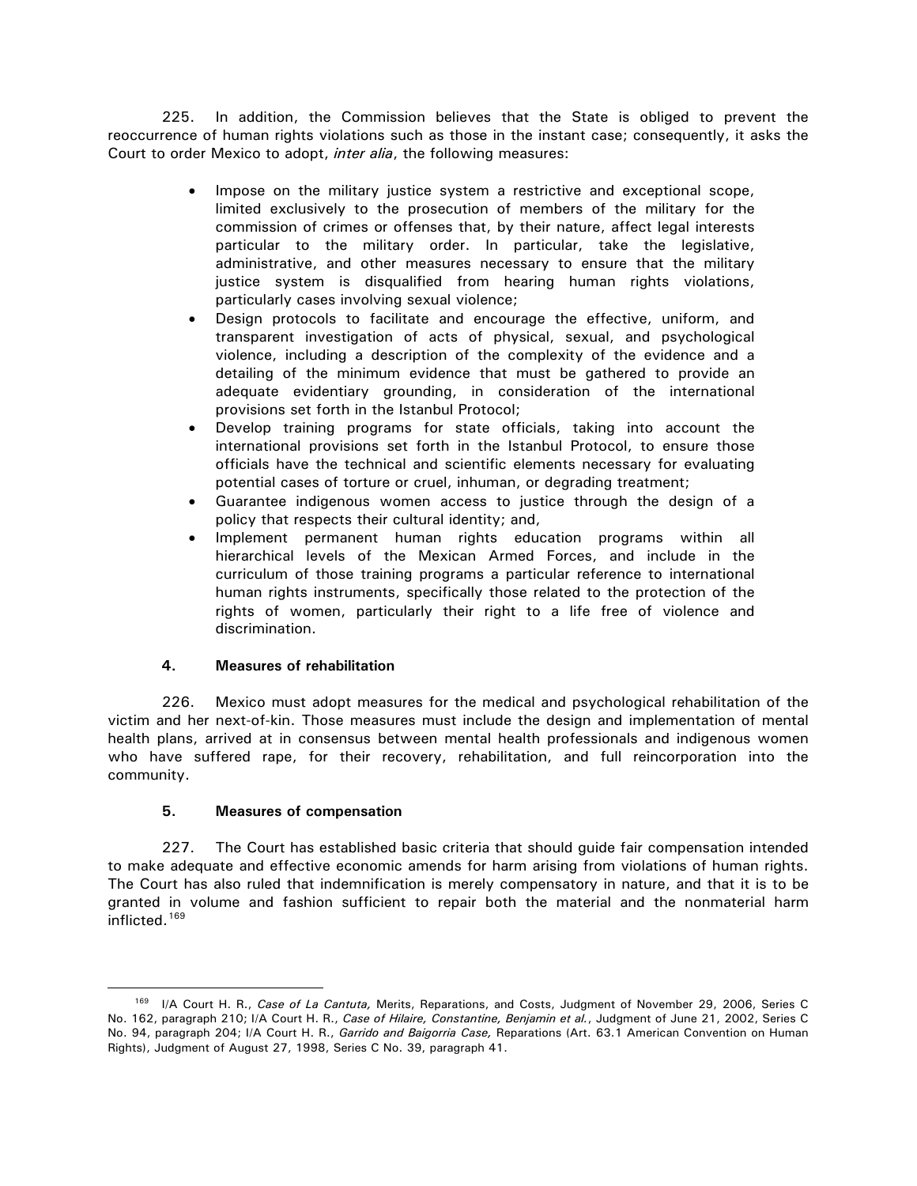225. In addition, the Commission believes that the State is obliged to prevent the reoccurrence of human rights violations such as those in the instant case; consequently, it asks the Court to order Mexico to adopt, *inter alia*, the following measures:

- Impose on the military justice system a restrictive and exceptional scope, limited exclusively to the prosecution of members of the military for the commission of crimes or offenses that, by their nature, affect legal interests particular to the military order. In particular, take the legislative, administrative, and other measures necessary to ensure that the military justice system is disqualified from hearing human rights violations, particularly cases involving sexual violence;
- Design protocols to facilitate and encourage the effective, uniform, and transparent investigation of acts of physical, sexual, and psychological violence, including a description of the complexity of the evidence and a detailing of the minimum evidence that must be gathered to provide an adequate evidentiary grounding, in consideration of the international provisions set forth in the Istanbul Protocol;
- Develop training programs for state officials, taking into account the international provisions set forth in the Istanbul Protocol, to ensure those officials have the technical and scientific elements necessary for evaluating potential cases of torture or cruel, inhuman, or degrading treatment;
- Guarantee indigenous women access to justice through the design of a policy that respects their cultural identity; and,
- Implement permanent human rights education programs within all hierarchical levels of the Mexican Armed Forces, and include in the curriculum of those training programs a particular reference to international human rights instruments, specifically those related to the protection of the rights of women, particularly their right to a life free of violence and discrimination.

#### 4. Measures of rehabilitation

226. Mexico must adopt measures for the medical and psychological rehabilitation of the victim and her next-of-kin. Those measures must include the design and implementation of mental health plans, arrived at in consensus between mental health professionals and indigenous women who have suffered rape, for their recovery, rehabilitation, and full reincorporation into the community.

#### 5. Measures of compensation

227. The Court has established basic criteria that should guide fair compensation intended to make adequate and effective economic amends for harm arising from violations of human rights. The Court has also ruled that indemnification is merely compensatory in nature, and that it is to be granted in volume and fashion sufficient to repair both the material and the nonmaterial harm inflicted.[169]

---

[169] I/A Court H. R., *Case of La Cantuta,* Merits, Reparations, and Costs, Judgment of November 29, 2006, Series C No. 162, paragraph 210; I/A Court H. R., *Case of Hilaire, Constantine, Benjamin et al.*, Judgment of June 21, 2002, Series C No. 94, paragraph 204; I/A Court H. R., *Garrido and Baigorria Case,* Reparations (Art. 63.1 American Convention on Human Rights), Judgment of August 27, 1998, Series C No. 39, paragraph 41.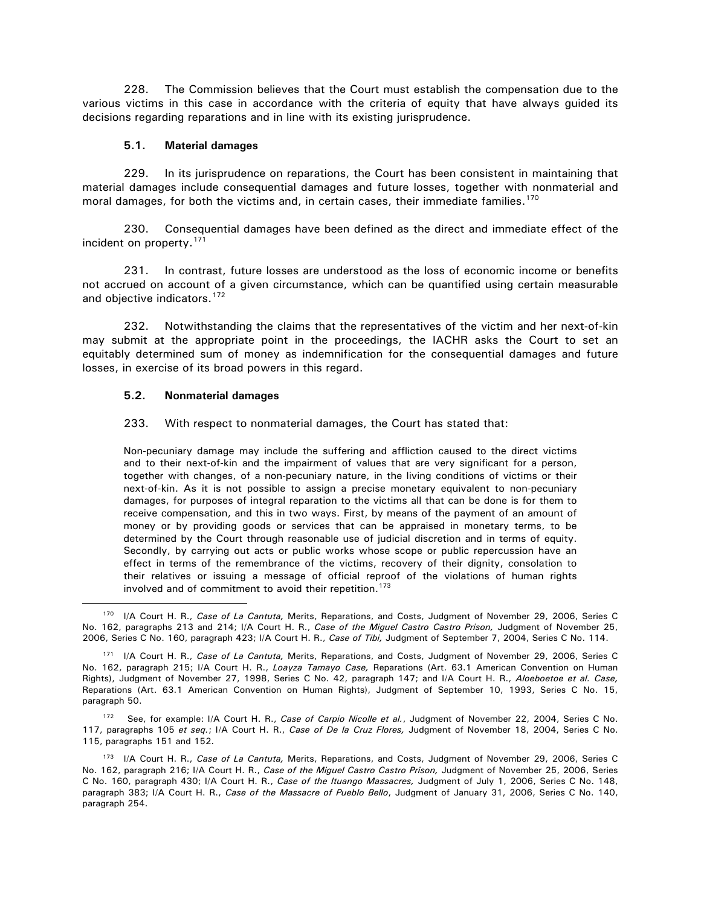228. The Commission believes that the Court must establish the compensation due to the various victims in this case in accordance with the criteria of equity that have always guided its decisions regarding reparations and in line with its existing jurisprudence.

### 5.1. Material damages

229. In its jurisprudence on reparations, the Court has been consistent in maintaining that material damages include consequential damages and future losses, together with nonmaterial and moral damages, for both the victims and, in certain cases, their immediate families.[170]

230. Consequential damages have been defined as the direct and immediate effect of the incident on property.[171]

231. In contrast, future losses are understood as the loss of economic income or benefits not accrued on account of a given circumstance, which can be quantified using certain measurable and objective indicators.[172]

232. Notwithstanding the claims that the representatives of the victim and her next-of-kin may submit at the appropriate point in the proceedings, the IACHR asks the Court to set an equitably determined sum of money as indemnification for the consequential damages and future losses, in exercise of its broad powers in this regard.

### 5.2. Nonmaterial damages

233. With respect to nonmaterial damages, the Court has stated that:

> Non-pecuniary damage may include the suffering and affliction caused to the direct victims and to their next-of-kin and the impairment of values that are very significant for a person, together with changes, of a non-pecuniary nature, in the living conditions of victims or their next-of-kin. As it is not possible to assign a precise monetary equivalent to non-pecuniary damages, for purposes of integral reparation to the victims all that can be done is for them to receive compensation, and this in two ways. First, by means of the payment of an amount of money or by providing goods or services that can be appraised in monetary terms, to be determined by the Court through reasonable use of judicial discretion and in terms of equity. Secondly, by carrying out acts or public works whose scope or public repercussion have an effect in terms of the remembrance of the victims, recovery of their dignity, consolation to their relatives or issuing a message of official reproof of the violations of human rights involved and of commitment to avoid their repetition.[173]

---

[170] I/A Court H. R., *Case of La Cantuta,* Merits, Reparations, and Costs, Judgment of November 29, 2006, Series C No. 162, paragraphs 213 and 214; I/A Court H. R., *Case of the Miguel Castro Castro Prison,* Judgment of November 25, 2006, Series C No. 160, paragraph 423; I/A Court H. R., *Case of Tibi,* Judgment of September 7, 2004, Series C No. 114.

[171] I/A Court H. R., *Case of La Cantuta,* Merits, Reparations, and Costs, Judgment of November 29, 2006, Series C No. 162, paragraph 215; I/A Court H. R., *Loayza Tamayo Case,* Reparations (Art. 63.1 American Convention on Human Rights), Judgment of November 27, 1998, Series C No. 42, paragraph 147; and I/A Court H. R., *Aloeboetoe et al. Case,* Reparations (Art. 63.1 American Convention on Human Rights), Judgment of September 10, 1993, Series C No. 15, paragraph 50.

[172] See, for example: I/A Court H. R., *Case of Carpio Nicolle et al.*, Judgment of November 22, 2004, Series C No. 117, paragraphs 105 *et seq.*; I/A Court H. R., *Case of De la Cruz Flores,* Judgment of November 18, 2004, Series C No. 115, paragraphs 151 and 152.

[173] I/A Court H. R., *Case of La Cantuta,* Merits, Reparations, and Costs, Judgment of November 29, 2006, Series C No. 162, paragraph 216; I/A Court H. R., *Case of the Miguel Castro Castro Prison,* Judgment of November 25, 2006, Series C No. 160, paragraph 430; I/A Court H. R., *Case of the Ituango Massacres,* Judgment of July 1, 2006, Series C No. 148, paragraph 383; I/A Court H. R., *Case of the Massacre of Pueblo Bello*, Judgment of January 31, 2006, Series C No. 140, paragraph 254.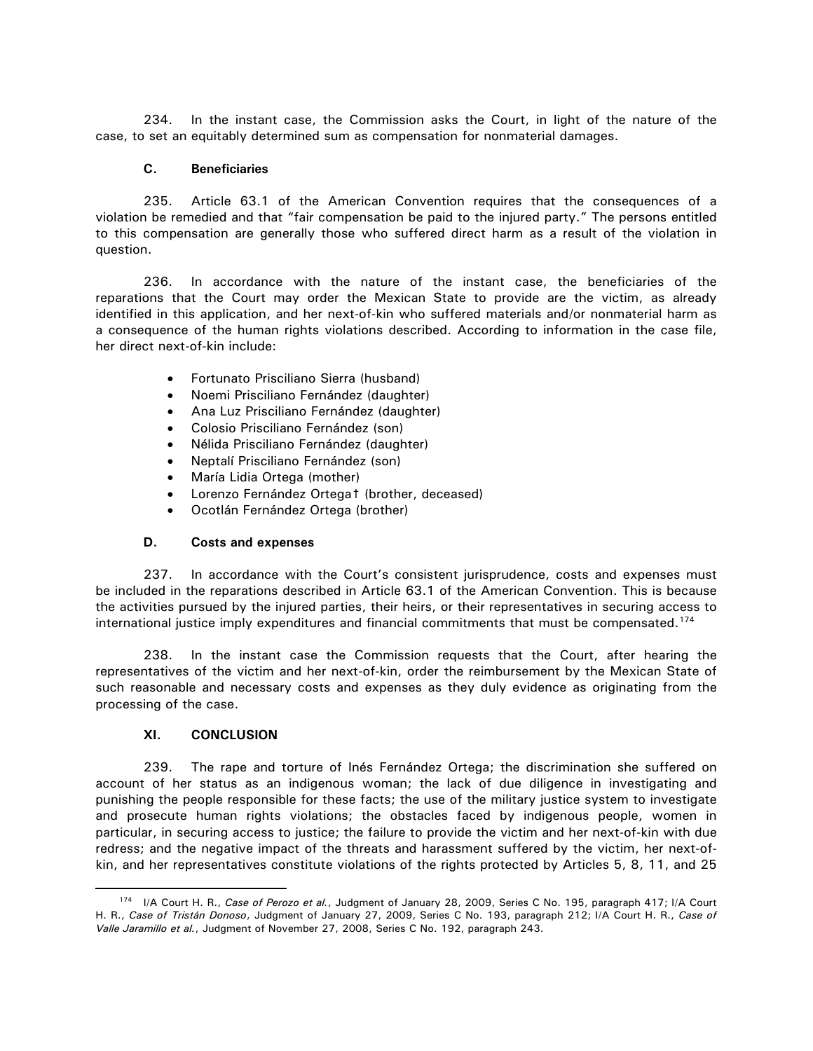234. In the instant case, the Commission asks the Court, in light of the nature of the case, to set an equitably determined sum as compensation for nonmaterial damages.

### C. Beneficiaries

235. Article 63.1 of the American Convention requires that the consequences of a violation be remedied and that "fair compensation be paid to the injured party." The persons entitled to this compensation are generally those who suffered direct harm as a result of the violation in question.

236. In accordance with the nature of the instant case, the beneficiaries of the reparations that the Court may order the Mexican State to provide are the victim, as already identified in this application, and her next-of-kin who suffered materials and/or nonmaterial harm as a consequence of the human rights violations described. According to information in the case file, her direct next-of-kin include:

- Fortunato Prisciliano Sierra (husband)
- Noemi Prisciliano Fernández (daughter)
- Ana Luz Prisciliano Fernández (daughter)
- Colosio Prisciliano Fernández (son)
- Nélida Prisciliano Fernández (daughter)
- Neptalí Prisciliano Fernández (son)
- María Lidia Ortega (mother)
- Lorenzo Fernández Ortega† (brother, deceased)
- Ocotlán Fernández Ortega (brother)

### D. Costs and expenses

237. In accordance with the Court's consistent jurisprudence, costs and expenses must be included in the reparations described in Article 63.1 of the American Convention. This is because the activities pursued by the injured parties, their heirs, or their representatives in securing access to international justice imply expenditures and financial commitments that must be compensated.[174]

238. In the instant case the Commission requests that the Court, after hearing the representatives of the victim and her next-of-kin, order the reimbursement by the Mexican State of such reasonable and necessary costs and expenses as they duly evidence as originating from the processing of the case.

## XI. CONCLUSION

239. The rape and torture of Inés Fernández Ortega; the discrimination she suffered on account of her status as an indigenous woman; the lack of due diligence in investigating and punishing the people responsible for these facts; the use of the military justice system to investigate and prosecute human rights violations; the obstacles faced by indigenous people, women in particular, in securing access to justice; the failure to provide the victim and her next-of-kin with due redress; and the negative impact of the threats and harassment suffered by the victim, her next-of-kin, and her representatives constitute violations of the rights protected by Articles 5, 8, 11, and 25

---

[174] I/A Court H. R., *Case of Perozo et al.*, Judgment of January 28, 2009, Series C No. 195, paragraph 417; I/A Court H. R., *Case of Tristán Donoso*, Judgment of January 27, 2009, Series C No. 193, paragraph 212; I/A Court H. R., *Case of Valle Jaramillo et al.*, Judgment of November 27, 2008, Series C No. 192, paragraph 243.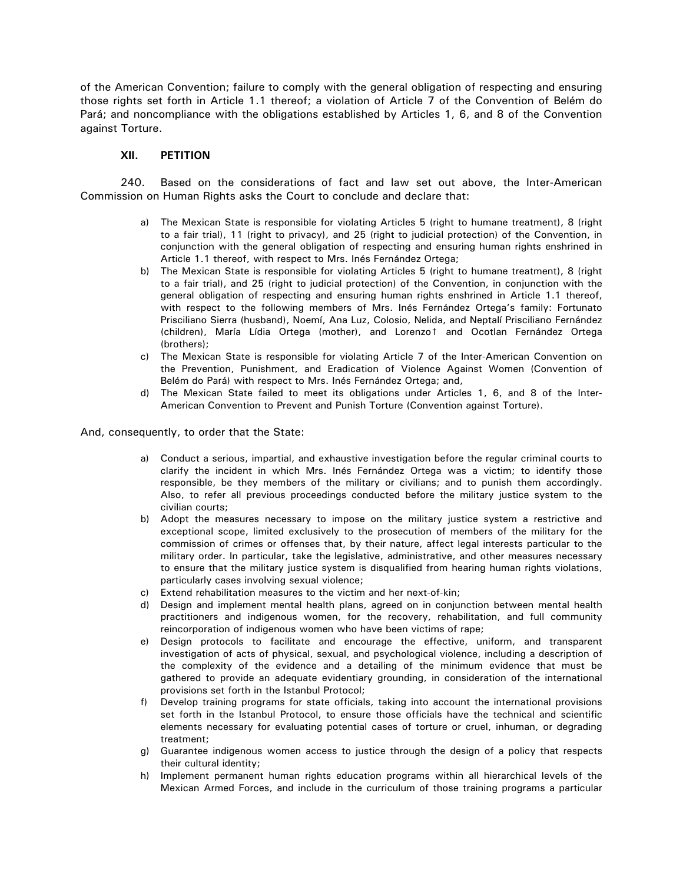of the American Convention; failure to comply with the general obligation of respecting and ensuring those rights set forth in Article 1.1 thereof; a violation of Article 7 of the Convention of Belém do Pará; and noncompliance with the obligations established by Articles 1, 6, and 8 of the Convention against Torture.

## XII. PETITION

240. Based on the considerations of fact and law set out above, the Inter-American Commission on Human Rights asks the Court to conclude and declare that:

a) The Mexican State is responsible for violating Articles 5 (right to humane treatment), 8 (right to a fair trial), 11 (right to privacy), and 25 (right to judicial protection) of the Convention, in conjunction with the general obligation of respecting and ensuring human rights enshrined in Article 1.1 thereof, with respect to Mrs. Inés Fernández Ortega;
b) The Mexican State is responsible for violating Articles 5 (right to humane treatment), 8 (right to a fair trial), and 25 (right to judicial protection) of the Convention, in conjunction with the general obligation of respecting and ensuring human rights enshrined in Article 1.1 thereof, with respect to the following members of Mrs. Inés Fernández Ortega's family: Fortunato Prisciliano Sierra (husband), Noemí, Ana Luz, Colosio, Nelida, and Neptalí Prisciliano Fernández (children), María Lídia Ortega (mother), and Lorenzo† and Ocotlan Fernández Ortega (brothers);
c) The Mexican State is responsible for violating Article 7 of the Inter-American Convention on the Prevention, Punishment, and Eradication of Violence Against Women (Convention of Belém do Pará) with respect to Mrs. Inés Fernández Ortega; and,
d) The Mexican State failed to meet its obligations under Articles 1, 6, and 8 of the Inter-American Convention to Prevent and Punish Torture (Convention against Torture).

And, consequently, to order that the State:

a) Conduct a serious, impartial, and exhaustive investigation before the regular criminal courts to clarify the incident in which Mrs. Inés Fernández Ortega was a victim; to identify those responsible, be they members of the military or civilians; and to punish them accordingly. Also, to refer all previous proceedings conducted before the military justice system to the civilian courts;
b) Adopt the measures necessary to impose on the military justice system a restrictive and exceptional scope, limited exclusively to the prosecution of members of the military for the commission of crimes or offenses that, by their nature, affect legal interests particular to the military order. In particular, take the legislative, administrative, and other measures necessary to ensure that the military justice system is disqualified from hearing human rights violations, particularly cases involving sexual violence;
c) Extend rehabilitation measures to the victim and her next-of-kin;
d) Design and implement mental health plans, agreed on in conjunction between mental health practitioners and indigenous women, for the recovery, rehabilitation, and full community reincorporation of indigenous women who have been victims of rape;
e) Design protocols to facilitate and encourage the effective, uniform, and transparent investigation of acts of physical, sexual, and psychological violence, including a description of the complexity of the evidence and a detailing of the minimum evidence that must be gathered to provide an adequate evidentiary grounding, in consideration of the international provisions set forth in the Istanbul Protocol;
f) Develop training programs for state officials, taking into account the international provisions set forth in the Istanbul Protocol, to ensure those officials have the technical and scientific elements necessary for evaluating potential cases of torture or cruel, inhuman, or degrading treatment;
g) Guarantee indigenous women access to justice through the design of a policy that respects their cultural identity;
h) Implement permanent human rights education programs within all hierarchical levels of the Mexican Armed Forces, and include in the curriculum of those training programs a particular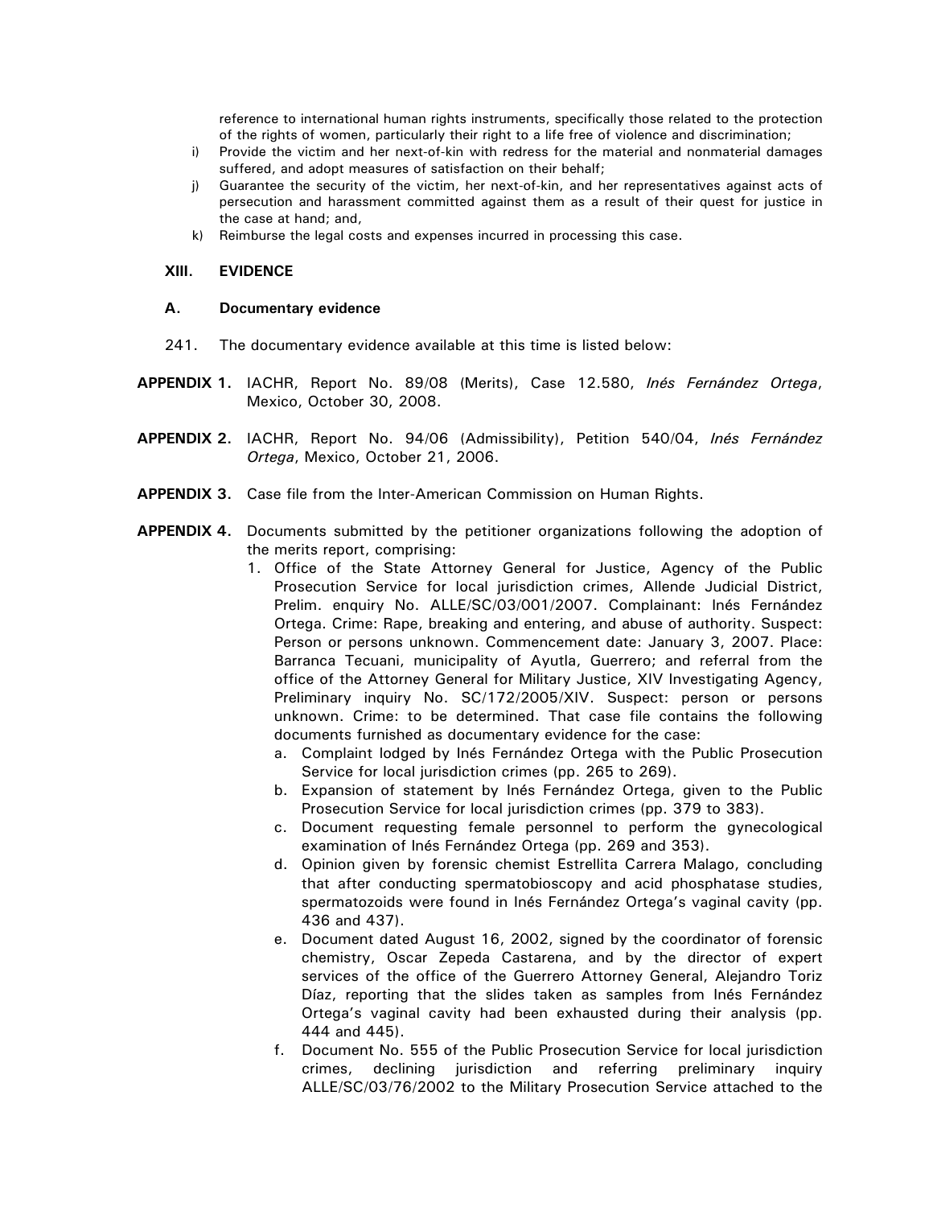reference to international human rights instruments, specifically those related to the protection of the rights of women, particularly their right to a life free of violence and discrimination;

i) Provide the victim and her next-of-kin with redress for the material and nonmaterial damages suffered, and adopt measures of satisfaction on their behalf;

j) Guarantee the security of the victim, her next-of-kin, and her representatives against acts of persecution and harassment committed against them as a result of their quest for justice in the case at hand; and,

k) Reimburse the legal costs and expenses incurred in processing this case.

## XIII. EVIDENCE

### A. Documentary evidence

241. The documentary evidence available at this time is listed below:

**APPENDIX 1.** IACHR, Report No. 89/08 (Merits), Case 12.580, *Inés Fernández Ortega*, Mexico, October 30, 2008.

**APPENDIX 2.** IACHR, Report No. 94/06 (Admissibility), Petition 540/04, *Inés Fernández Ortega*, Mexico, October 21, 2006.

**APPENDIX 3.** Case file from the Inter-American Commission on Human Rights.

**APPENDIX 4.** Documents submitted by the petitioner organizations following the adoption of the merits report, comprising:

1. Office of the State Attorney General for Justice, Agency of the Public Prosecution Service for local jurisdiction crimes, Allende Judicial District, Prelim. enquiry No. ALLE/SC/03/001/2007. Complainant: Inés Fernández Ortega. Crime: Rape, breaking and entering, and abuse of authority. Suspect: Person or persons unknown. Commencement date: January 3, 2007. Place: Barranca Tecuani, municipality of Ayutla, Guerrero; and referral from the office of the Attorney General for Military Justice, XIV Investigating Agency, Preliminary inquiry No. SC/172/2005/XIV. Suspect: person or persons unknown. Crime: to be determined. That case file contains the following documents furnished as documentary evidence for the case:
   a. Complaint lodged by Inés Fernández Ortega with the Public Prosecution Service for local jurisdiction crimes (pp. 265 to 269).
   b. Expansion of statement by Inés Fernández Ortega, given to the Public Prosecution Service for local jurisdiction crimes (pp. 379 to 383).
   c. Document requesting female personnel to perform the gynecological examination of Inés Fernández Ortega (pp. 269 and 353).
   d. Opinion given by forensic chemist Estrellita Carrera Malago, concluding that after conducting spermatobioscopy and acid phosphatase studies, spermatozoids were found in Inés Fernández Ortega's vaginal cavity (pp. 436 and 437).
   e. Document dated August 16, 2002, signed by the coordinator of forensic chemistry, Oscar Zepeda Castarena, and by the director of expert services of the office of the Guerrero Attorney General, Alejandro Toriz Díaz, reporting that the slides taken as samples from Inés Fernández Ortega's vaginal cavity had been exhausted during their analysis (pp. 444 and 445).
   f. Document No. 555 of the Public Prosecution Service for local jurisdiction crimes, declining jurisdiction and referring preliminary inquiry ALLE/SC/03/76/2002 to the Military Prosecution Service attached to the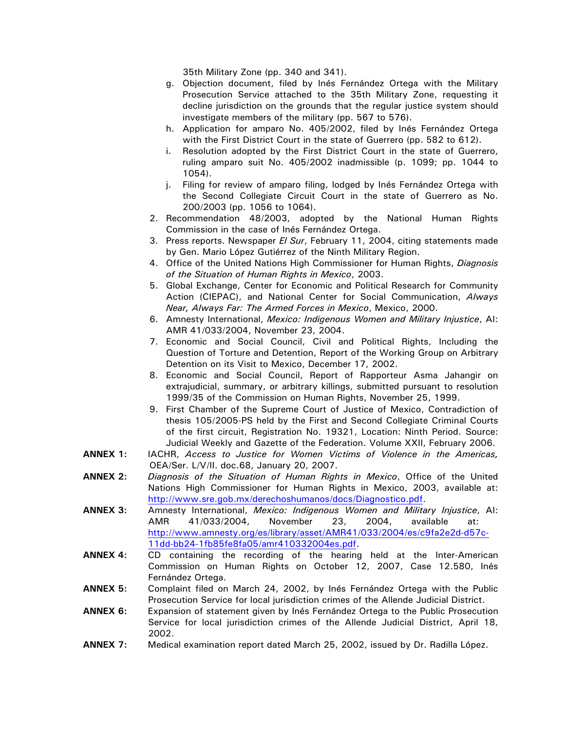35th Military Zone (pp. 340 and 341).

   g. Objection document, filed by Inés Fernández Ortega with the Military Prosecution Service attached to the 35th Military Zone, requesting it decline jurisdiction on the grounds that the regular justice system should investigate members of the military (pp. 567 to 576).
   h. Application for amparo No. 405/2002, filed by Inés Fernández Ortega with the First District Court in the state of Guerrero (pp. 582 to 612).
   i. Resolution adopted by the First District Court in the state of Guerrero, ruling amparo suit No. 405/2002 inadmissible (p. 1099; pp. 1044 to 1054).
   j. Filing for review of amparo filing, lodged by Inés Fernández Ortega with the Second Collegiate Circuit Court in the state of Guerrero as No. 200/2003 (pp. 1056 to 1064).

2. Recommendation 48/2003, adopted by the National Human Rights Commission in the case of Inés Fernández Ortega.
3. Press reports. Newspaper *El Sur*, February 11, 2004, citing statements made by Gen. Mario López Gutiérrez of the Ninth Military Region.
4. Office of the United Nations High Commissioner for Human Rights, *Diagnosis of the Situation of Human Rights in Mexico*, 2003.
5. Global Exchange, Center for Economic and Political Research for Community Action (CIEPAC), and National Center for Social Communication, *Always Near, Always Far: The Armed Forces in Mexico*, Mexico, 2000.
6. Amnesty International, *Mexico: Indigenous Women and Military Injustice*, AI: AMR 41/033/2004, November 23, 2004.
7. Economic and Social Council, Civil and Political Rights, Including the Question of Torture and Detention, Report of the Working Group on Arbitrary Detention on its Visit to Mexico, December 17, 2002.
8. Economic and Social Council, Report of Rapporteur Asma Jahangir on extrajudicial, summary, or arbitrary killings, submitted pursuant to resolution 1999/35 of the Commission on Human Rights, November 25, 1999.
9. First Chamber of the Supreme Court of Justice of Mexico, Contradiction of thesis 105/2005-PS held by the First and Second Collegiate Criminal Courts of the first circuit, Registration No. 19321, Location: Ninth Period. Source: Judicial Weekly and Gazette of the Federation. Volume XXII, February 2006.

**ANNEX 1:** IACHR, *Access to Justice for Women Victims of Violence in the Americas,* OEA/Ser. L/V/II. doc.68, January 20, 2007.

**ANNEX 2:** *Diagnosis of the Situation of Human Rights in Mexico*, Office of the United Nations High Commissioner for Human Rights in Mexico, 2003, available at: http://www.sre.gob.mx/derechoshumanos/docs/Diagnostico.pdf.

**ANNEX 3:** Amnesty International, *Mexico: Indigenous Women and Military Injustice*, AI: AMR 41/033/2004, November 23, 2004, available at: http://www.amnesty.org/es/library/asset/AMR41/033/2004/es/c9fa2e2d-d57c-11dd-bb24-1fb85fe8fa05/amr410332004es.pdf.

**ANNEX 4:** CD containing the recording of the hearing held at the Inter-American Commission on Human Rights on October 12, 2007, Case 12.580, Inés Fernández Ortega.

**ANNEX 5:** Complaint filed on March 24, 2002, by Inés Fernández Ortega with the Public Prosecution Service for local jurisdiction crimes of the Allende Judicial District.

**ANNEX 6:** Expansion of statement given by Inés Fernández Ortega to the Public Prosecution Service for local jurisdiction crimes of the Allende Judicial District, April 18, 2002.

**ANNEX 7:** Medical examination report dated March 25, 2002, issued by Dr. Radilla López.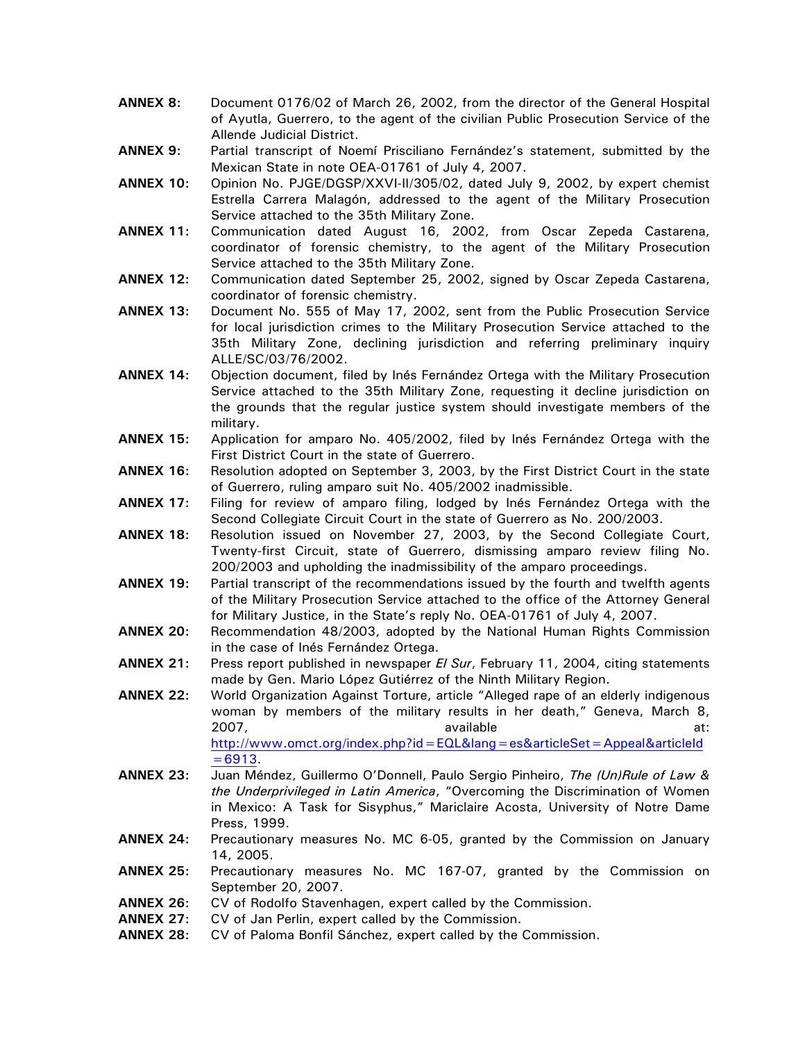**ANNEX 8:** Document 0176/02 of March 26, 2002, from the director of the General Hospital of Ayutla, Guerrero, to the agent of the civilian Public Prosecution Service of the Allende Judicial District.

**ANNEX 9:** Partial transcript of Noemí Prisciliano Fernández's statement, submitted by the Mexican State in note OEA-01761 of July 4, 2007.

**ANNEX 10:** Opinion No. PJGE/DGSP/XXVI-II/305/02, dated July 9, 2002, by expert chemist Estrella Carrera Malagón, addressed to the agent of the Military Prosecution Service attached to the 35th Military Zone.

**ANNEX 11:** Communication dated August 16, 2002, from Oscar Zepeda Castarena, coordinator of forensic chemistry, to the agent of the Military Prosecution Service attached to the 35th Military Zone.

**ANNEX 12:** Communication dated September 25, 2002, signed by Oscar Zepeda Castarena, coordinator of forensic chemistry.

**ANNEX 13:** Document No. 555 of May 17, 2002, sent from the Public Prosecution Service for local jurisdiction crimes to the Military Prosecution Service attached to the 35th Military Zone, declining jurisdiction and referring preliminary inquiry ALLE/SC/03/76/2002.

**ANNEX 14:** Objection document, filed by Inés Fernández Ortega with the Military Prosecution Service attached to the 35th Military Zone, requesting it decline jurisdiction on the grounds that the regular justice system should investigate members of the military.

**ANNEX 15:** Application for amparo No. 405/2002, filed by Inés Fernández Ortega with the First District Court in the state of Guerrero.

**ANNEX 16:** Resolution adopted on September 3, 2003, by the First District Court in the state of Guerrero, ruling amparo suit No. 405/2002 inadmissible.

**ANNEX 17:** Filing for review of amparo filing, lodged by Inés Fernández Ortega with the Second Collegiate Circuit Court in the state of Guerrero as No. 200/2003.

**ANNEX 18:** Resolution issued on November 27, 2003, by the Second Collegiate Court, Twenty-first Circuit, state of Guerrero, dismissing amparo review filing No. 200/2003 and upholding the inadmissibility of the amparo proceedings.

**ANNEX 19:** Partial transcript of the recommendations issued by the fourth and twelfth agents of the Military Prosecution Service attached to the office of the Attorney General for Military Justice, in the State's reply No. OEA-01761 of July 4, 2007.

**ANNEX 20:** Recommendation 48/2003, adopted by the National Human Rights Commission in the case of Inés Fernández Ortega.

**ANNEX 21:** Press report published in newspaper *El Sur*, February 11, 2004, citing statements made by Gen. Mario López Gutiérrez of the Ninth Military Region.

**ANNEX 22:** World Organization Against Torture, article "Alleged rape of an elderly indigenous woman by members of the military results in her death," Geneva, March 8, 2007, available at: http://www.omct.org/index.php?id=EQL&lang=es&articleSet=Appeal&articleId=6913.

**ANNEX 23:** Juan Méndez, Guillermo O'Donnell, Paulo Sergio Pinheiro, *The (Un)Rule of Law & the Underprivileged in Latin America*, "Overcoming the Discrimination of Women in Mexico: A Task for Sisyphus," Mariclaire Acosta, University of Notre Dame Press, 1999.

**ANNEX 24:** Precautionary measures No. MC 6-05, granted by the Commission on January 14, 2005.

**ANNEX 25:** Precautionary measures No. MC 167-07, granted by the Commission on September 20, 2007.

**ANNEX 26:** CV of Rodolfo Stavenhagen, expert called by the Commission.

**ANNEX 27:** CV of Jan Perlin, expert called by the Commission.

**ANNEX 28:** CV of Paloma Bonfil Sánchez, expert called by the Commission.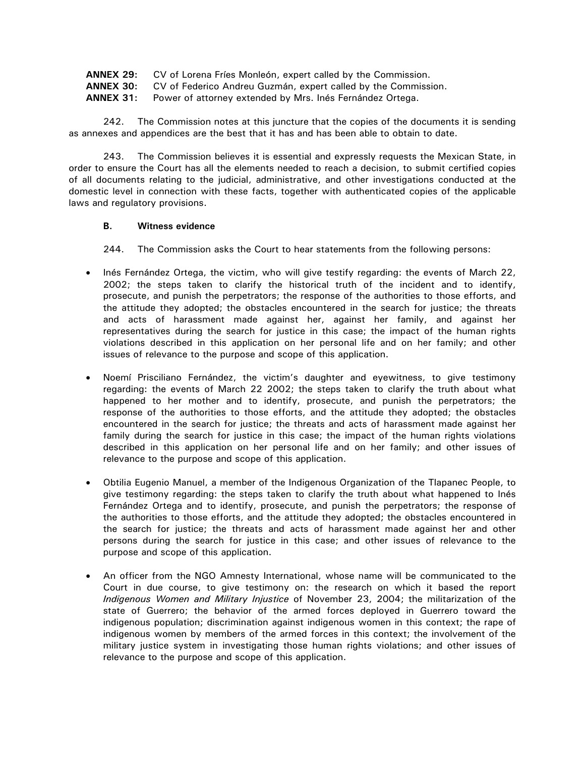**ANNEX 29:** CV of Lorena Fríes Monleón, expert called by the Commission.
**ANNEX 30:** CV of Federico Andreu Guzmán, expert called by the Commission.
**ANNEX 31:** Power of attorney extended by Mrs. Inés Fernández Ortega.

242. The Commission notes at this juncture that the copies of the documents it is sending as annexes and appendices are the best that it has and has been able to obtain to date.

243. The Commission believes it is essential and expressly requests the Mexican State, in order to ensure the Court has all the elements needed to reach a decision, to submit certified copies of all documents relating to the judicial, administrative, and other investigations conducted at the domestic level in connection with these facts, together with authenticated copies of the applicable laws and regulatory provisions.

### B. Witness evidence

244. The Commission asks the Court to hear statements from the following persons:

- Inés Fernández Ortega, the victim, who will give testify regarding: the events of March 22, 2002; the steps taken to clarify the historical truth of the incident and to identify, prosecute, and punish the perpetrators; the response of the authorities to those efforts, and the attitude they adopted; the obstacles encountered in the search for justice; the threats and acts of harassment made against her, against her family, and against her representatives during the search for justice in this case; the impact of the human rights violations described in this application on her personal life and on her family; and other issues of relevance to the purpose and scope of this application.

- Noemí Prisciliano Fernández, the victim's daughter and eyewitness, to give testimony regarding: the events of March 22 2002; the steps taken to clarify the truth about what happened to her mother and to identify, prosecute, and punish the perpetrators; the response of the authorities to those efforts, and the attitude they adopted; the obstacles encountered in the search for justice; the threats and acts of harassment made against her family during the search for justice in this case; the impact of the human rights violations described in this application on her personal life and on her family; and other issues of relevance to the purpose and scope of this application.

- Obtilia Eugenio Manuel, a member of the Indigenous Organization of the Tlapanec People, to give testimony regarding: the steps taken to clarify the truth about what happened to Inés Fernández Ortega and to identify, prosecute, and punish the perpetrators; the response of the authorities to those efforts, and the attitude they adopted; the obstacles encountered in the search for justice; the threats and acts of harassment made against her and other persons during the search for justice in this case; and other issues of relevance to the purpose and scope of this application.

- An officer from the NGO Amnesty International, whose name will be communicated to the Court in due course, to give testimony on: the research on which it based the report *Indigenous Women and Military Injustice* of November 23, 2004; the militarization of the state of Guerrero; the behavior of the armed forces deployed in Guerrero toward the indigenous population; discrimination against indigenous women in this context; the rape of indigenous women by members of the armed forces in this context; the involvement of the military justice system in investigating those human rights violations; and other issues of relevance to the purpose and scope of this application.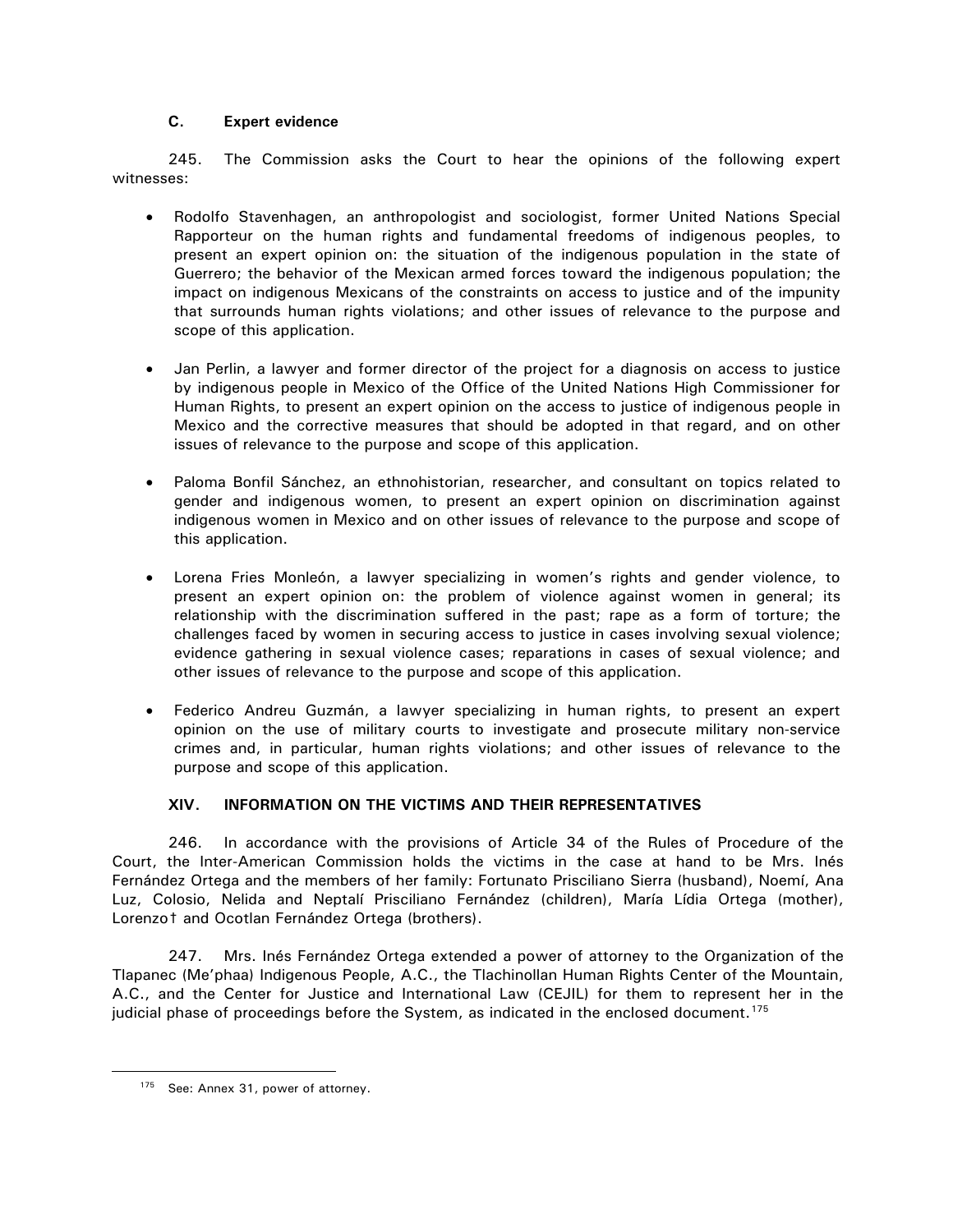### C. Expert evidence

245. The Commission asks the Court to hear the opinions of the following expert witnesses:

- Rodolfo Stavenhagen, an anthropologist and sociologist, former United Nations Special Rapporteur on the human rights and fundamental freedoms of indigenous peoples, to present an expert opinion on: the situation of the indigenous population in the state of Guerrero; the behavior of the Mexican armed forces toward the indigenous population; the impact on indigenous Mexicans of the constraints on access to justice and of the impunity that surrounds human rights violations; and other issues of relevance to the purpose and scope of this application.

- Jan Perlin, a lawyer and former director of the project for a diagnosis on access to justice by indigenous people in Mexico of the Office of the United Nations High Commissioner for Human Rights, to present an expert opinion on the access to justice of indigenous people in Mexico and the corrective measures that should be adopted in that regard, and on other issues of relevance to the purpose and scope of this application.

- Paloma Bonfil Sánchez, an ethnohistorian, researcher, and consultant on topics related to gender and indigenous women, to present an expert opinion on discrimination against indigenous women in Mexico and on other issues of relevance to the purpose and scope of this application.

- Lorena Fries Monleón, a lawyer specializing in women's rights and gender violence, to present an expert opinion on: the problem of violence against women in general; its relationship with the discrimination suffered in the past; rape as a form of torture; the challenges faced by women in securing access to justice in cases involving sexual violence; evidence gathering in sexual violence cases; reparations in cases of sexual violence; and other issues of relevance to the purpose and scope of this application.

- Federico Andreu Guzmán, a lawyer specializing in human rights, to present an expert opinion on the use of military courts to investigate and prosecute military non-service crimes and, in particular, human rights violations; and other issues of relevance to the purpose and scope of this application.

## XIV. INFORMATION ON THE VICTIMS AND THEIR REPRESENTATIVES

246. In accordance with the provisions of Article 34 of the Rules of Procedure of the Court, the Inter-American Commission holds the victims in the case at hand to be Mrs. Inés Fernández Ortega and the members of her family: Fortunato Prisciliano Sierra (husband), Noemí, Ana Luz, Colosio, Nelida and Neptalí Prisciliano Fernández (children), María Lídia Ortega (mother), Lorenzo† and Ocotlan Fernández Ortega (brothers).

247. Mrs. Inés Fernández Ortega extended a power of attorney to the Organization of the Tlapanec (Me'phaa) Indigenous People, A.C., the Tlachinollan Human Rights Center of the Mountain, A.C., and the Center for Justice and International Law (CEJIL) for them to represent her in the judicial phase of proceedings before the System, as indicated in the enclosed document.[175]

[175] See: Annex 31, power of attorney.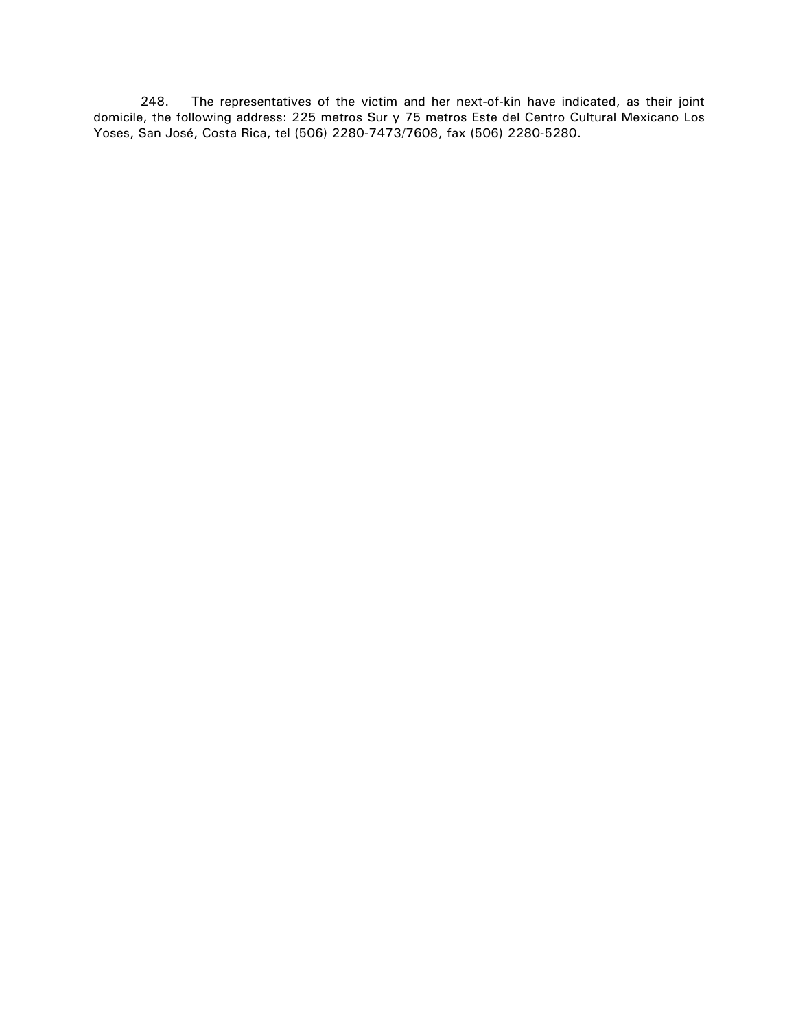248. The representatives of the victim and her next-of-kin have indicated, as their joint domicile, the following address: 225 metros Sur y 75 metros Este del Centro Cultural Mexicano Los Yoses, San José, Costa Rica, tel (506) 2280-7473/7608, fax (506) 2280-5280.